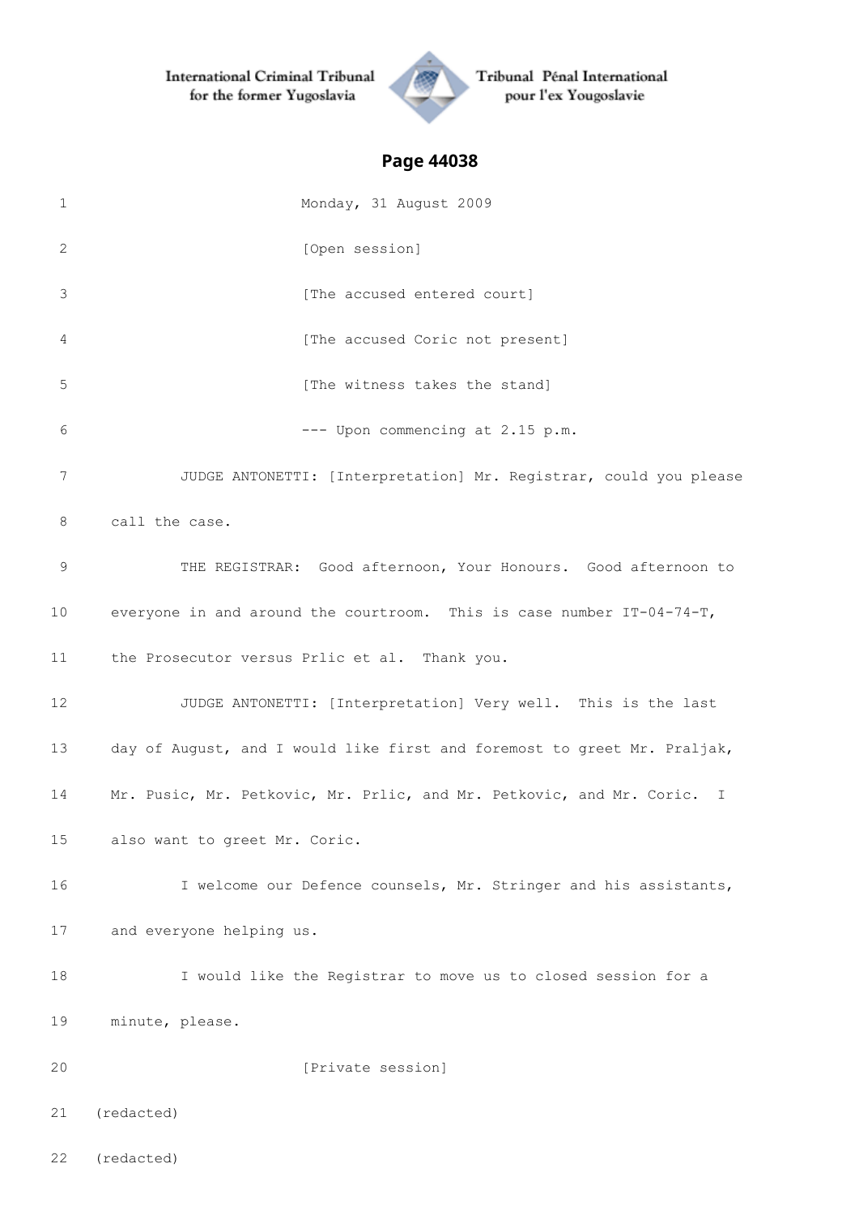International Criminal Tribunal for the former Yugoslavia — Tribunal Pénal International pour l'ex Yougoslavie

## Page 44038

1 Monday, 31 August 2009

2 [Open session]

3 [The accused entered court]

4 [The accused Coric not present]

5 [The witness takes the stand]

6 --- Upon commencing at 2.15 p.m.

7 JUDGE ANTONETTI: [Interpretation] Mr. Registrar, could you please

8 call the case.

9 THE REGISTRAR: Good afternoon, Your Honours. Good afternoon to

10 everyone in and around the courtroom. This is case number IT-04-74-T,

11 the Prosecutor versus Prlic et al. Thank you.

12 JUDGE ANTONETTI: [Interpretation] Very well. This is the last

13 day of August, and I would like first and foremost to greet Mr. Praljak,

14 Mr. Pusic, Mr. Petkovic, Mr. Prlic, and Mr. Petkovic, and Mr. Coric. I

15 also want to greet Mr. Coric.

16 I welcome our Defence counsels, Mr. Stringer and his assistants,

17 and everyone helping us.

18 I would like the Registrar to move us to closed session for a

19 minute, please.

20 [Private session]

21 (redacted)

22 (redacted)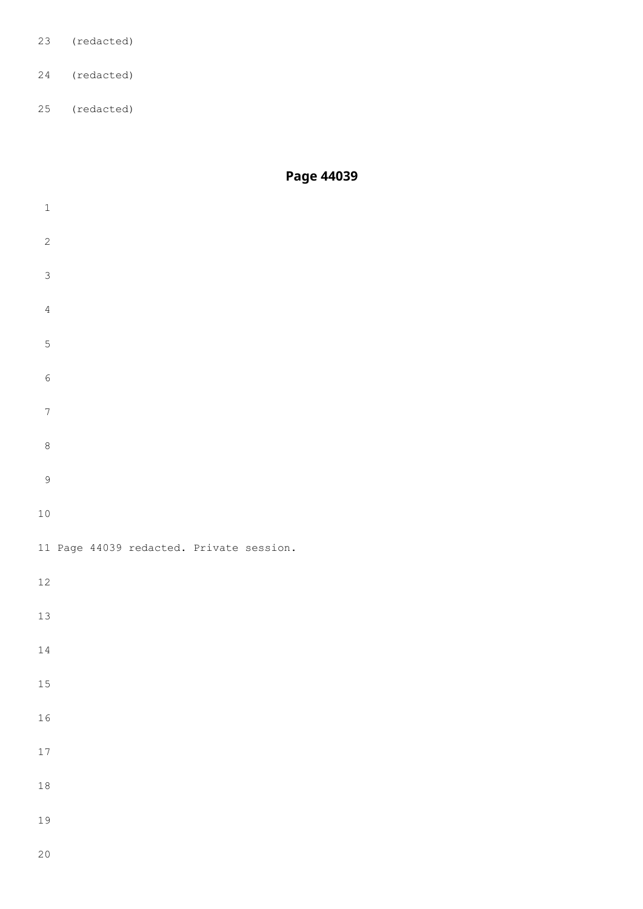23 (redacted)

24 (redacted)

25 (redacted)

## Page 44039

11 Page 44039 redacted. Private session.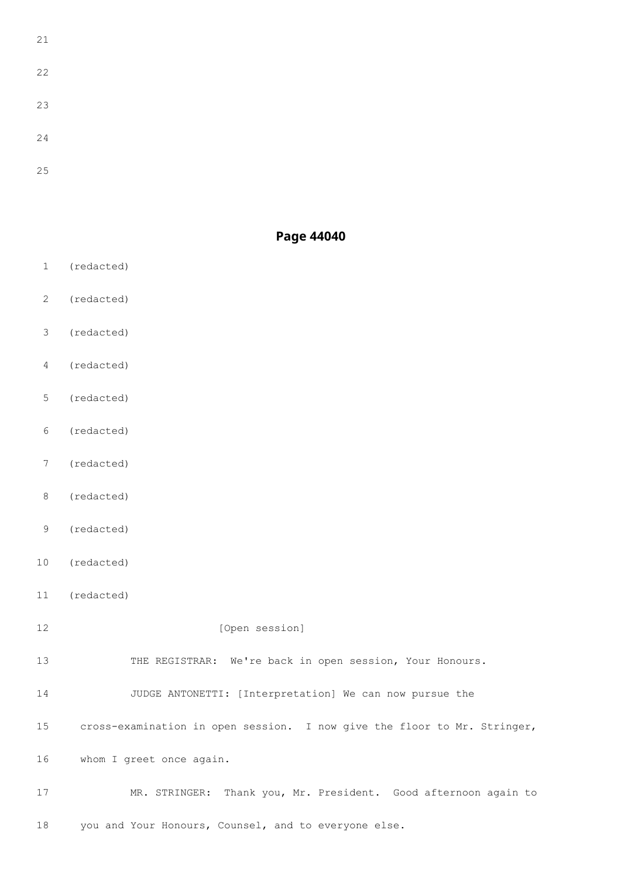21

22

23

24

25

## Page 44040

1 (redacted)

2 (redacted)

3 (redacted)

4 (redacted)

5 (redacted)

6 (redacted)

7 (redacted)

8 (redacted)

9 (redacted)

10 (redacted)

11 (redacted)

12 [Open session]

13 THE REGISTRAR: We're back in open session, Your Honours.

14 JUDGE ANTONETTI: [Interpretation] We can now pursue the

15 cross-examination in open session. I now give the floor to Mr. Stringer,

16 whom I greet once again.

17 MR. STRINGER: Thank you, Mr. President. Good afternoon again to

18 you and Your Honours, Counsel, and to everyone else.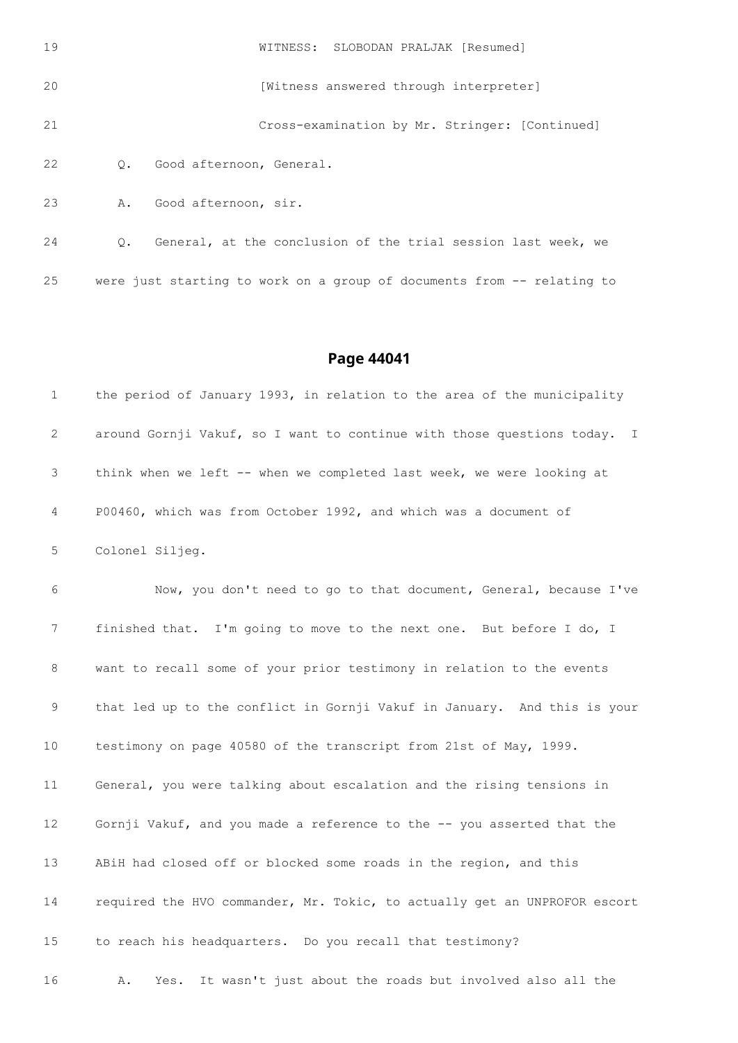19 WITNESS: SLOBODAN PRALJAK [Resumed]

20 [Witness answered through interpreter]

21 Cross-examination by Mr. Stringer: [Continued]

22 Q. Good afternoon, General.

23 A. Good afternoon, sir.

24 Q. General, at the conclusion of the trial session last week, we

25 were just starting to work on a group of documents from -- relating to

## Page 44041

1 the period of January 1993, in relation to the area of the municipality

2 around Gornji Vakuf, so I want to continue with those questions today. I

3 think when we left -- when we completed last week, we were looking at

4 P00460, which was from October 1992, and which was a document of

5 Colonel Siljeg.

6 Now, you don't need to go to that document, General, because I've

7 finished that. I'm going to move to the next one. But before I do, I

8 want to recall some of your prior testimony in relation to the events

9 that led up to the conflict in Gornji Vakuf in January. And this is your

10 testimony on page 40580 of the transcript from 21st of May, 1999.

11 General, you were talking about escalation and the rising tensions in

12 Gornji Vakuf, and you made a reference to the -- you asserted that the

13 ABiH had closed off or blocked some roads in the region, and this

14 required the HVO commander, Mr. Tokic, to actually get an UNPROFOR escort

15 to reach his headquarters. Do you recall that testimony?

16 A. Yes. It wasn't just about the roads but involved also all the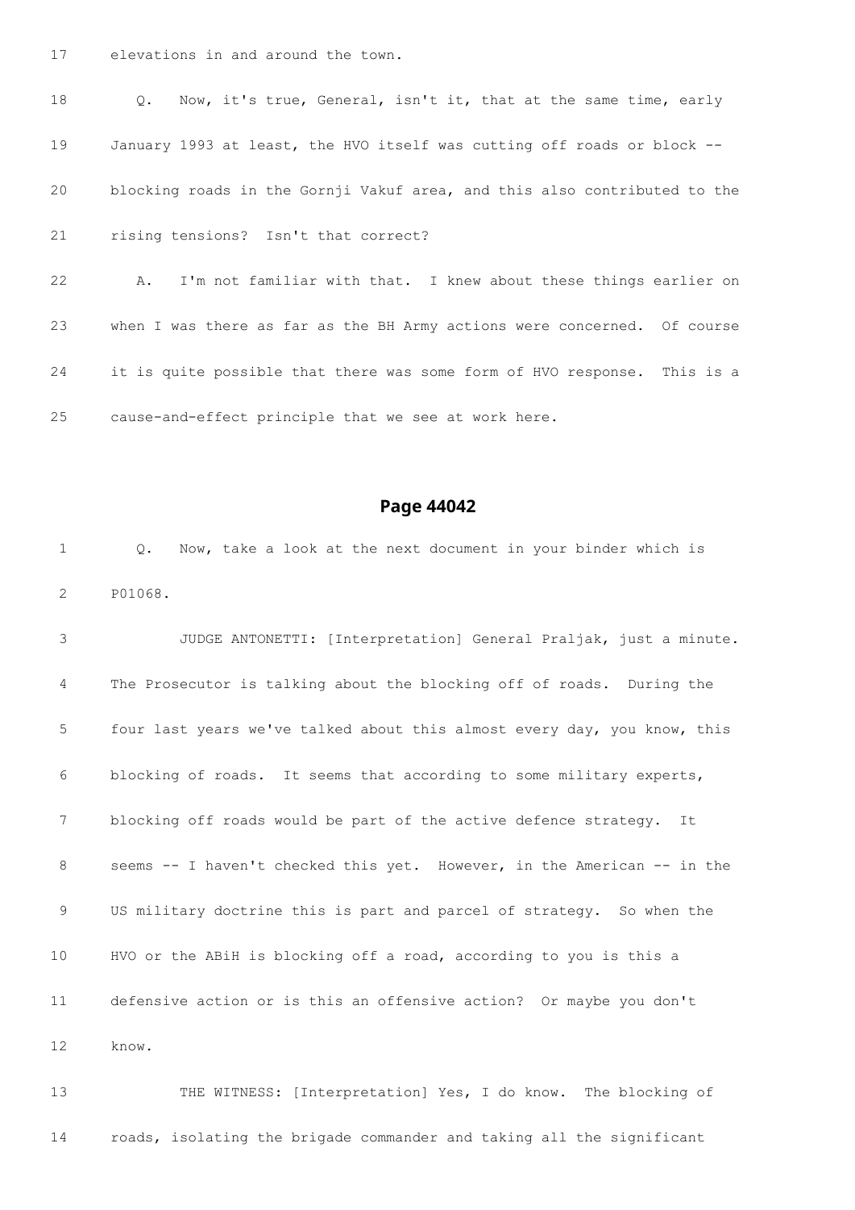17 elevations in and around the town.

18 Q. Now, it's true, General, isn't it, that at the same time, early

19 January 1993 at least, the HVO itself was cutting off roads or block --

20 blocking roads in the Gornji Vakuf area, and this also contributed to the

21 rising tensions? Isn't that correct?

22 A. I'm not familiar with that. I knew about these things earlier on

23 when I was there as far as the BH Army actions were concerned. Of course

24 it is quite possible that there was some form of HVO response. This is a

25 cause-and-effect principle that we see at work here.

## Page 44042

1 Q. Now, take a look at the next document in your binder which is

2 P01068.

3 JUDGE ANTONETTI: [Interpretation] General Praljak, just a minute.

4 The Prosecutor is talking about the blocking off of roads. During the

5 four last years we've talked about this almost every day, you know, this

6 blocking of roads. It seems that according to some military experts,

7 blocking off roads would be part of the active defence strategy. It

8 seems -- I haven't checked this yet. However, in the American -- in the

9 US military doctrine this is part and parcel of strategy. So when the

10 HVO or the ABiH is blocking off a road, according to you is this a

11 defensive action or is this an offensive action? Or maybe you don't

12 know.

13 THE WITNESS: [Interpretation] Yes, I do know. The blocking of

14 roads, isolating the brigade commander and taking all the significant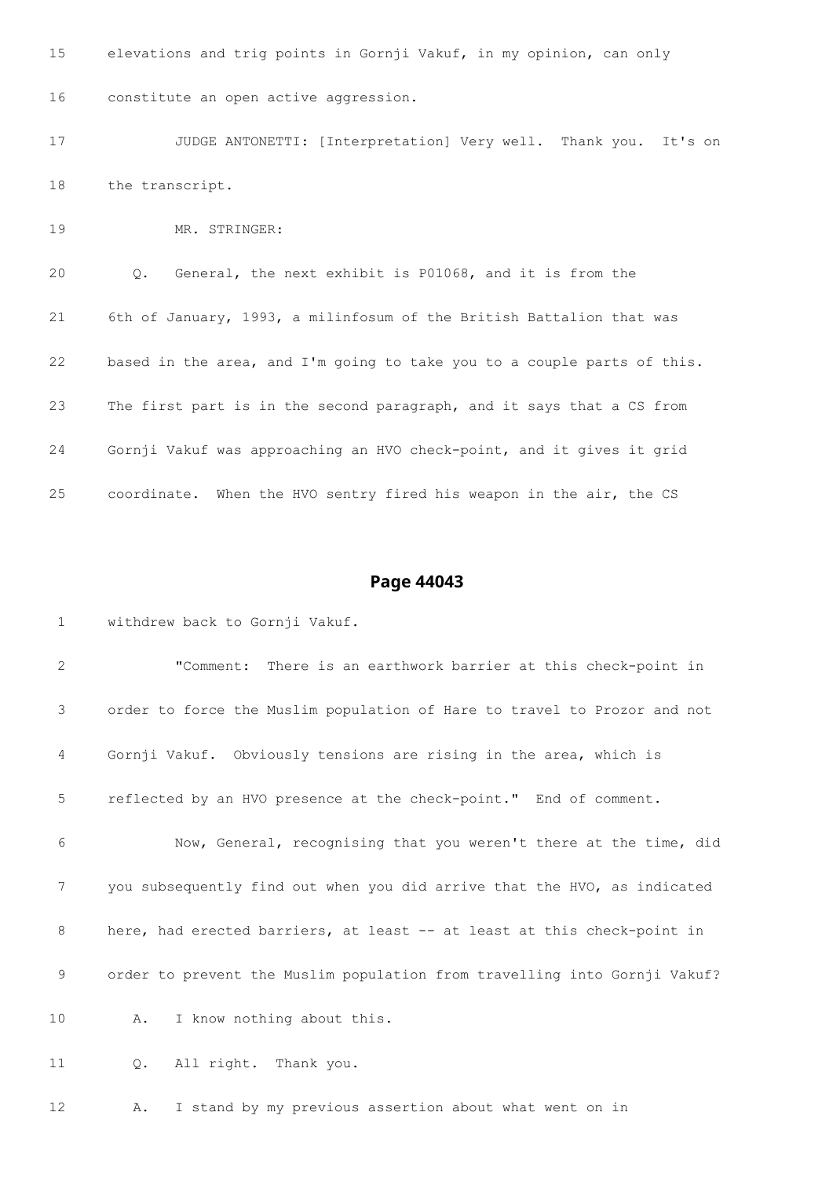15 elevations and trig points in Gornji Vakuf, in my opinion, can only

16 constitute an open active aggression.

17 JUDGE ANTONETTI: [Interpretation] Very well. Thank you. It's on

18 the transcript.

19 MR. STRINGER:

20 Q. General, the next exhibit is P01068, and it is from the

21 6th of January, 1993, a milinfosum of the British Battalion that was

22 based in the area, and I'm going to take you to a couple parts of this.

23 The first part is in the second paragraph, and it says that a CS from

24 Gornji Vakuf was approaching an HVO check-point, and it gives it grid

25 coordinate. When the HVO sentry fired his weapon in the air, the CS

## Page 44043

1 withdrew back to Gornji Vakuf.

2 "Comment: There is an earthwork barrier at this check-point in

3 order to force the Muslim population of Hare to travel to Prozor and not

4 Gornji Vakuf. Obviously tensions are rising in the area, which is

5 reflected by an HVO presence at the check-point." End of comment.

6 Now, General, recognising that you weren't there at the time, did

7 you subsequently find out when you did arrive that the HVO, as indicated

8 here, had erected barriers, at least -- at least at this check-point in

9 order to prevent the Muslim population from travelling into Gornji Vakuf?

10 A. I know nothing about this.

11 Q. All right. Thank you.

12 A. I stand by my previous assertion about what went on in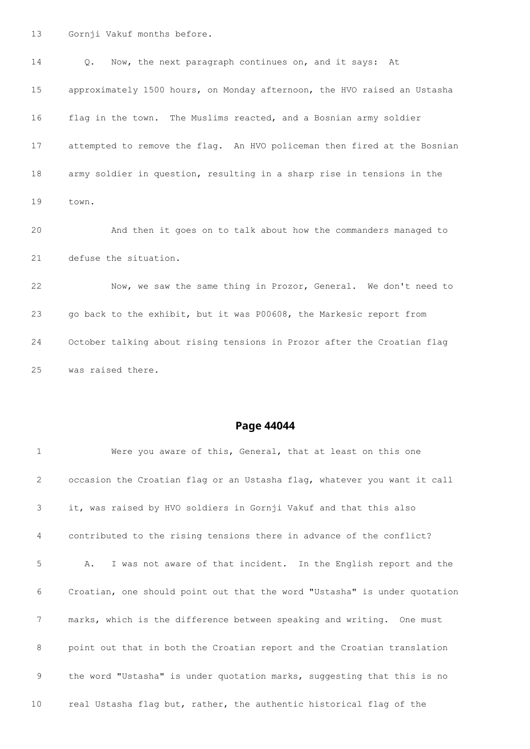13 Gornji Vakuf months before.

14 Q. Now, the next paragraph continues on, and it says: At

15 approximately 1500 hours, on Monday afternoon, the HVO raised an Ustasha

16 flag in the town. The Muslims reacted, and a Bosnian army soldier

17 attempted to remove the flag. An HVO policeman then fired at the Bosnian

18 army soldier in question, resulting in a sharp rise in tensions in the

19 town.

20 And then it goes on to talk about how the commanders managed to

21 defuse the situation.

22 Now, we saw the same thing in Prozor, General. We don't need to

23 go back to the exhibit, but it was P00608, the Markesic report from

24 October talking about rising tensions in Prozor after the Croatian flag

25 was raised there.

## Page 44044

1 Were you aware of this, General, that at least on this one

2 occasion the Croatian flag or an Ustasha flag, whatever you want it call

3 it, was raised by HVO soldiers in Gornji Vakuf and that this also

4 contributed to the rising tensions there in advance of the conflict?

5 A. I was not aware of that incident. In the English report and the

6 Croatian, one should point out that the word "Ustasha" is under quotation

7 marks, which is the difference between speaking and writing. One must

8 point out that in both the Croatian report and the Croatian translation

9 the word "Ustasha" is under quotation marks, suggesting that this is no

10 real Ustasha flag but, rather, the authentic historical flag of the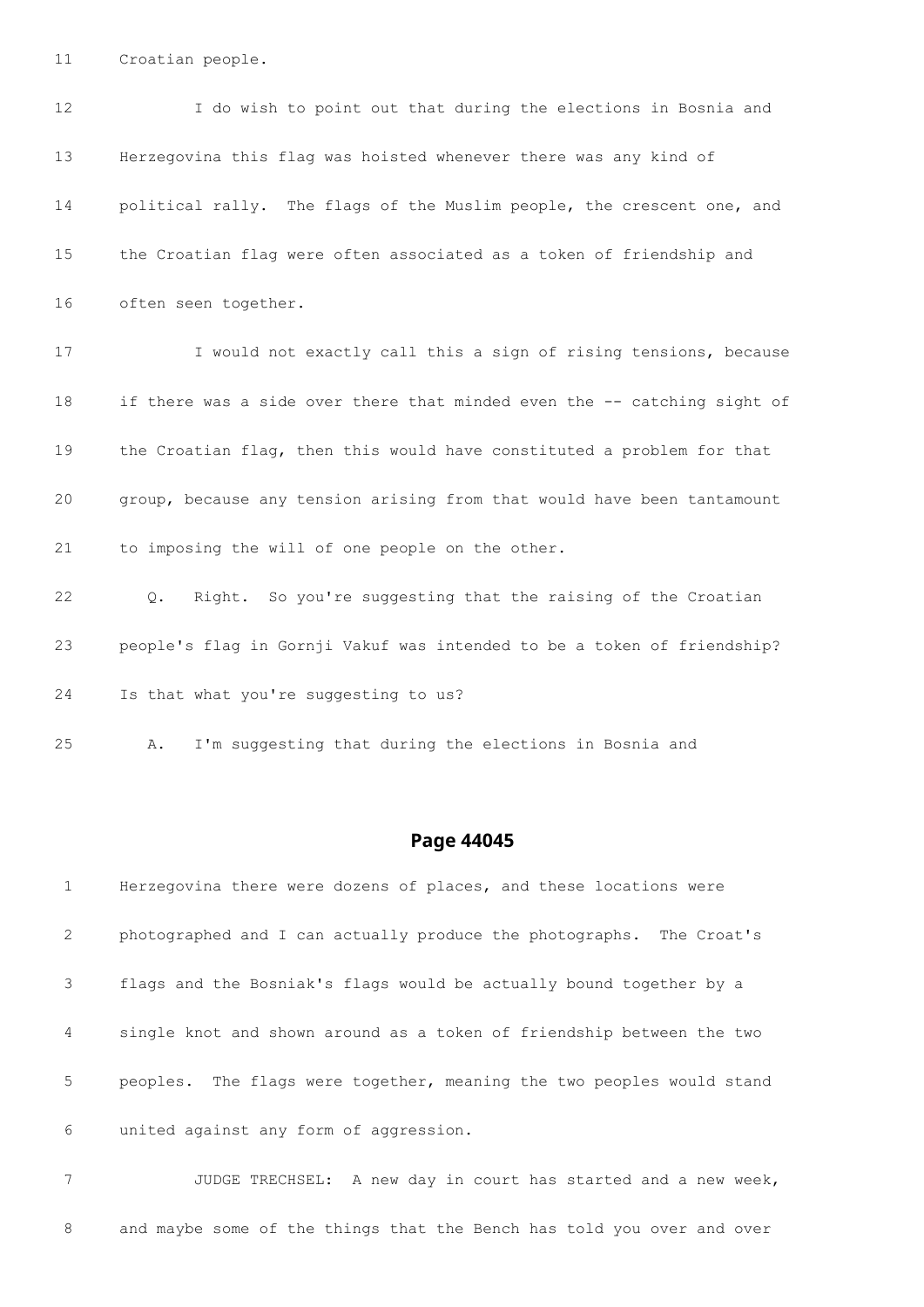11 Croatian people.

12 I do wish to point out that during the elections in Bosnia and

13 Herzegovina this flag was hoisted whenever there was any kind of

14 political rally. The flags of the Muslim people, the crescent one, and

15 the Croatian flag were often associated as a token of friendship and

16 often seen together.

17 I would not exactly call this a sign of rising tensions, because

18 if there was a side over there that minded even the -- catching sight of

19 the Croatian flag, then this would have constituted a problem for that

20 group, because any tension arising from that would have been tantamount

21 to imposing the will of one people on the other.

22 Q. Right. So you're suggesting that the raising of the Croatian

23 people's flag in Gornji Vakuf was intended to be a token of friendship?

24 Is that what you're suggesting to us?

25 A. I'm suggesting that during the elections in Bosnia and

## Page 44045

1 Herzegovina there were dozens of places, and these locations were

2 photographed and I can actually produce the photographs. The Croat's

3 flags and the Bosniak's flags would be actually bound together by a

4 single knot and shown around as a token of friendship between the two

5 peoples. The flags were together, meaning the two peoples would stand

6 united against any form of aggression.

7 JUDGE TRECHSEL: A new day in court has started and a new week,

8 and maybe some of the things that the Bench has told you over and over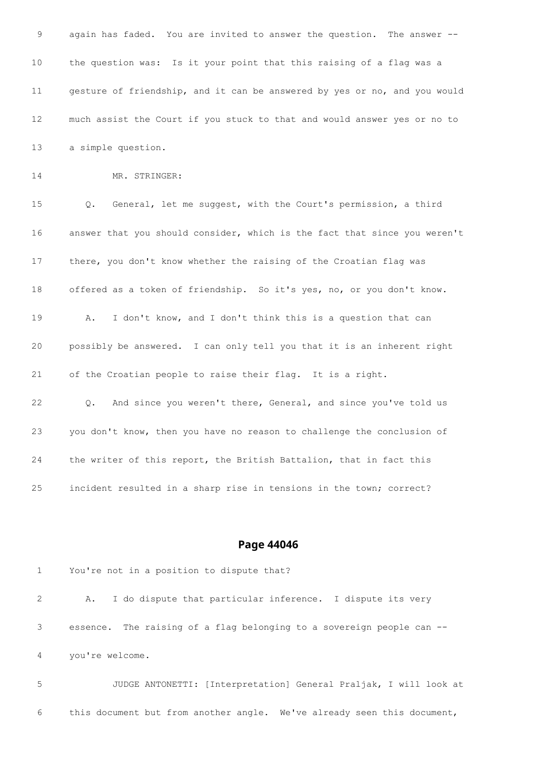again has faded. You are invited to answer the question. The answer -- the question was: Is it your point that this raising of a flag was a gesture of friendship, and it can be answered by yes or no, and you would much assist the Court if you stuck to that and would answer yes or no to a simple question.

MR. STRINGER:

Q. General, let me suggest, with the Court's permission, a third answer that you should consider, which is the fact that since you weren't there, you don't know whether the raising of the Croatian flag was offered as a token of friendship. So it's yes, no, or you don't know.

A. I don't know, and I don't think this is a question that can possibly be answered. I can only tell you that it is an inherent right of the Croatian people to raise their flag. It is a right.

Q. And since you weren't there, General, and since you've told us you don't know, then you have no reason to challenge the conclusion of the writer of this report, the British Battalion, that in fact this incident resulted in a sharp rise in tensions in the town; correct?

## Page 44046

You're not in a position to dispute that?

A. I do dispute that particular inference. I dispute its very essence. The raising of a flag belonging to a sovereign people can -- you're welcome.

JUDGE ANTONETTI: [Interpretation] General Praljak, I will look at this document but from another angle. We've already seen this document,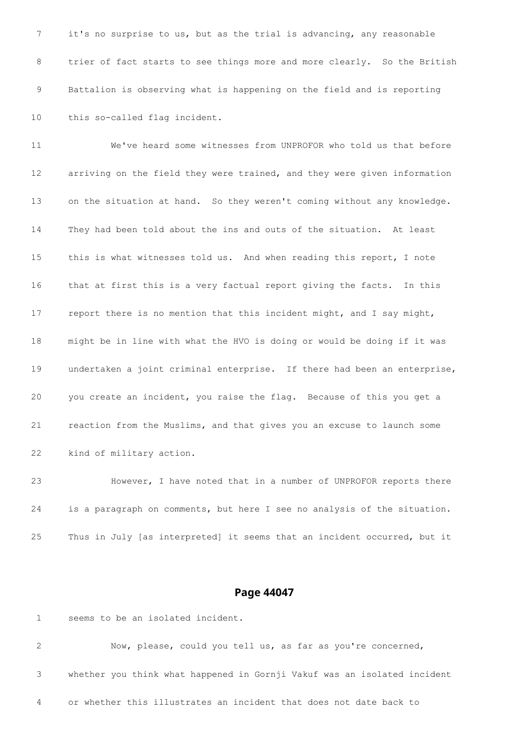7 it's no surprise to us, but as the trial is advancing, any reasonable

8 trier of fact starts to see things more and more clearly. So the British

9 Battalion is observing what is happening on the field and is reporting

10 this so-called flag incident.

11 We've heard some witnesses from UNPROFOR who told us that before

12 arriving on the field they were trained, and they were given information

13 on the situation at hand. So they weren't coming without any knowledge.

14 They had been told about the ins and outs of the situation. At least

15 this is what witnesses told us. And when reading this report, I note

16 that at first this is a very factual report giving the facts. In this

17 report there is no mention that this incident might, and I say might,

18 might be in line with what the HVO is doing or would be doing if it was

19 undertaken a joint criminal enterprise. If there had been an enterprise,

20 you create an incident, you raise the flag. Because of this you get a

21 reaction from the Muslims, and that gives you an excuse to launch some

22 kind of military action.

23 However, I have noted that in a number of UNPROFOR reports there

24 is a paragraph on comments, but here I see no analysis of the situation.

25 Thus in July [as interpreted] it seems that an incident occurred, but it

## Page 44047

1 seems to be an isolated incident.

2 Now, please, could you tell us, as far as you're concerned,

3 whether you think what happened in Gornji Vakuf was an isolated incident

4 or whether this illustrates an incident that does not date back to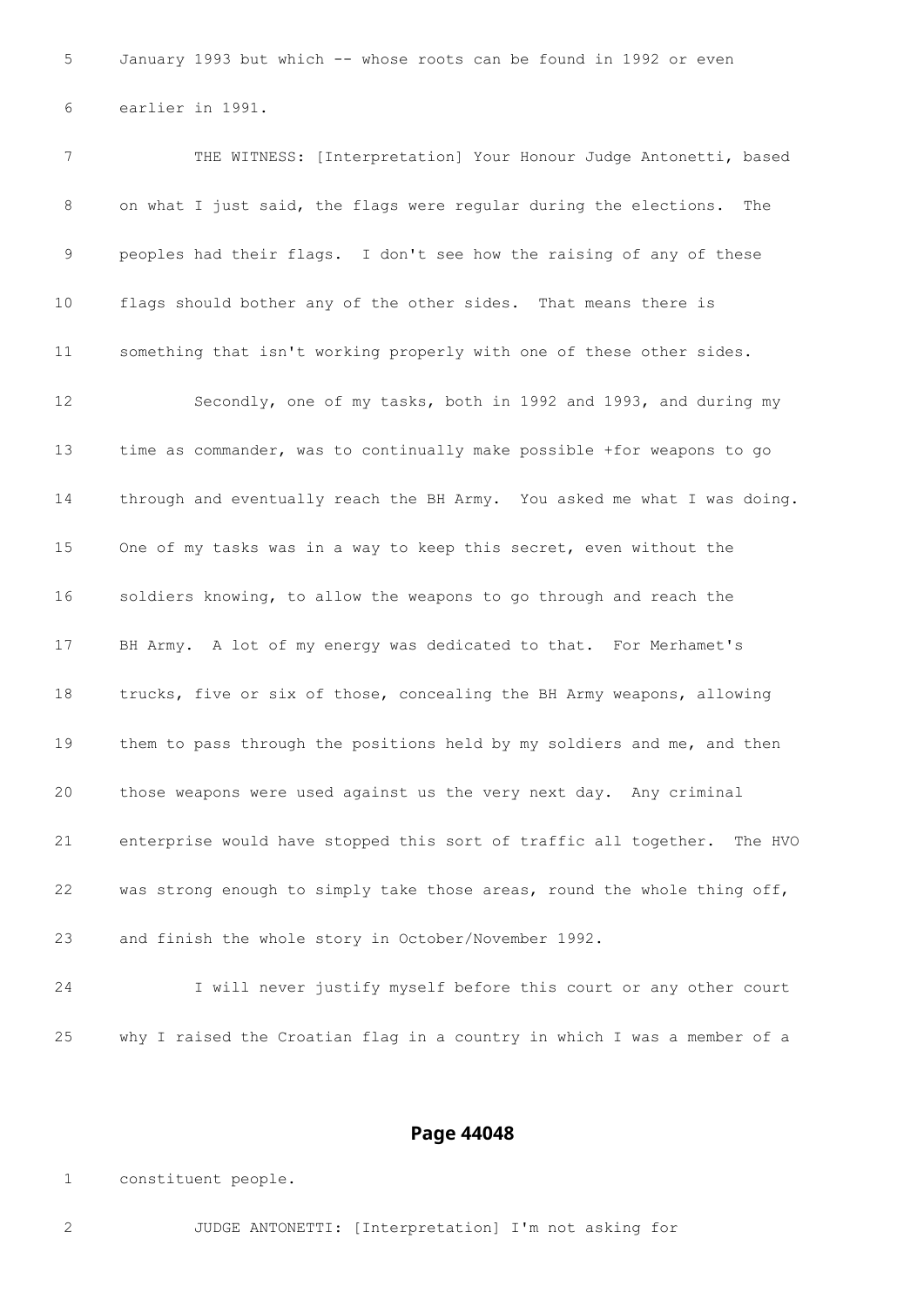5 January 1993 but which -- whose roots can be found in 1992 or even

6 earlier in 1991.

7 THE WITNESS: [Interpretation] Your Honour Judge Antonetti, based

8 on what I just said, the flags were regular during the elections. The

9 peoples had their flags. I don't see how the raising of any of these

10 flags should bother any of the other sides. That means there is

11 something that isn't working properly with one of these other sides.

12 Secondly, one of my tasks, both in 1992 and 1993, and during my

13 time as commander, was to continually make possible +for weapons to go

14 through and eventually reach the BH Army. You asked me what I was doing.

15 One of my tasks was in a way to keep this secret, even without the

16 soldiers knowing, to allow the weapons to go through and reach the

17 BH Army. A lot of my energy was dedicated to that. For Merhamet's

18 trucks, five or six of those, concealing the BH Army weapons, allowing

19 them to pass through the positions held by my soldiers and me, and then

20 those weapons were used against us the very next day. Any criminal

21 enterprise would have stopped this sort of traffic all together. The HVO

22 was strong enough to simply take those areas, round the whole thing off,

23 and finish the whole story in October/November 1992.

24 I will never justify myself before this court or any other court

25 why I raised the Croatian flag in a country in which I was a member of a

## Page 44048

1 constituent people.

2 JUDGE ANTONETTI: [Interpretation] I'm not asking for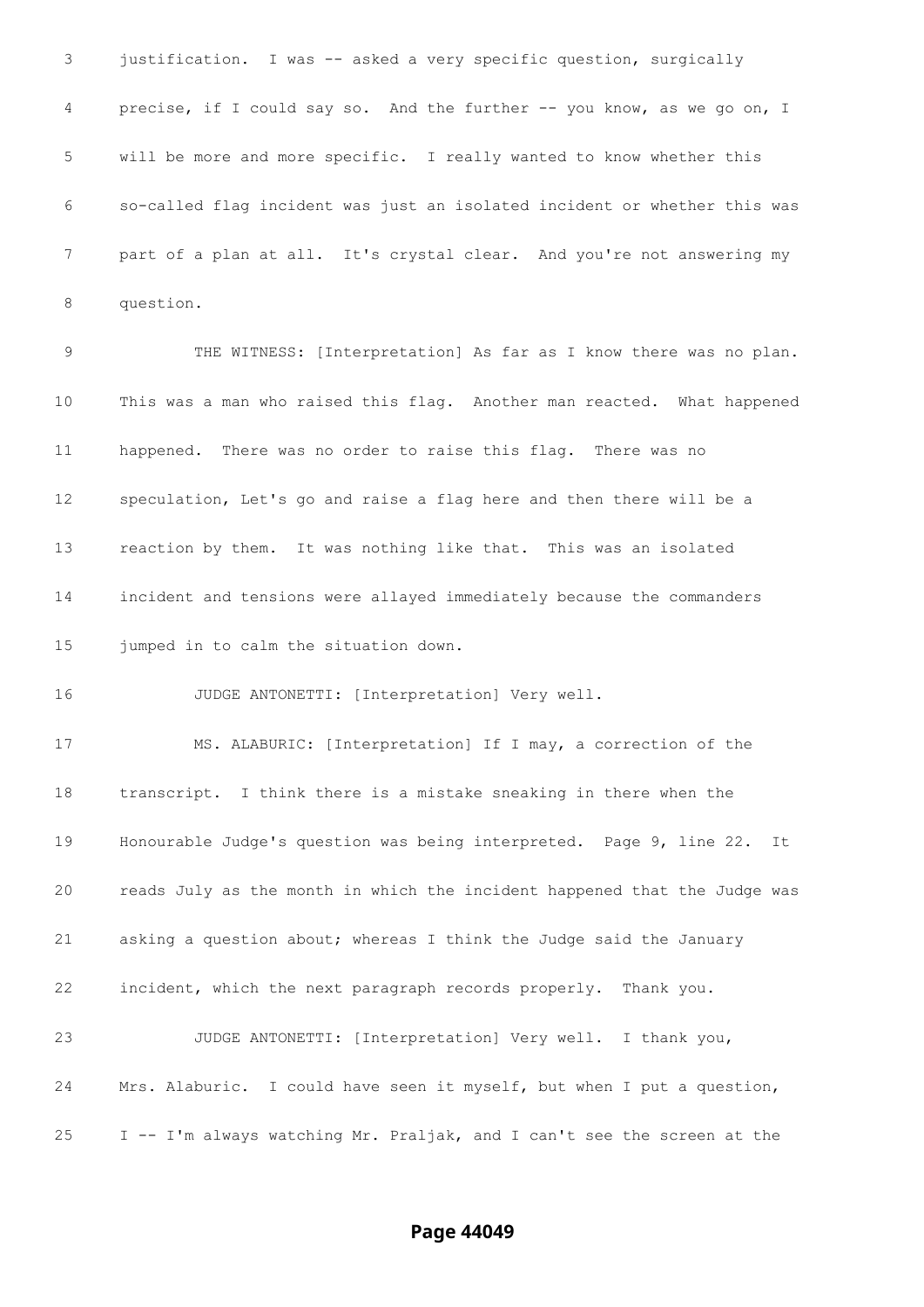3 justification. I was -- asked a very specific question, surgically

4 precise, if I could say so. And the further -- you know, as we go on, I

5 will be more and more specific. I really wanted to know whether this

6 so-called flag incident was just an isolated incident or whether this was

7 part of a plan at all. It's crystal clear. And you're not answering my

8 question.

9 THE WITNESS: [Interpretation] As far as I know there was no plan.

10 This was a man who raised this flag. Another man reacted. What happened

11 happened. There was no order to raise this flag. There was no

12 speculation, Let's go and raise a flag here and then there will be a

13 reaction by them. It was nothing like that. This was an isolated

14 incident and tensions were allayed immediately because the commanders

15 jumped in to calm the situation down.

16 JUDGE ANTONETTI: [Interpretation] Very well.

17 MS. ALABURIC: [Interpretation] If I may, a correction of the

18 transcript. I think there is a mistake sneaking in there when the

19 Honourable Judge's question was being interpreted. Page 9, line 22. It

20 reads July as the month in which the incident happened that the Judge was

21 asking a question about; whereas I think the Judge said the January

22 incident, which the next paragraph records properly. Thank you.

23 JUDGE ANTONETTI: [Interpretation] Very well. I thank you,

24 Mrs. Alaburic. I could have seen it myself, but when I put a question,

25 I -- I'm always watching Mr. Praljak, and I can't see the screen at the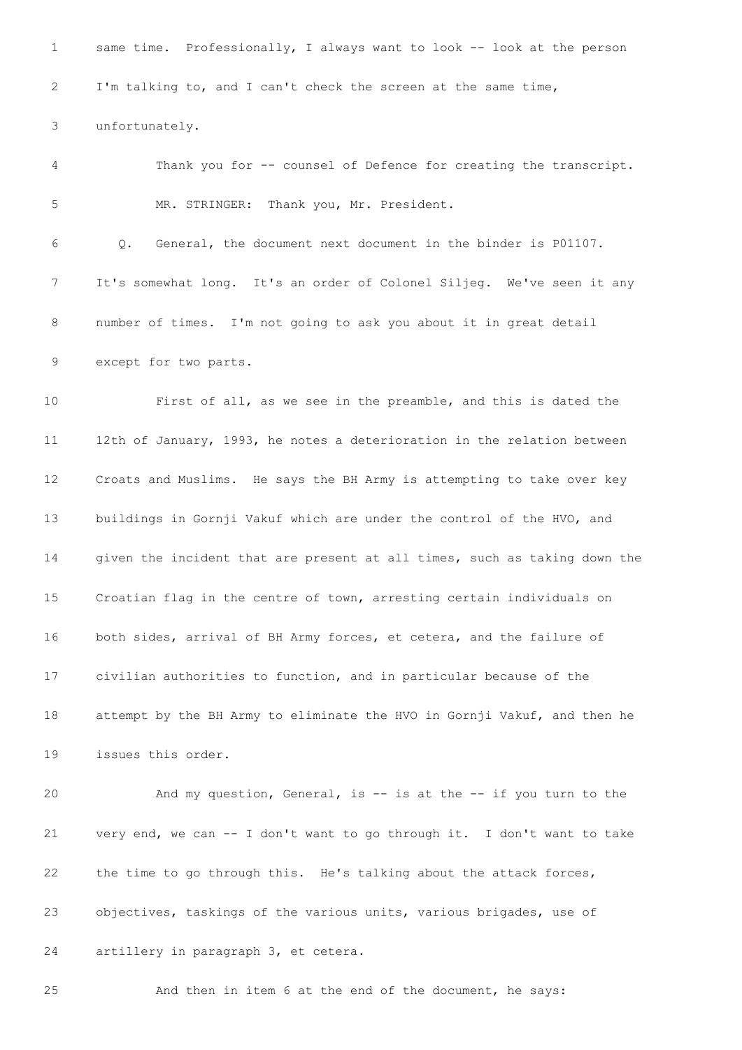same time. Professionally, I always want to look -- look at the person I'm talking to, and I can't check the screen at the same time, unfortunately.

Thank you for -- counsel of Defence for creating the transcript.

MR. STRINGER: Thank you, Mr. President.

Q. General, the document next document in the binder is P01107. It's somewhat long. It's an order of Colonel Siljeg. We've seen it any number of times. I'm not going to ask you about it in great detail except for two parts.

First of all, as we see in the preamble, and this is dated the 12th of January, 1993, he notes a deterioration in the relation between Croats and Muslims. He says the BH Army is attempting to take over key buildings in Gornji Vakuf which are under the control of the HVO, and given the incident that are present at all times, such as taking down the Croatian flag in the centre of town, arresting certain individuals on both sides, arrival of BH Army forces, et cetera, and the failure of civilian authorities to function, and in particular because of the attempt by the BH Army to eliminate the HVO in Gornji Vakuf, and then he issues this order.

And my question, General, is -- is at the -- if you turn to the very end, we can -- I don't want to go through it. I don't want to take the time to go through this. He's talking about the attack forces, objectives, taskings of the various units, various brigades, use of artillery in paragraph 3, et cetera.

And then in item 6 at the end of the document, he says: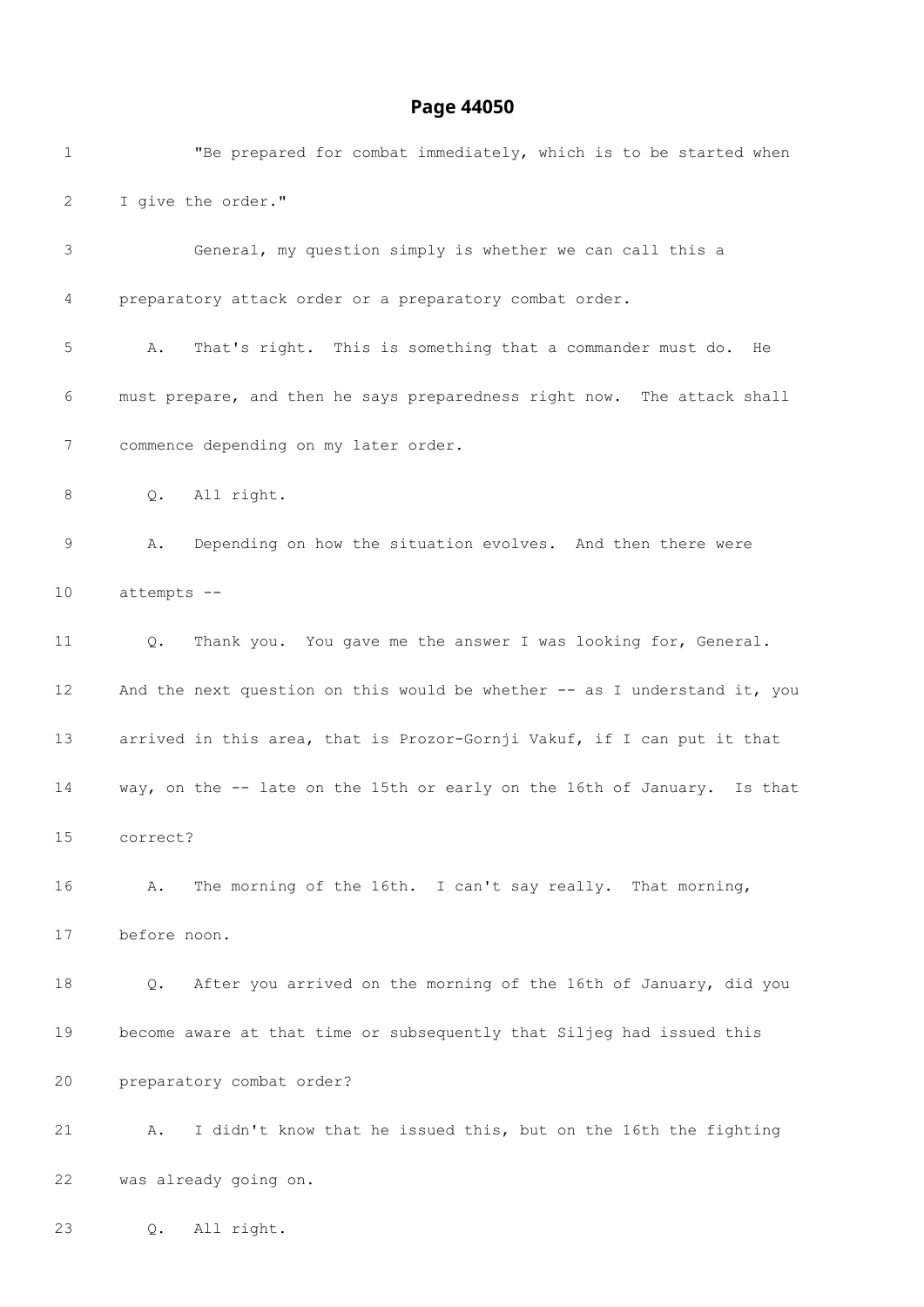"Be prepared for combat immediately, which is to be started when I give the order."

General, my question simply is whether we can call this a preparatory attack order or a preparatory combat order.

A. That's right. This is something that a commander must do. He must prepare, and then he says preparedness right now. The attack shall commence depending on my later order.

Q. All right.

A. Depending on how the situation evolves. And then there were attempts --

Q. Thank you. You gave me the answer I was looking for, General. And the next question on this would be whether -- as I understand it, you arrived in this area, that is Prozor-Gornji Vakuf, if I can put it that way, on the -- late on the 15th or early on the 16th of January. Is that correct?

A. The morning of the 16th. I can't say really. That morning, before noon.

Q. After you arrived on the morning of the 16th of January, did you become aware at that time or subsequently that Siljeg had issued this preparatory combat order?

A. I didn't know that he issued this, but on the 16th the fighting was already going on.

Q. All right.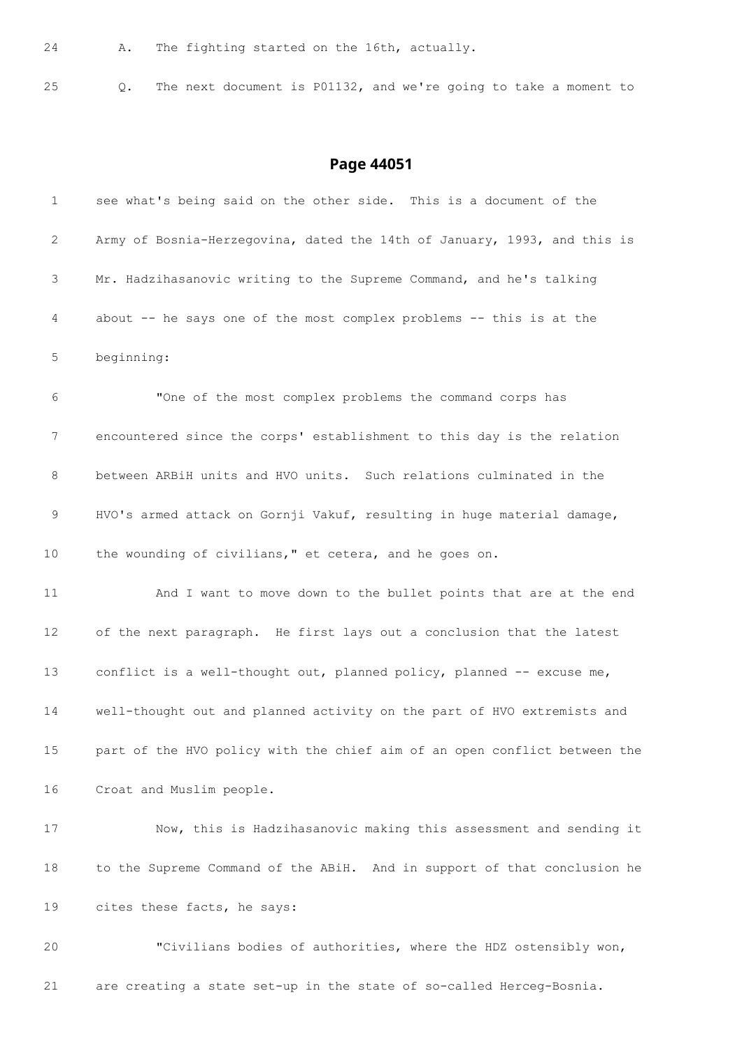24 A. The fighting started on the 16th, actually.

25 Q. The next document is P01132, and we're going to take a moment to

## Page 44051

1 see what's being said on the other side. This is a document of the

2 Army of Bosnia-Herzegovina, dated the 14th of January, 1993, and this is

3 Mr. Hadzihasanovic writing to the Supreme Command, and he's talking

4 about -- he says one of the most complex problems -- this is at the

5 beginning:

6 "One of the most complex problems the command corps has

7 encountered since the corps' establishment to this day is the relation

8 between ARBiH units and HVO units. Such relations culminated in the

9 HVO's armed attack on Gornji Vakuf, resulting in huge material damage,

10 the wounding of civilians," et cetera, and he goes on.

11 And I want to move down to the bullet points that are at the end

12 of the next paragraph. He first lays out a conclusion that the latest

13 conflict is a well-thought out, planned policy, planned -- excuse me,

14 well-thought out and planned activity on the part of HVO extremists and

15 part of the HVO policy with the chief aim of an open conflict between the

16 Croat and Muslim people.

17 Now, this is Hadzihasanovic making this assessment and sending it

18 to the Supreme Command of the ABiH. And in support of that conclusion he

19 cites these facts, he says:

20 "Civilians bodies of authorities, where the HDZ ostensibly won,

21 are creating a state set-up in the state of so-called Herceg-Bosnia.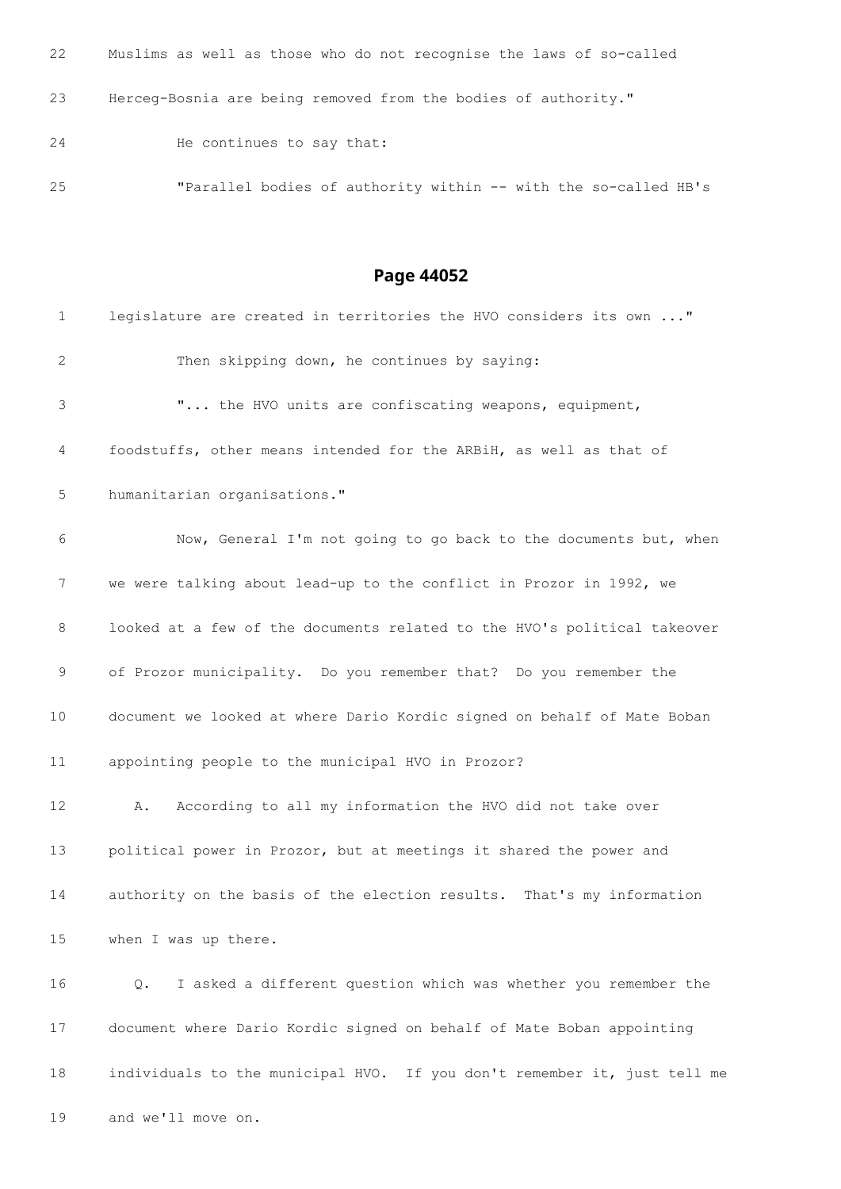22 Muslims as well as those who do not recognise the laws of so-called

23 Herceg-Bosnia are being removed from the bodies of authority."

24 He continues to say that:

25 "Parallel bodies of authority within -- with the so-called HB's

## Page 44052

1 legislature are created in territories the HVO considers its own ..."

2 Then skipping down, he continues by saying:

3 "... the HVO units are confiscating weapons, equipment,

4 foodstuffs, other means intended for the ARBiH, as well as that of

5 humanitarian organisations."

6 Now, General I'm not going to go back to the documents but, when

7 we were talking about lead-up to the conflict in Prozor in 1992, we

8 looked at a few of the documents related to the HVO's political takeover

9 of Prozor municipality. Do you remember that? Do you remember the

10 document we looked at where Dario Kordic signed on behalf of Mate Boban

11 appointing people to the municipal HVO in Prozor?

12 A. According to all my information the HVO did not take over

13 political power in Prozor, but at meetings it shared the power and

14 authority on the basis of the election results. That's my information

15 when I was up there.

16 Q. I asked a different question which was whether you remember the

17 document where Dario Kordic signed on behalf of Mate Boban appointing

18 individuals to the municipal HVO. If you don't remember it, just tell me

19 and we'll move on.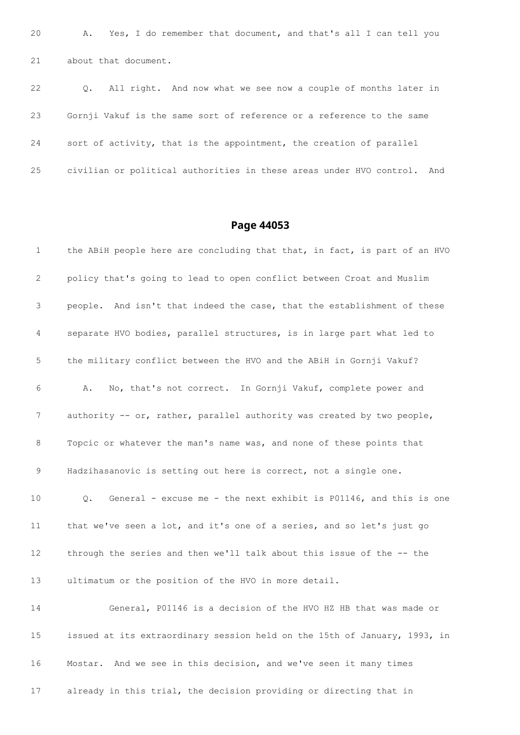20 A. Yes, I do remember that document, and that's all I can tell you

21 about that document.

22 Q. All right. And now what we see now a couple of months later in

23 Gornji Vakuf is the same sort of reference or a reference to the same

24 sort of activity, that is the appointment, the creation of parallel

25 civilian or political authorities in these areas under HVO control. And

## Page 44053

1 the ABiH people here are concluding that that, in fact, is part of an HVO

2 policy that's going to lead to open conflict between Croat and Muslim

3 people. And isn't that indeed the case, that the establishment of these

4 separate HVO bodies, parallel structures, is in large part what led to

5 the military conflict between the HVO and the ABiH in Gornji Vakuf?

6 A. No, that's not correct. In Gornji Vakuf, complete power and

7 authority -- or, rather, parallel authority was created by two people,

8 Topcic or whatever the man's name was, and none of these points that

9 Hadzihasanovic is setting out here is correct, not a single one.

10 Q. General - excuse me - the next exhibit is P01146, and this is one

11 that we've seen a lot, and it's one of a series, and so let's just go

12 through the series and then we'll talk about this issue of the -- the

13 ultimatum or the position of the HVO in more detail.

14 General, P01146 is a decision of the HVO HZ HB that was made or

15 issued at its extraordinary session held on the 15th of January, 1993, in

16 Mostar. And we see in this decision, and we've seen it many times

17 already in this trial, the decision providing or directing that in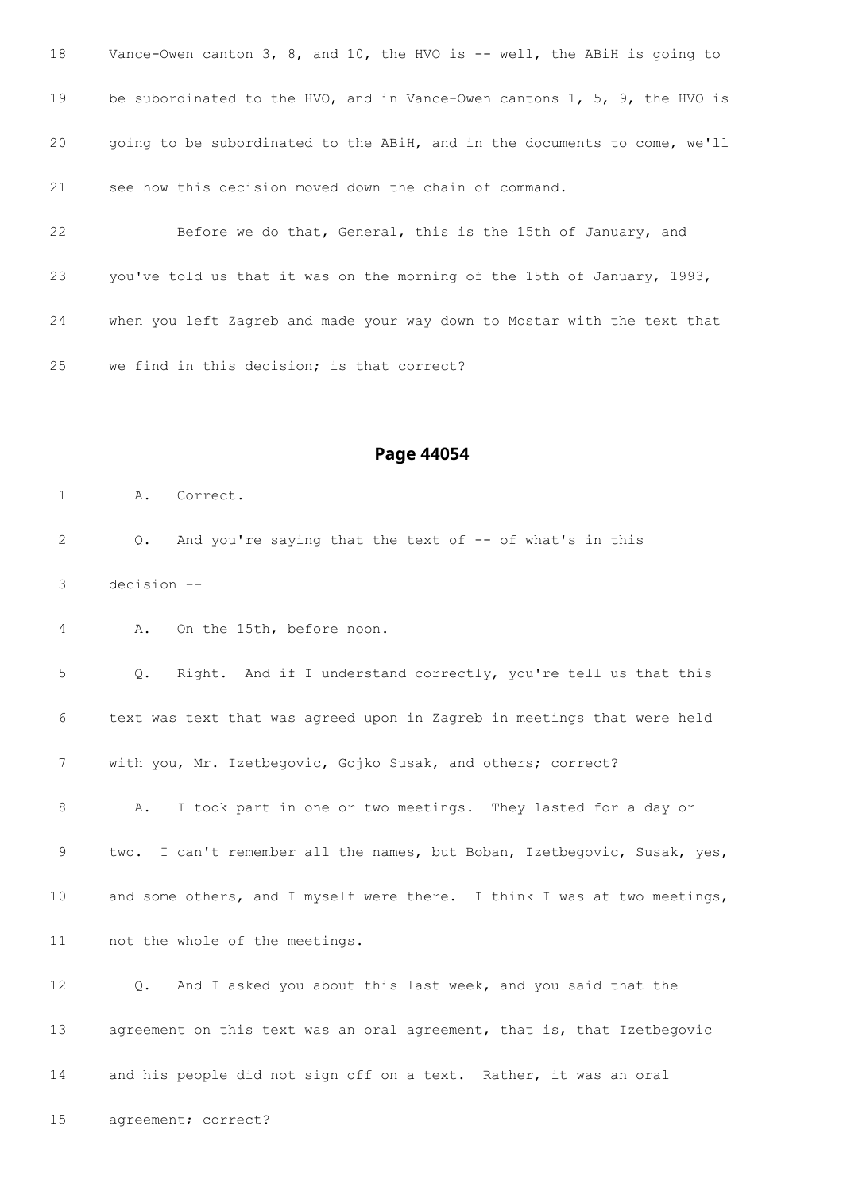18 Vance-Owen canton 3, 8, and 10, the HVO is -- well, the ABiH is going to

19 be subordinated to the HVO, and in Vance-Owen cantons 1, 5, 9, the HVO is

20 going to be subordinated to the ABiH, and in the documents to come, we'll

21 see how this decision moved down the chain of command.

22 Before we do that, General, this is the 15th of January, and

23 you've told us that it was on the morning of the 15th of January, 1993,

24 when you left Zagreb and made your way down to Mostar with the text that

25 we find in this decision; is that correct?

## Page 44054

1 A. Correct.

2 Q. And you're saying that the text of -- of what's in this

3 decision --

4 A. On the 15th, before noon.

5 Q. Right. And if I understand correctly, you're tell us that this

6 text was text that was agreed upon in Zagreb in meetings that were held

7 with you, Mr. Izetbegovic, Gojko Susak, and others; correct?

8 A. I took part in one or two meetings. They lasted for a day or

9 two. I can't remember all the names, but Boban, Izetbegovic, Susak, yes,

10 and some others, and I myself were there. I think I was at two meetings,

11 not the whole of the meetings.

12 Q. And I asked you about this last week, and you said that the

13 agreement on this text was an oral agreement, that is, that Izetbegovic

14 and his people did not sign off on a text. Rather, it was an oral

15 agreement; correct?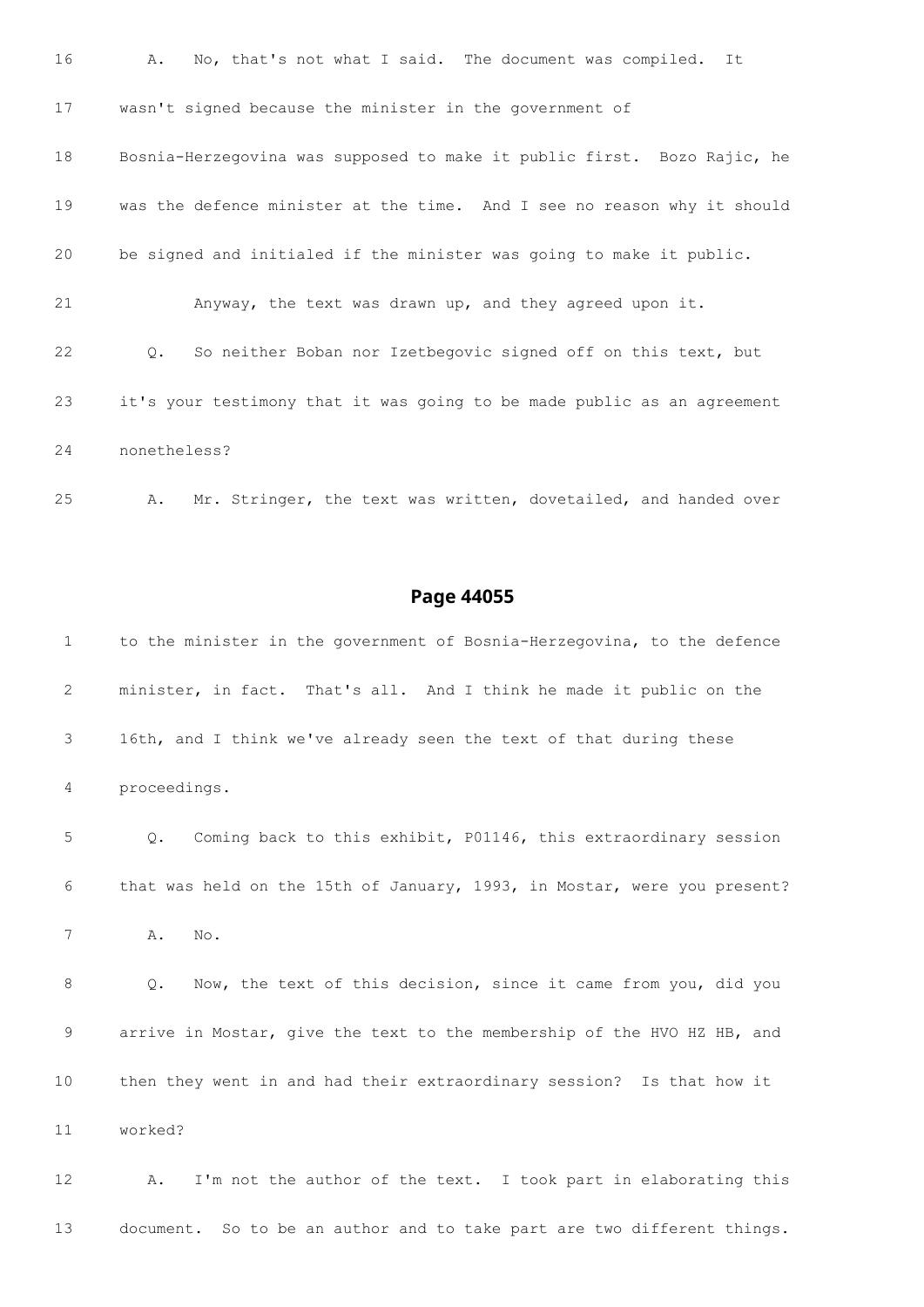16 A. No, that's not what I said. The document was compiled. It

17 wasn't signed because the minister in the government of

18 Bosnia-Herzegovina was supposed to make it public first. Bozo Rajic, he

19 was the defence minister at the time. And I see no reason why it should

20 be signed and initialed if the minister was going to make it public.

21 Anyway, the text was drawn up, and they agreed upon it.

22 Q. So neither Boban nor Izetbegovic signed off on this text, but

23 it's your testimony that it was going to be made public as an agreement

24 nonetheless?

25 A. Mr. Stringer, the text was written, dovetailed, and handed over

## Page 44055

1 to the minister in the government of Bosnia-Herzegovina, to the defence

2 minister, in fact. That's all. And I think he made it public on the

3 16th, and I think we've already seen the text of that during these

4 proceedings.

5 Q. Coming back to this exhibit, P01146, this extraordinary session

6 that was held on the 15th of January, 1993, in Mostar, were you present?

7 A. No.

8 Q. Now, the text of this decision, since it came from you, did you

9 arrive in Mostar, give the text to the membership of the HVO HZ HB, and

10 then they went in and had their extraordinary session? Is that how it

11 worked?

12 A. I'm not the author of the text. I took part in elaborating this

13 document. So to be an author and to take part are two different things.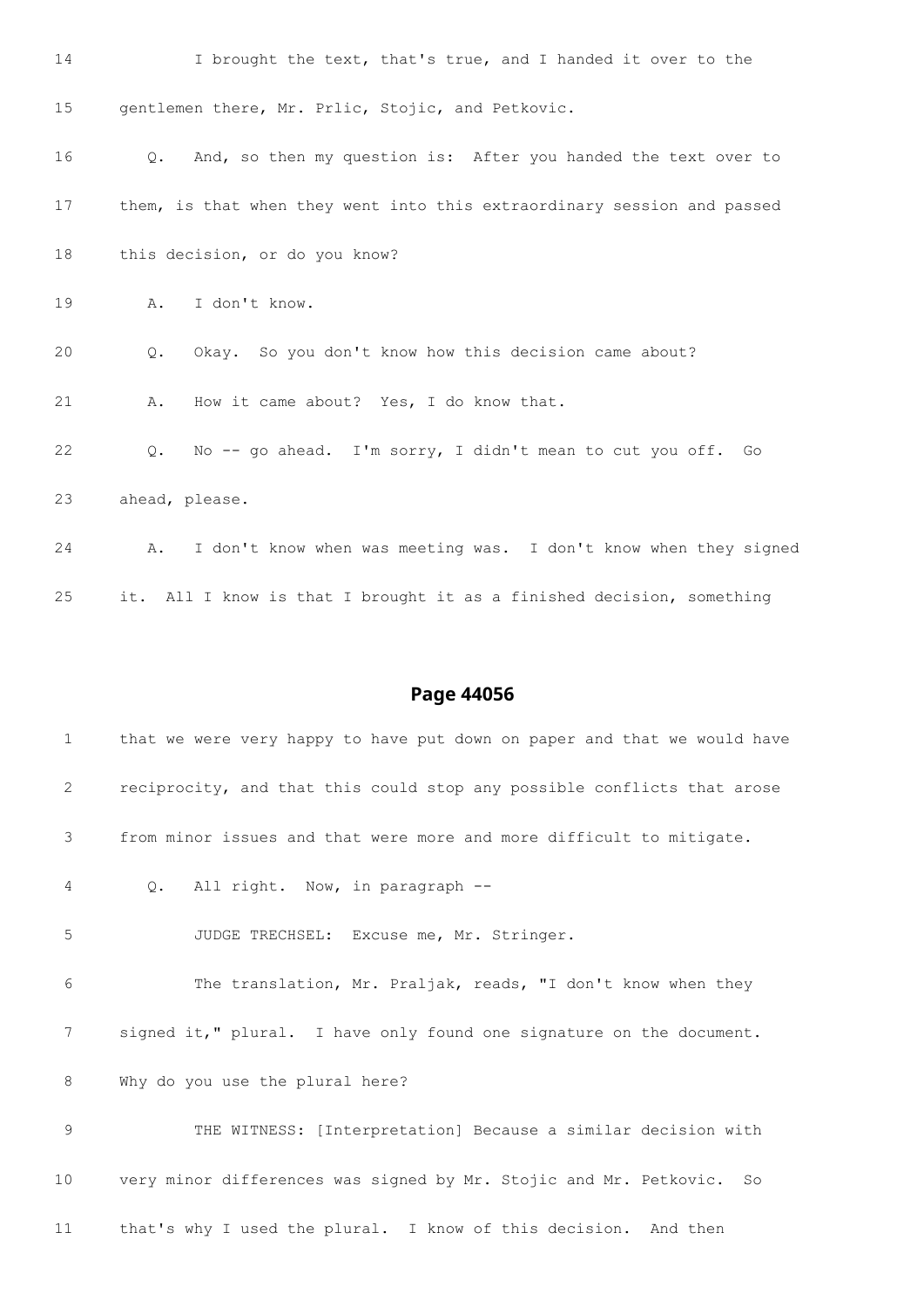14 I brought the text, that's true, and I handed it over to the

15 gentlemen there, Mr. Prlic, Stojic, and Petkovic.

16 Q. And, so then my question is: After you handed the text over to

17 them, is that when they went into this extraordinary session and passed

18 this decision, or do you know?

19 A. I don't know.

20 Q. Okay. So you don't know how this decision came about?

21 A. How it came about? Yes, I do know that.

22 Q. No -- go ahead. I'm sorry, I didn't mean to cut you off. Go

23 ahead, please.

24 A. I don't know when was meeting was. I don't know when they signed

25 it. All I know is that I brought it as a finished decision, something

## Page 44056

1 that we were very happy to have put down on paper and that we would have

2 reciprocity, and that this could stop any possible conflicts that arose

3 from minor issues and that were more and more difficult to mitigate.

4 Q. All right. Now, in paragraph --

5 JUDGE TRECHSEL: Excuse me, Mr. Stringer.

6 The translation, Mr. Praljak, reads, "I don't know when they

7 signed it," plural. I have only found one signature on the document.

8 Why do you use the plural here?

9 THE WITNESS: [Interpretation] Because a similar decision with

10 very minor differences was signed by Mr. Stojic and Mr. Petkovic. So

11 that's why I used the plural. I know of this decision. And then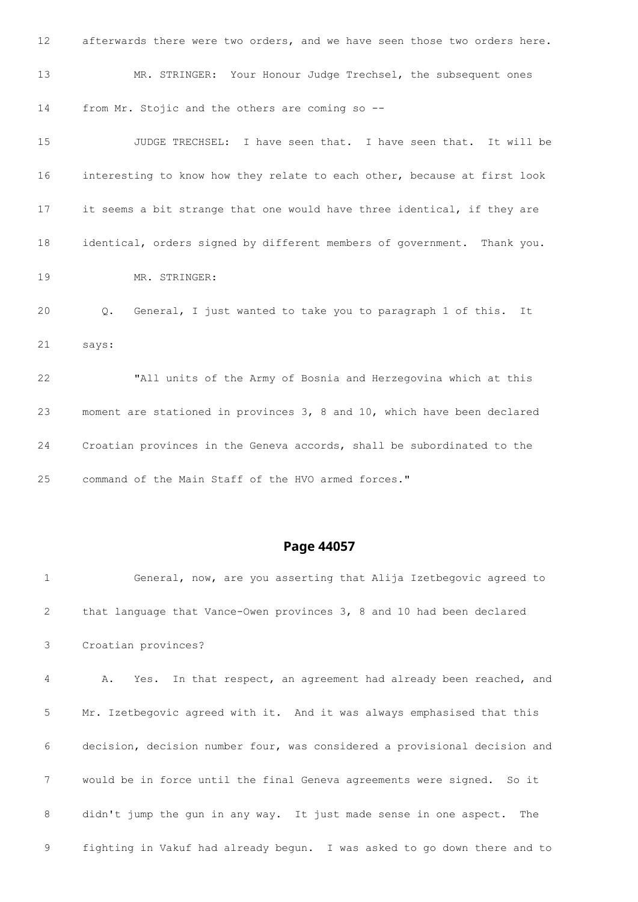12 afterwards there were two orders, and we have seen those two orders here.

13 MR. STRINGER: Your Honour Judge Trechsel, the subsequent ones

14 from Mr. Stojic and the others are coming so --

15 JUDGE TRECHSEL: I have seen that. I have seen that. It will be

16 interesting to know how they relate to each other, because at first look

17 it seems a bit strange that one would have three identical, if they are

18 identical, orders signed by different members of government. Thank you.

19 MR. STRINGER:

20 Q. General, I just wanted to take you to paragraph 1 of this. It

21 says:

22 "All units of the Army of Bosnia and Herzegovina which at this

23 moment are stationed in provinces 3, 8 and 10, which have been declared

24 Croatian provinces in the Geneva accords, shall be subordinated to the

25 command of the Main Staff of the HVO armed forces."

## Page 44057

1 General, now, are you asserting that Alija Izetbegovic agreed to

2 that language that Vance-Owen provinces 3, 8 and 10 had been declared

3 Croatian provinces?

4 A. Yes. In that respect, an agreement had already been reached, and

5 Mr. Izetbegovic agreed with it. And it was always emphasised that this

6 decision, decision number four, was considered a provisional decision and

7 would be in force until the final Geneva agreements were signed. So it

8 didn't jump the gun in any way. It just made sense in one aspect. The

9 fighting in Vakuf had already begun. I was asked to go down there and to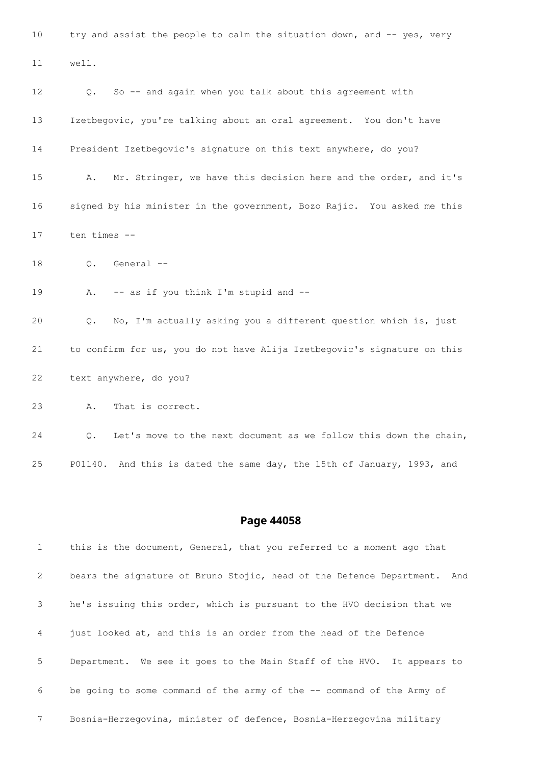10 try and assist the people to calm the situation down, and -- yes, very

11 well.

12 Q. So -- and again when you talk about this agreement with

13 Izetbegovic, you're talking about an oral agreement. You don't have

14 President Izetbegovic's signature on this text anywhere, do you?

15 A. Mr. Stringer, we have this decision here and the order, and it's

16 signed by his minister in the government, Bozo Rajic. You asked me this

17 ten times --

18 Q. General --

19 A. -- as if you think I'm stupid and --

20 Q. No, I'm actually asking you a different question which is, just

21 to confirm for us, you do not have Alija Izetbegovic's signature on this

22 text anywhere, do you?

23 A. That is correct.

24 Q. Let's move to the next document as we follow this down the chain,

25 P01140. And this is dated the same day, the 15th of January, 1993, and

## Page 44058

1 this is the document, General, that you referred to a moment ago that

2 bears the signature of Bruno Stojic, head of the Defence Department. And

3 he's issuing this order, which is pursuant to the HVO decision that we

4 just looked at, and this is an order from the head of the Defence

5 Department. We see it goes to the Main Staff of the HVO. It appears to

6 be going to some command of the army of the -- command of the Army of

7 Bosnia-Herzegovina, minister of defence, Bosnia-Herzegovina military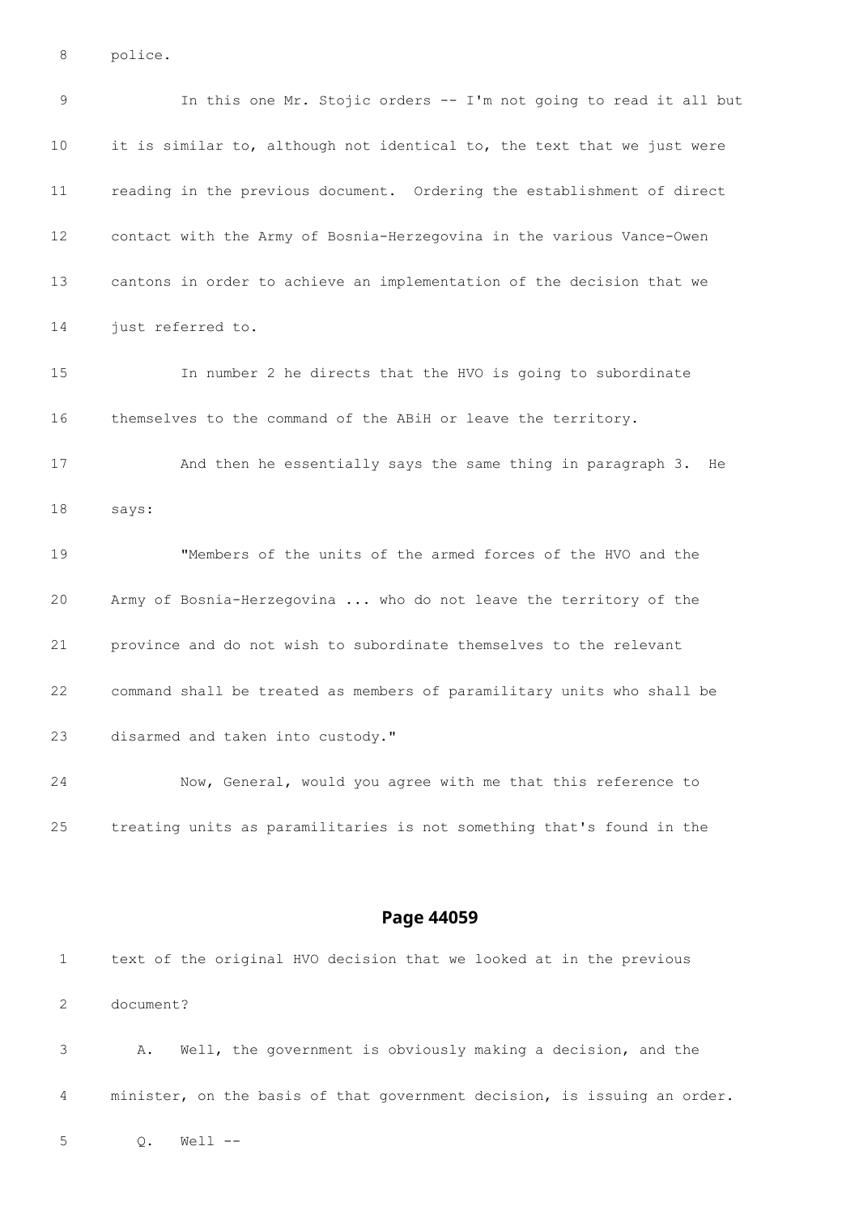8 police.

9 In this one Mr. Stojic orders -- I'm not going to read it all but

10 it is similar to, although not identical to, the text that we just were

11 reading in the previous document. Ordering the establishment of direct

12 contact with the Army of Bosnia-Herzegovina in the various Vance-Owen

13 cantons in order to achieve an implementation of the decision that we

14 just referred to.

15 In number 2 he directs that the HVO is going to subordinate

16 themselves to the command of the ABiH or leave the territory.

17 And then he essentially says the same thing in paragraph 3. He

18 says:

19 "Members of the units of the armed forces of the HVO and the

20 Army of Bosnia-Herzegovina ... who do not leave the territory of the

21 province and do not wish to subordinate themselves to the relevant

22 command shall be treated as members of paramilitary units who shall be

23 disarmed and taken into custody."

24 Now, General, would you agree with me that this reference to

25 treating units as paramilitaries is not something that's found in the

## Page 44059

1 text of the original HVO decision that we looked at in the previous

2 document?

3 A. Well, the government is obviously making a decision, and the

4 minister, on the basis of that government decision, is issuing an order.

5 Q. Well --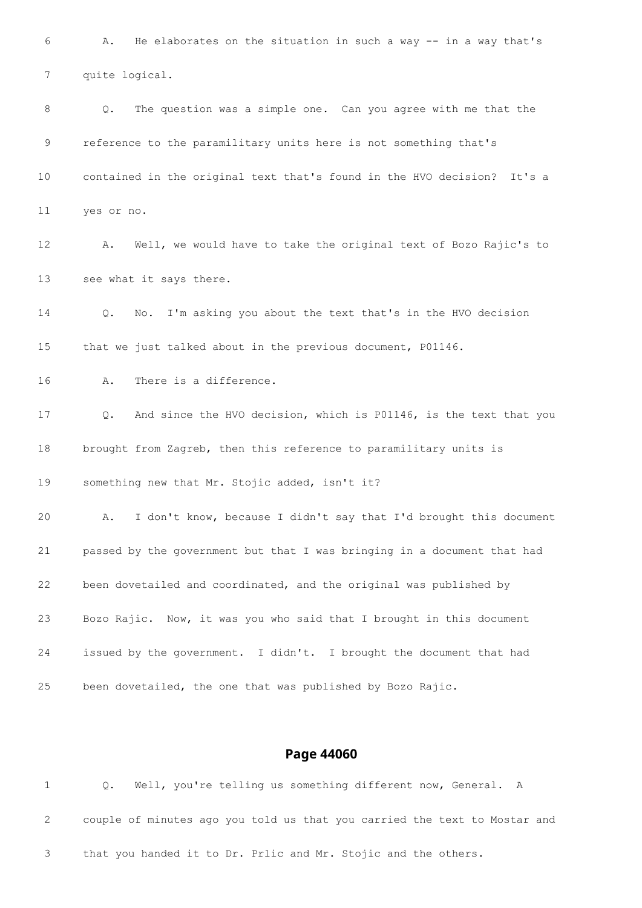6 A. He elaborates on the situation in such a way -- in a way that's

7 quite logical.

8 Q. The question was a simple one. Can you agree with me that the

9 reference to the paramilitary units here is not something that's

10 contained in the original text that's found in the HVO decision? It's a

11 yes or no.

12 A. Well, we would have to take the original text of Bozo Rajic's to

13 see what it says there.

14 Q. No. I'm asking you about the text that's in the HVO decision

15 that we just talked about in the previous document, P01146.

16 A. There is a difference.

17 Q. And since the HVO decision, which is P01146, is the text that you

18 brought from Zagreb, then this reference to paramilitary units is

19 something new that Mr. Stojic added, isn't it?

20 A. I don't know, because I didn't say that I'd brought this document

21 passed by the government but that I was bringing in a document that had

22 been dovetailed and coordinated, and the original was published by

23 Bozo Rajic. Now, it was you who said that I brought in this document

24 issued by the government. I didn't. I brought the document that had

25 been dovetailed, the one that was published by Bozo Rajic.

## Page 44060

1 Q. Well, you're telling us something different now, General. A

2 couple of minutes ago you told us that you carried the text to Mostar and

3 that you handed it to Dr. Prlic and Mr. Stojic and the others.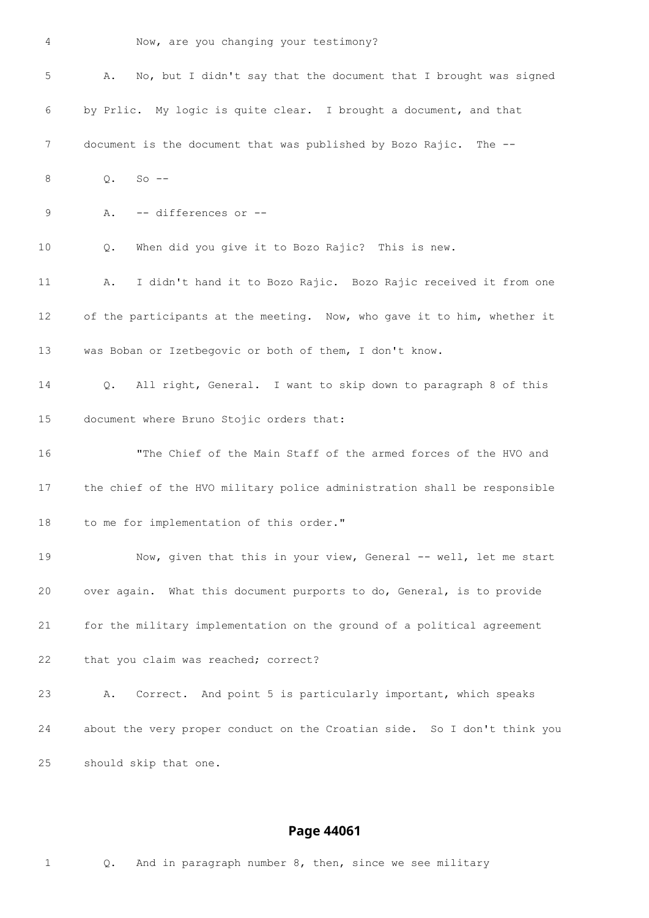4 Now, are you changing your testimony?

5 A. No, but I didn't say that the document that I brought was signed

6 by Prlic. My logic is quite clear. I brought a document, and that

7 document is the document that was published by Bozo Rajic. The --

8 Q. So --

9 A. -- differences or --

10 Q. When did you give it to Bozo Rajic? This is new.

11 A. I didn't hand it to Bozo Rajic. Bozo Rajic received it from one

12 of the participants at the meeting. Now, who gave it to him, whether it

13 was Boban or Izetbegovic or both of them, I don't know.

14 Q. All right, General. I want to skip down to paragraph 8 of this

15 document where Bruno Stojic orders that:

16 "The Chief of the Main Staff of the armed forces of the HVO and

17 the chief of the HVO military police administration shall be responsible

18 to me for implementation of this order."

19 Now, given that this in your view, General -- well, let me start

20 over again. What this document purports to do, General, is to provide

21 for the military implementation on the ground of a political agreement

22 that you claim was reached; correct?

23 A. Correct. And point 5 is particularly important, which speaks

24 about the very proper conduct on the Croatian side. So I don't think you

25 should skip that one.

## Page 44061

1 Q. And in paragraph number 8, then, since we see military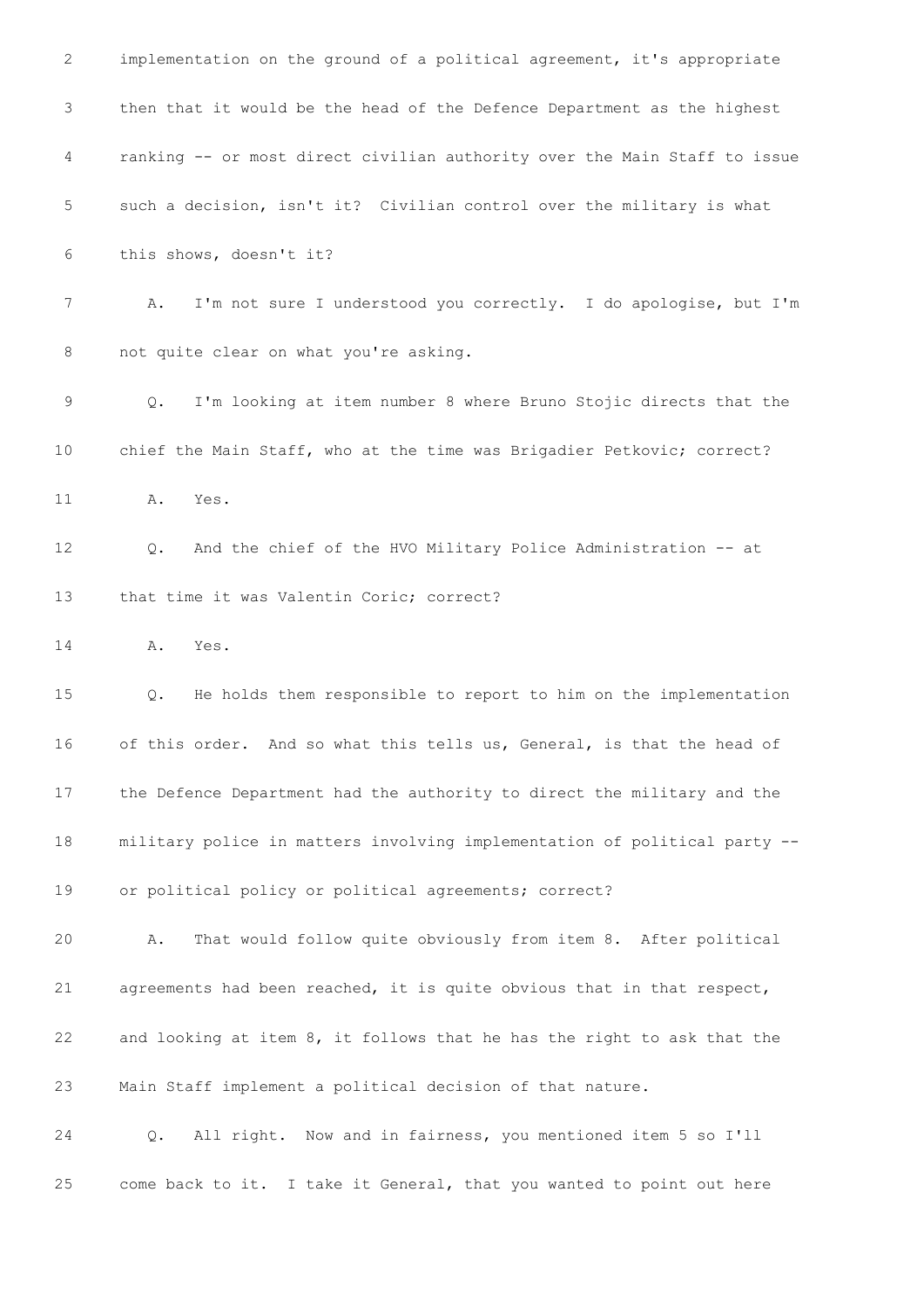2 implementation on the ground of a political agreement, it's appropriate

3 then that it would be the head of the Defence Department as the highest

4 ranking -- or most direct civilian authority over the Main Staff to issue

5 such a decision, isn't it? Civilian control over the military is what

6 this shows, doesn't it?

7 A. I'm not sure I understood you correctly. I do apologise, but I'm

8 not quite clear on what you're asking.

9 Q. I'm looking at item number 8 where Bruno Stojic directs that the

10 chief the Main Staff, who at the time was Brigadier Petkovic; correct?

11 A. Yes.

12 Q. And the chief of the HVO Military Police Administration -- at

13 that time it was Valentin Coric; correct?

14 A. Yes.

15 Q. He holds them responsible to report to him on the implementation

16 of this order. And so what this tells us, General, is that the head of

17 the Defence Department had the authority to direct the military and the

18 military police in matters involving implementation of political party --

19 or political policy or political agreements; correct?

20 A. That would follow quite obviously from item 8. After political

21 agreements had been reached, it is quite obvious that in that respect,

22 and looking at item 8, it follows that he has the right to ask that the

23 Main Staff implement a political decision of that nature.

24 Q. All right. Now and in fairness, you mentioned item 5 so I'll

25 come back to it. I take it General, that you wanted to point out here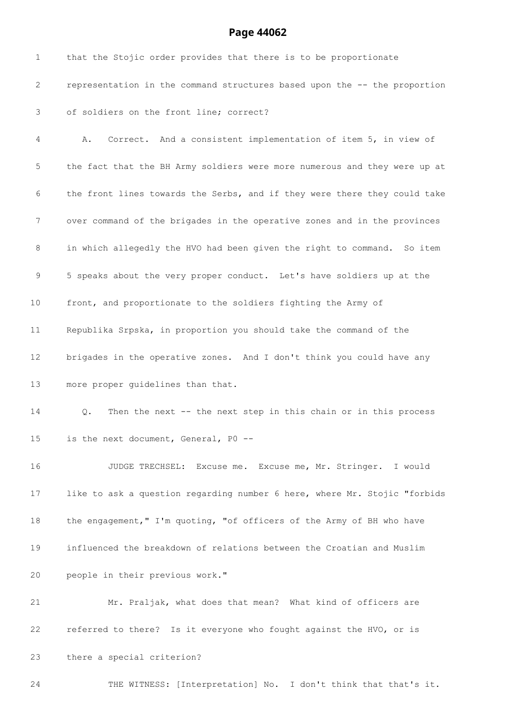1 that the Stojic order provides that there is to be proportionate

2 representation in the command structures based upon the -- the proportion

3 of soldiers on the front line; correct?

4 A. Correct. And a consistent implementation of item 5, in view of

5 the fact that the BH Army soldiers were more numerous and they were up at

6 the front lines towards the Serbs, and if they were there they could take

7 over command of the brigades in the operative zones and in the provinces

8 in which allegedly the HVO had been given the right to command. So item

9 5 speaks about the very proper conduct. Let's have soldiers up at the

10 front, and proportionate to the soldiers fighting the Army of

11 Republika Srpska, in proportion you should take the command of the

12 brigades in the operative zones. And I don't think you could have any

13 more proper guidelines than that.

14 Q. Then the next -- the next step in this chain or in this process

15 is the next document, General, P0 --

16 JUDGE TRECHSEL: Excuse me. Excuse me, Mr. Stringer. I would

17 like to ask a question regarding number 6 here, where Mr. Stojic "forbids

18 the engagement," I'm quoting, "of officers of the Army of BH who have

19 influenced the breakdown of relations between the Croatian and Muslim

20 people in their previous work."

21 Mr. Praljak, what does that mean? What kind of officers are

22 referred to there? Is it everyone who fought against the HVO, or is

23 there a special criterion?

24 THE WITNESS: [Interpretation] No. I don't think that that's it.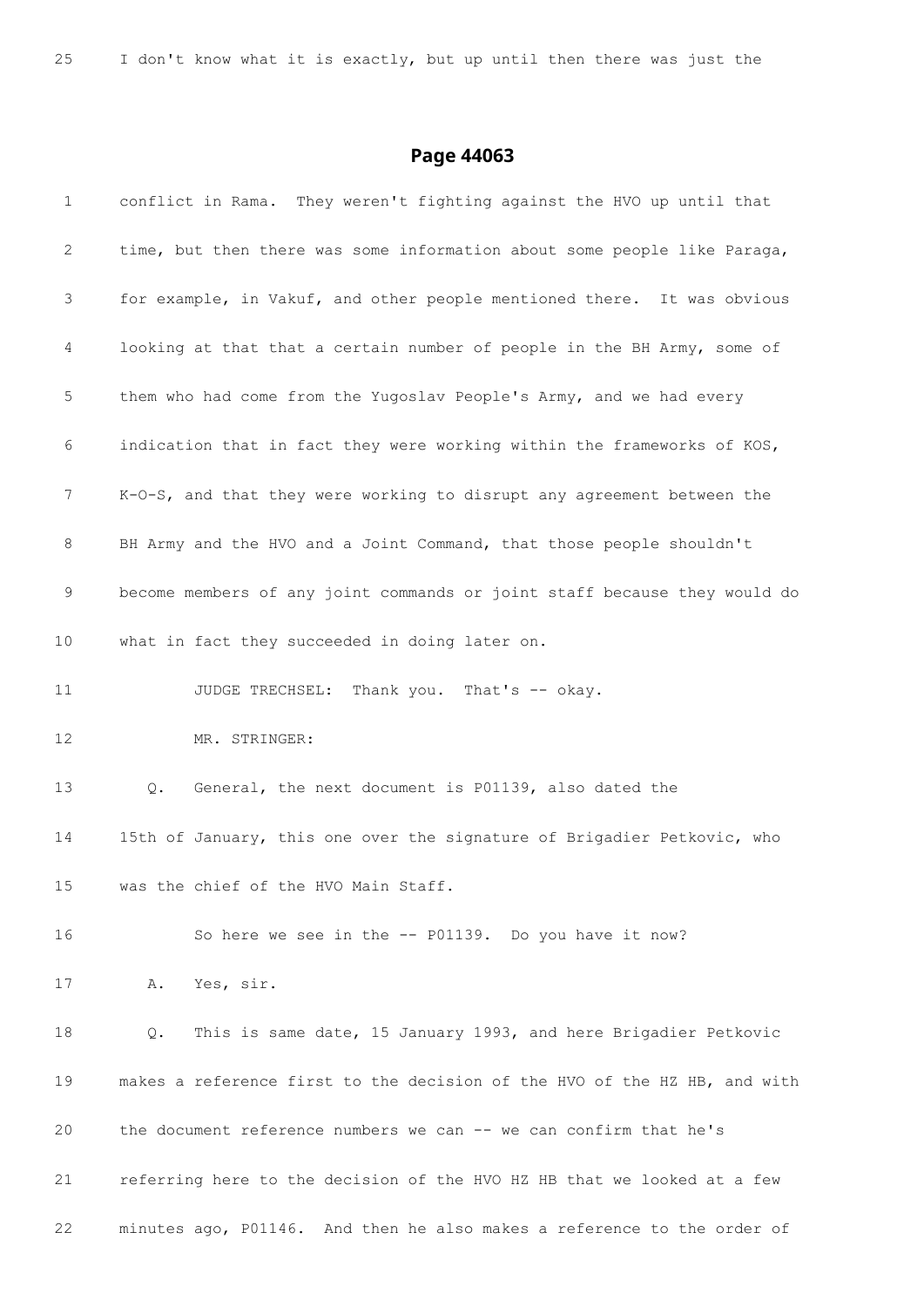25 I don't know what it is exactly, but up until then there was just the

## Page 44063

1 conflict in Rama. They weren't fighting against the HVO up until that

2 time, but then there was some information about some people like Paraga,

3 for example, in Vakuf, and other people mentioned there. It was obvious

4 looking at that that a certain number of people in the BH Army, some of

5 them who had come from the Yugoslav People's Army, and we had every

6 indication that in fact they were working within the frameworks of KOS,

7 K-O-S, and that they were working to disrupt any agreement between the

8 BH Army and the HVO and a Joint Command, that those people shouldn't

9 become members of any joint commands or joint staff because they would do

10 what in fact they succeeded in doing later on.

11 JUDGE TRECHSEL: Thank you. That's -- okay.

12 MR. STRINGER:

13 Q. General, the next document is P01139, also dated the

14 15th of January, this one over the signature of Brigadier Petkovic, who

15 was the chief of the HVO Main Staff.

16 So here we see in the -- P01139. Do you have it now?

17 A. Yes, sir.

18 Q. This is same date, 15 January 1993, and here Brigadier Petkovic

19 makes a reference first to the decision of the HVO of the HZ HB, and with

20 the document reference numbers we can -- we can confirm that he's

21 referring here to the decision of the HVO HZ HB that we looked at a few

22 minutes ago, P01146. And then he also makes a reference to the order of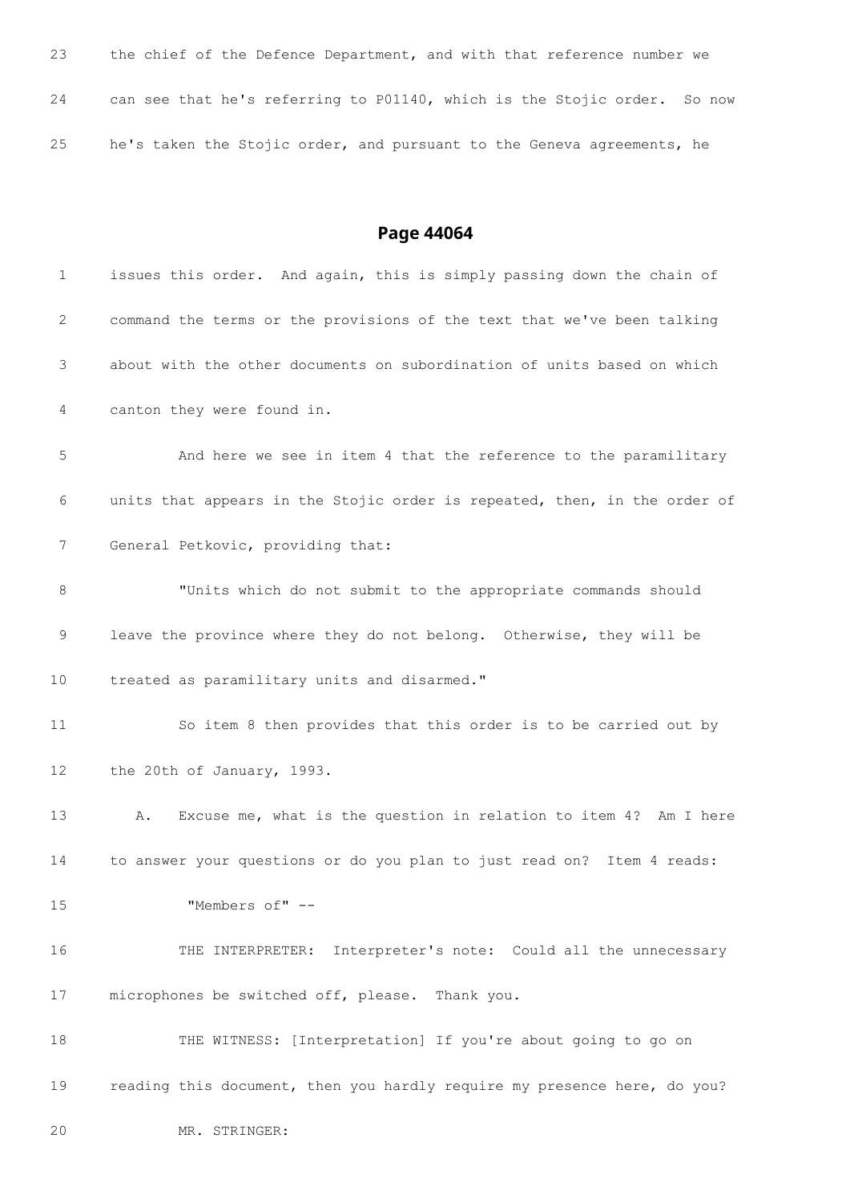23 the chief of the Defence Department, and with that reference number we

24 can see that he's referring to P01140, which is the Stojic order. So now

25 he's taken the Stojic order, and pursuant to the Geneva agreements, he

## Page 44064

1 issues this order. And again, this is simply passing down the chain of

2 command the terms or the provisions of the text that we've been talking

3 about with the other documents on subordination of units based on which

4 canton they were found in.

5 And here we see in item 4 that the reference to the paramilitary

6 units that appears in the Stojic order is repeated, then, in the order of

7 General Petkovic, providing that:

8 "Units which do not submit to the appropriate commands should

9 leave the province where they do not belong. Otherwise, they will be

10 treated as paramilitary units and disarmed."

11 So item 8 then provides that this order is to be carried out by

12 the 20th of January, 1993.

13 A. Excuse me, what is the question in relation to item 4? Am I here

14 to answer your questions or do you plan to just read on? Item 4 reads:

15 "Members of" --

16 THE INTERPRETER: Interpreter's note: Could all the unnecessary

17 microphones be switched off, please. Thank you.

18 THE WITNESS: [Interpretation] If you're about going to go on

19 reading this document, then you hardly require my presence here, do you?

20 MR. STRINGER: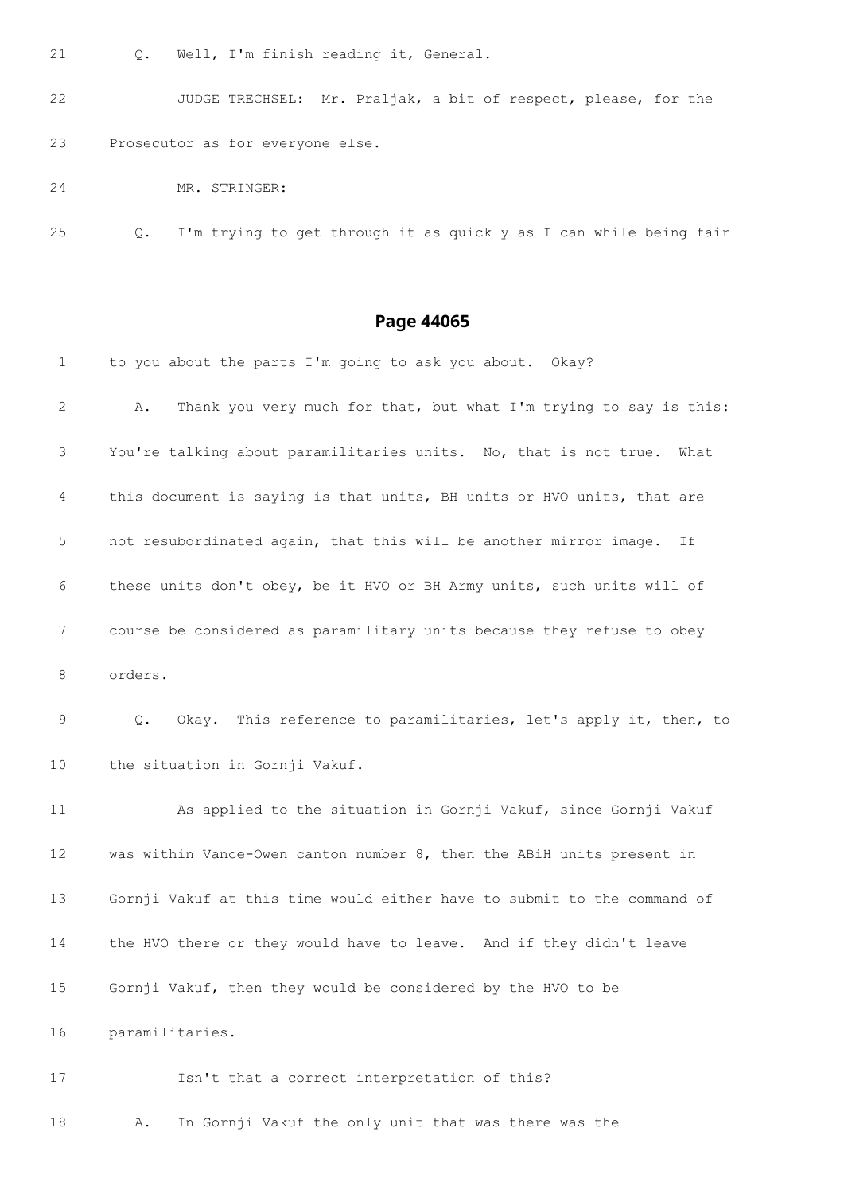21 Q. Well, I'm finish reading it, General.

22 JUDGE TRECHSEL: Mr. Praljak, a bit of respect, please, for the

23 Prosecutor as for everyone else.

24 MR. STRINGER:

25 Q. I'm trying to get through it as quickly as I can while being fair

## Page 44065

1 to you about the parts I'm going to ask you about. Okay?

2 A. Thank you very much for that, but what I'm trying to say is this:

3 You're talking about paramilitaries units. No, that is not true. What

4 this document is saying is that units, BH units or HVO units, that are

5 not resubordinated again, that this will be another mirror image. If

6 these units don't obey, be it HVO or BH Army units, such units will of

7 course be considered as paramilitary units because they refuse to obey

8 orders.

9 Q. Okay. This reference to paramilitaries, let's apply it, then, to

10 the situation in Gornji Vakuf.

11 As applied to the situation in Gornji Vakuf, since Gornji Vakuf

12 was within Vance-Owen canton number 8, then the ABiH units present in

13 Gornji Vakuf at this time would either have to submit to the command of

14 the HVO there or they would have to leave. And if they didn't leave

15 Gornji Vakuf, then they would be considered by the HVO to be

16 paramilitaries.

17 Isn't that a correct interpretation of this?

18 A. In Gornji Vakuf the only unit that was there was the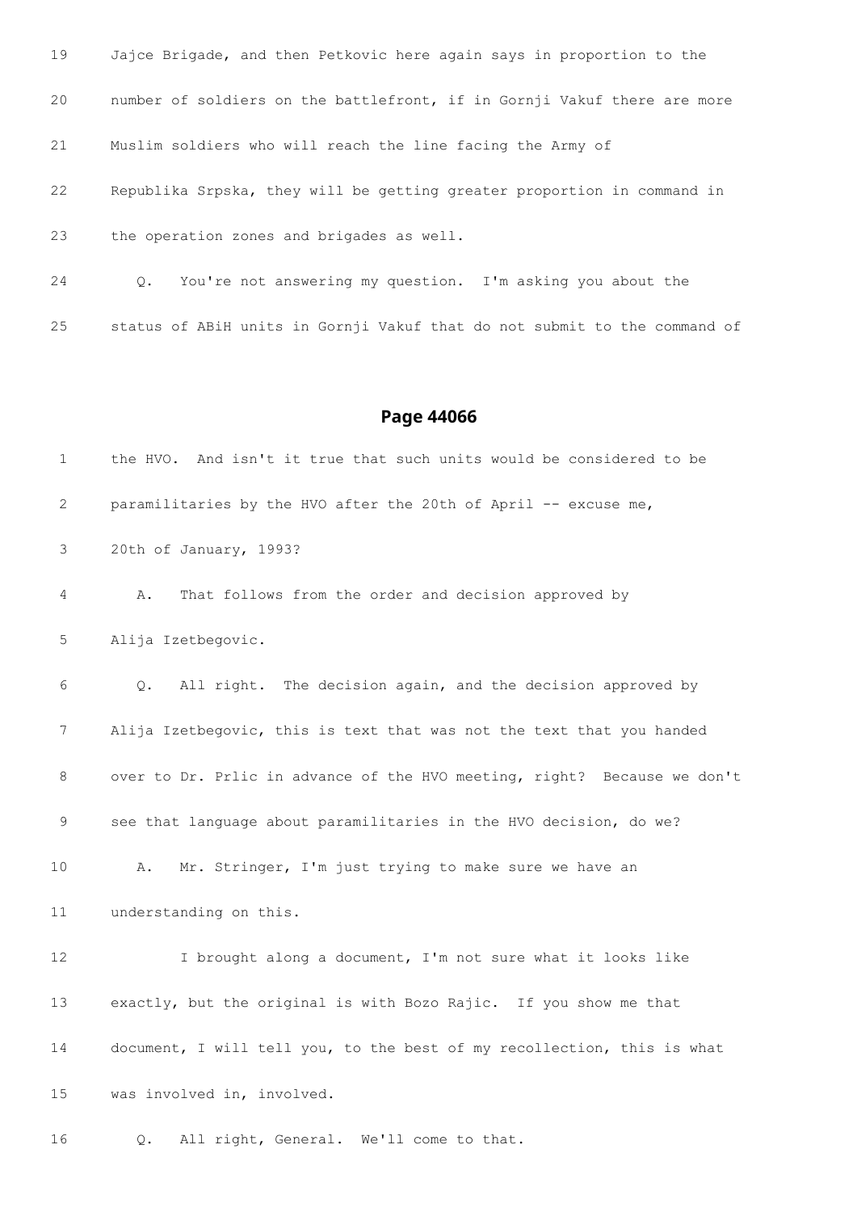19 Jajce Brigade, and then Petkovic here again says in proportion to the

20 number of soldiers on the battlefront, if in Gornji Vakuf there are more

21 Muslim soldiers who will reach the line facing the Army of

22 Republika Srpska, they will be getting greater proportion in command in

23 the operation zones and brigades as well.

24 Q. You're not answering my question. I'm asking you about the

25 status of ABiH units in Gornji Vakuf that do not submit to the command of

## Page 44066

1 the HVO. And isn't it true that such units would be considered to be

2 paramilitaries by the HVO after the 20th of April -- excuse me,

3 20th of January, 1993?

4 A. That follows from the order and decision approved by

5 Alija Izetbegovic.

6 Q. All right. The decision again, and the decision approved by

7 Alija Izetbegovic, this is text that was not the text that you handed

8 over to Dr. Prlic in advance of the HVO meeting, right? Because we don't

9 see that language about paramilitaries in the HVO decision, do we?

10 A. Mr. Stringer, I'm just trying to make sure we have an

11 understanding on this.

12 I brought along a document, I'm not sure what it looks like

13 exactly, but the original is with Bozo Rajic. If you show me that

14 document, I will tell you, to the best of my recollection, this is what

15 was involved in, involved.

16 Q. All right, General. We'll come to that.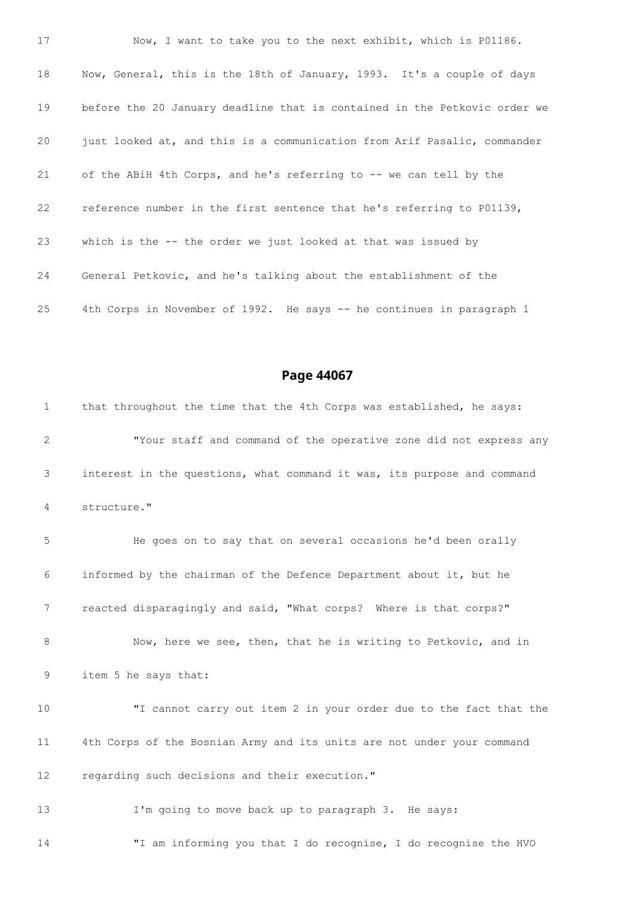17 Now, I want to take you to the next exhibit, which is P01186.

18 Now, General, this is the 18th of January, 1993. It's a couple of days

19 before the 20 January deadline that is contained in the Petkovic order we

20 just looked at, and this is a communication from Arif Pasalic, commander

21 of the ABiH 4th Corps, and he's referring to -- we can tell by the

22 reference number in the first sentence that he's referring to P01139,

23 which is the -- the order we just looked at that was issued by

24 General Petkovic, and he's talking about the establishment of the

25 4th Corps in November of 1992. He says -- he continues in paragraph 1

## Page 44067

1 that throughout the time that the 4th Corps was established, he says:

2 "Your staff and command of the operative zone did not express any

3 interest in the questions, what command it was, its purpose and command

4 structure."

5 He goes on to say that on several occasions he'd been orally

6 informed by the chairman of the Defence Department about it, but he

7 reacted disparagingly and said, "What corps? Where is that corps?"

8 Now, here we see, then, that he is writing to Petkovic, and in

9 item 5 he says that:

10 "I cannot carry out item 2 in your order due to the fact that the

11 4th Corps of the Bosnian Army and its units are not under your command

12 regarding such decisions and their execution."

13 I'm going to move back up to paragraph 3. He says:

14 "I am informing you that I do recognise, I do recognise the HVO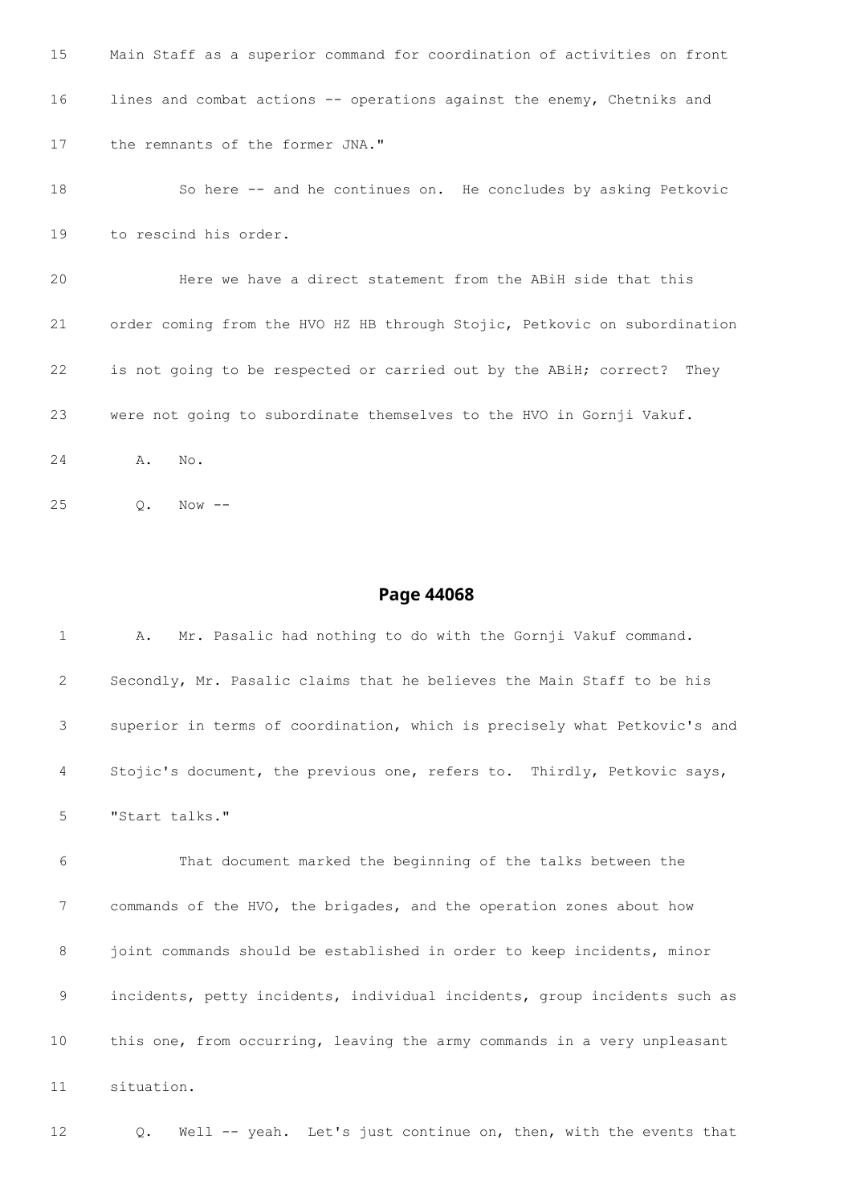15 Main Staff as a superior command for coordination of activities on front

16 lines and combat actions -- operations against the enemy, Chetniks and

17 the remnants of the former JNA."

18 So here -- and he continues on. He concludes by asking Petkovic

19 to rescind his order.

20 Here we have a direct statement from the ABiH side that this

21 order coming from the HVO HZ HB through Stojic, Petkovic on subordination

22 is not going to be respected or carried out by the ABiH; correct? They

23 were not going to subordinate themselves to the HVO in Gornji Vakuf.

24 A. No.

25 Q. Now --

## Page 44068

1 A. Mr. Pasalic had nothing to do with the Gornji Vakuf command.

2 Secondly, Mr. Pasalic claims that he believes the Main Staff to be his

3 superior in terms of coordination, which is precisely what Petkovic's and

4 Stojic's document, the previous one, refers to. Thirdly, Petkovic says,

5 "Start talks."

6 That document marked the beginning of the talks between the

7 commands of the HVO, the brigades, and the operation zones about how

8 joint commands should be established in order to keep incidents, minor

9 incidents, petty incidents, individual incidents, group incidents such as

10 this one, from occurring, leaving the army commands in a very unpleasant

11 situation.

12 Q. Well -- yeah. Let's just continue on, then, with the events that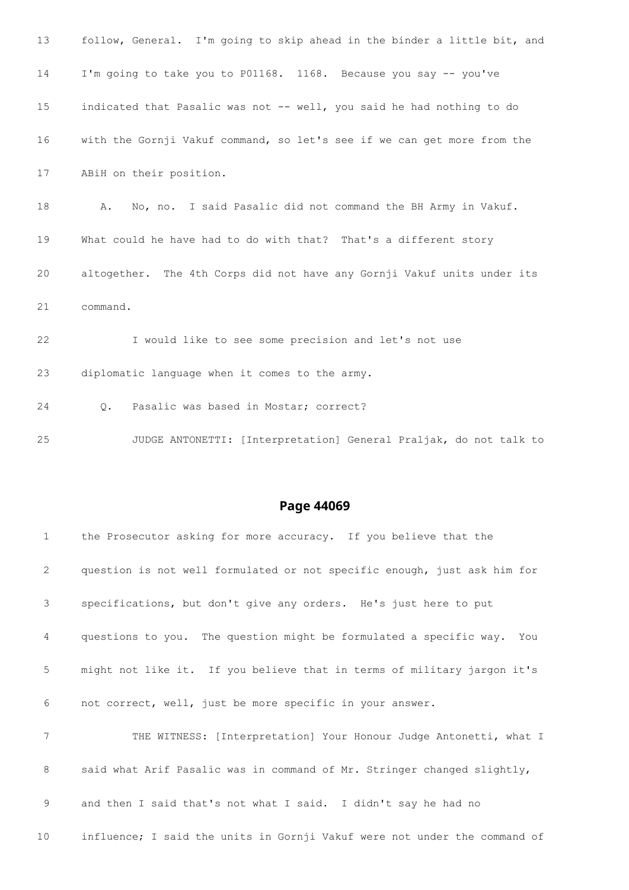13 follow, General. I'm going to skip ahead in the binder a little bit, and

14 I'm going to take you to P01168. 1168. Because you say -- you've

15 indicated that Pasalic was not -- well, you said he had nothing to do

16 with the Gornji Vakuf command, so let's see if we can get more from the

17 ABiH on their position.

18 A. No, no. I said Pasalic did not command the BH Army in Vakuf.

19 What could he have had to do with that? That's a different story

20 altogether. The 4th Corps did not have any Gornji Vakuf units under its

21 command.

22 I would like to see some precision and let's not use

23 diplomatic language when it comes to the army.

24 Q. Pasalic was based in Mostar; correct?

25 JUDGE ANTONETTI: [Interpretation] General Praljak, do not talk to

## Page 44069

1 the Prosecutor asking for more accuracy. If you believe that the

2 question is not well formulated or not specific enough, just ask him for

3 specifications, but don't give any orders. He's just here to put

4 questions to you. The question might be formulated a specific way. You

5 might not like it. If you believe that in terms of military jargon it's

6 not correct, well, just be more specific in your answer.

7 THE WITNESS: [Interpretation] Your Honour Judge Antonetti, what I

8 said what Arif Pasalic was in command of Mr. Stringer changed slightly,

9 and then I said that's not what I said. I didn't say he had no

10 influence; I said the units in Gornji Vakuf were not under the command of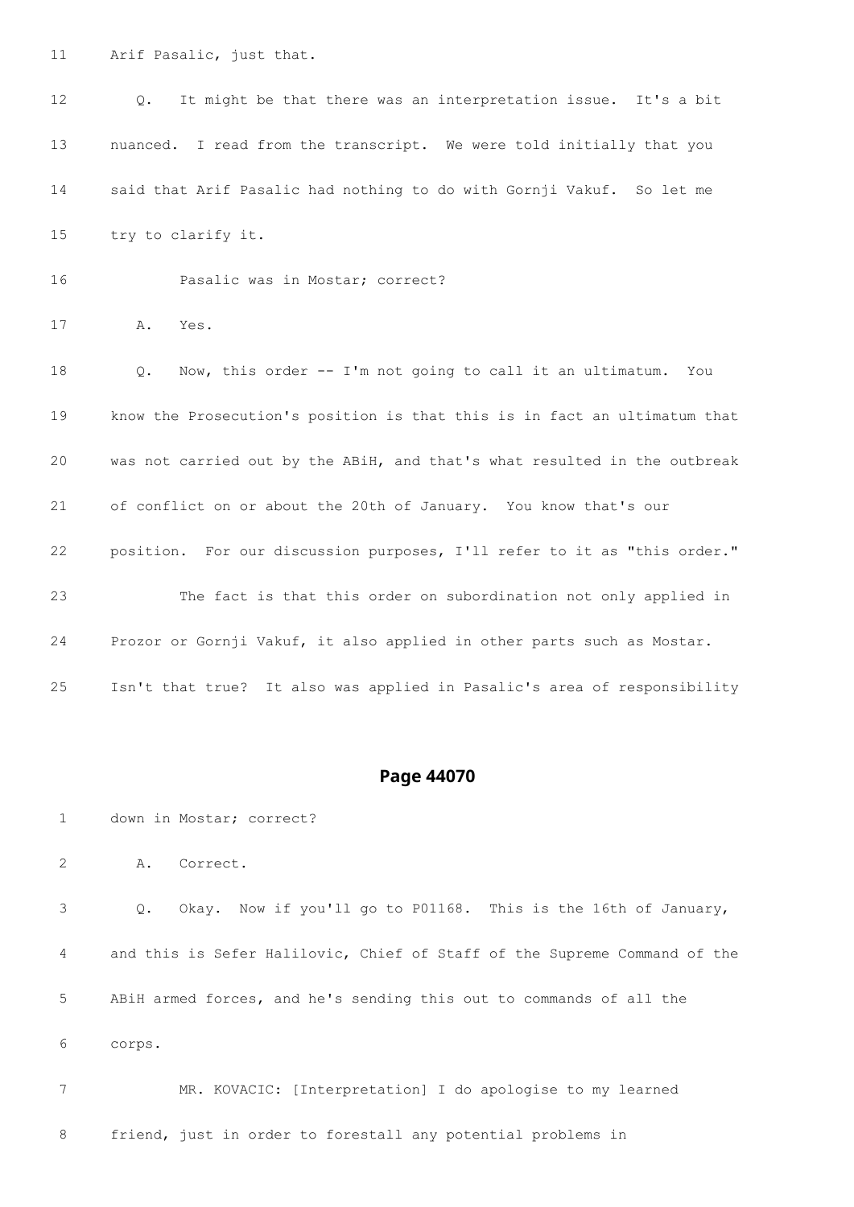11 Arif Pasalic, just that.

12 Q. It might be that there was an interpretation issue. It's a bit

13 nuanced. I read from the transcript. We were told initially that you

14 said that Arif Pasalic had nothing to do with Gornji Vakuf. So let me

15 try to clarify it.

16 Pasalic was in Mostar; correct?

17 A. Yes.

18 Q. Now, this order -- I'm not going to call it an ultimatum. You

19 know the Prosecution's position is that this is in fact an ultimatum that

20 was not carried out by the ABiH, and that's what resulted in the outbreak

21 of conflict on or about the 20th of January. You know that's our

22 position. For our discussion purposes, I'll refer to it as "this order."

23 The fact is that this order on subordination not only applied in

24 Prozor or Gornji Vakuf, it also applied in other parts such as Mostar.

25 Isn't that true? It also was applied in Pasalic's area of responsibility

## Page 44070

1 down in Mostar; correct?

2 A. Correct.

3 Q. Okay. Now if you'll go to P01168. This is the 16th of January,

4 and this is Sefer Halilovic, Chief of Staff of the Supreme Command of the

5 ABiH armed forces, and he's sending this out to commands of all the

6 corps.

7 MR. KOVACIC: [Interpretation] I do apologise to my learned

8 friend, just in order to forestall any potential problems in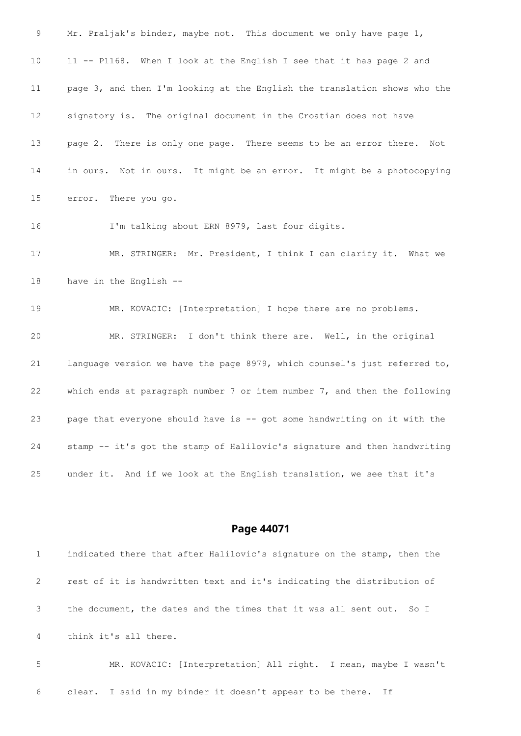9 Mr. Praljak's binder, maybe not. This document we only have page 1,

10 11 -- P1168. When I look at the English I see that it has page 2 and

11 page 3, and then I'm looking at the English the translation shows who the

12 signatory is. The original document in the Croatian does not have

13 page 2. There is only one page. There seems to be an error there. Not

14 in ours. Not in ours. It might be an error. It might be a photocopying

15 error. There you go.

16 I'm talking about ERN 8979, last four digits.

17 MR. STRINGER: Mr. President, I think I can clarify it. What we

18 have in the English --

19 MR. KOVACIC: [Interpretation] I hope there are no problems.

20 MR. STRINGER: I don't think there are. Well, in the original

21 language version we have the page 8979, which counsel's just referred to,

22 which ends at paragraph number 7 or item number 7, and then the following

23 page that everyone should have is -- got some handwriting on it with the

24 stamp -- it's got the stamp of Halilovic's signature and then handwriting

25 under it. And if we look at the English translation, we see that it's

## Page 44071

1 indicated there that after Halilovic's signature on the stamp, then the

2 rest of it is handwritten text and it's indicating the distribution of

3 the document, the dates and the times that it was all sent out. So I

4 think it's all there.

5 MR. KOVACIC: [Interpretation] All right. I mean, maybe I wasn't

6 clear. I said in my binder it doesn't appear to be there. If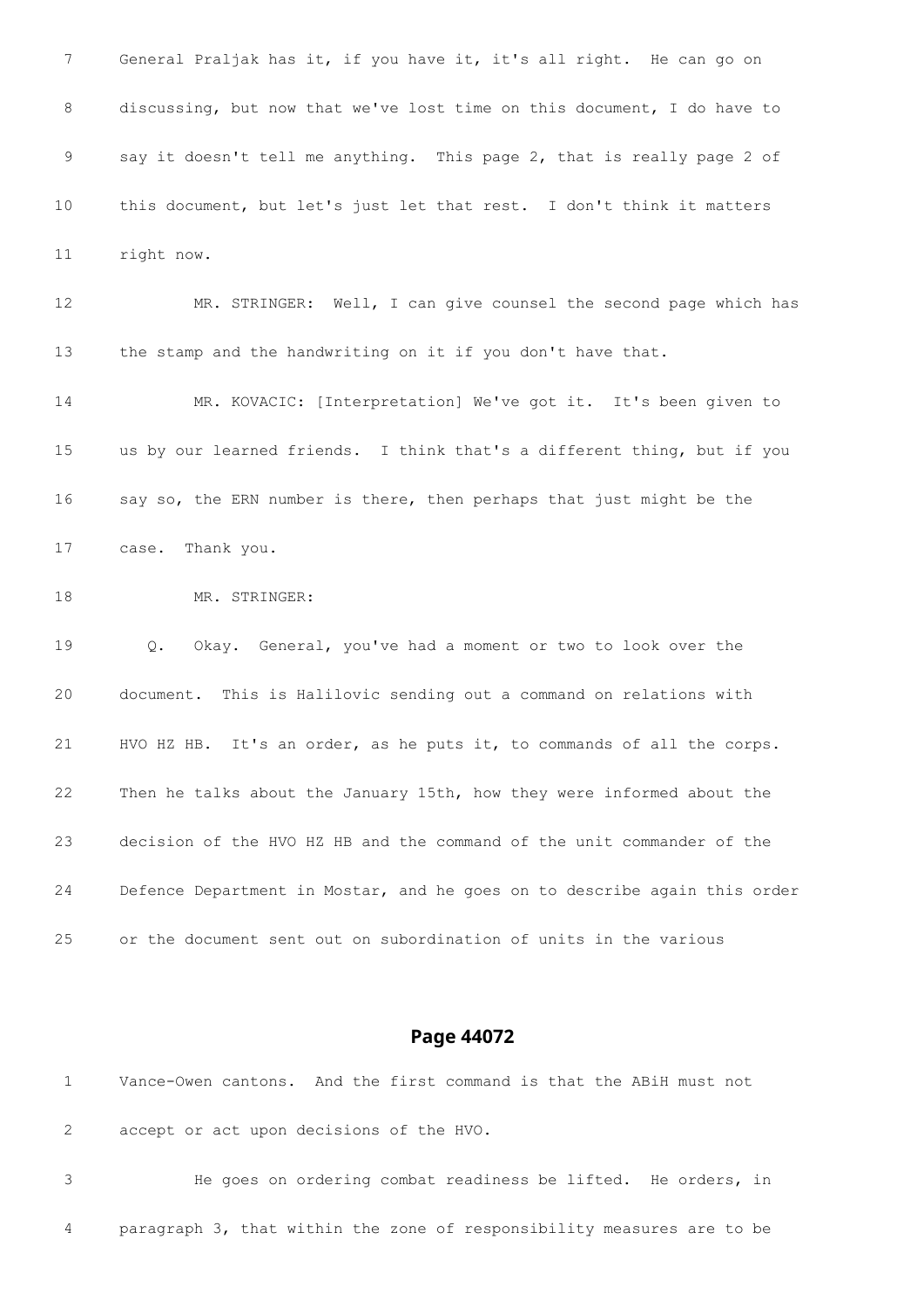7 General Praljak has it, if you have it, it's all right. He can go on

8 discussing, but now that we've lost time on this document, I do have to

9 say it doesn't tell me anything. This page 2, that is really page 2 of

10 this document, but let's just let that rest. I don't think it matters

11 right now.

12 MR. STRINGER: Well, I can give counsel the second page which has

13 the stamp and the handwriting on it if you don't have that.

14 MR. KOVACIC: [Interpretation] We've got it. It's been given to

15 us by our learned friends. I think that's a different thing, but if you

16 say so, the ERN number is there, then perhaps that just might be the

17 case. Thank you.

18 MR. STRINGER:

19 Q. Okay. General, you've had a moment or two to look over the

20 document. This is Halilovic sending out a command on relations with

21 HVO HZ HB. It's an order, as he puts it, to commands of all the corps.

22 Then he talks about the January 15th, how they were informed about the

23 decision of the HVO HZ HB and the command of the unit commander of the

24 Defence Department in Mostar, and he goes on to describe again this order

25 or the document sent out on subordination of units in the various

## Page 44072

1 Vance-Owen cantons. And the first command is that the ABiH must not

2 accept or act upon decisions of the HVO.

3 He goes on ordering combat readiness be lifted. He orders, in

4 paragraph 3, that within the zone of responsibility measures are to be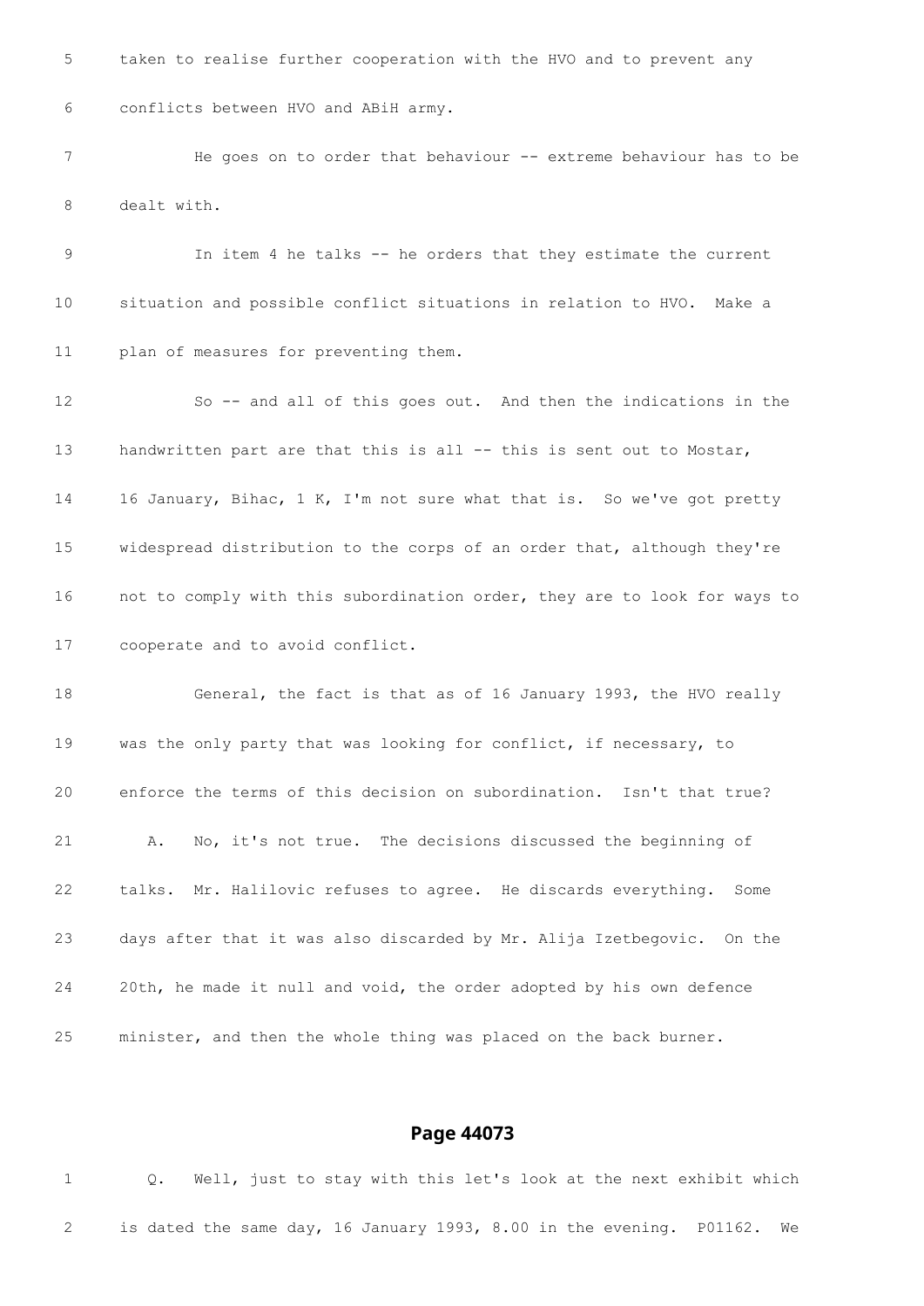5 taken to realise further cooperation with the HVO and to prevent any

6 conflicts between HVO and ABiH army.

7 He goes on to order that behaviour -- extreme behaviour has to be

8 dealt with.

9 In item 4 he talks -- he orders that they estimate the current

10 situation and possible conflict situations in relation to HVO. Make a

11 plan of measures for preventing them.

12 So -- and all of this goes out. And then the indications in the

13 handwritten part are that this is all -- this is sent out to Mostar,

14 16 January, Bihac, 1 K, I'm not sure what that is. So we've got pretty

15 widespread distribution to the corps of an order that, although they're

16 not to comply with this subordination order, they are to look for ways to

17 cooperate and to avoid conflict.

18 General, the fact is that as of 16 January 1993, the HVO really

19 was the only party that was looking for conflict, if necessary, to

20 enforce the terms of this decision on subordination. Isn't that true?

21 A. No, it's not true. The decisions discussed the beginning of

22 talks. Mr. Halilovic refuses to agree. He discards everything. Some

23 days after that it was also discarded by Mr. Alija Izetbegovic. On the

24 20th, he made it null and void, the order adopted by his own defence

25 minister, and then the whole thing was placed on the back burner.

## Page 44073

1 Q. Well, just to stay with this let's look at the next exhibit which

2 is dated the same day, 16 January 1993, 8.00 in the evening. P01162. We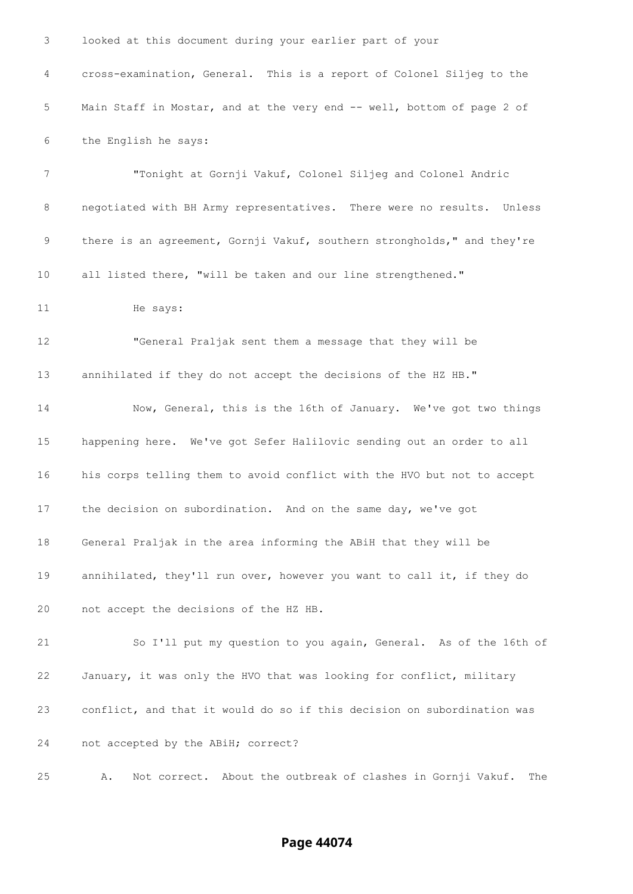looked at this document during your earlier part of your cross-examination, General. This is a report of Colonel Siljeg to the Main Staff in Mostar, and at the very end -- well, bottom of page 2 of the English he says:

"Tonight at Gornji Vakuf, Colonel Siljeg and Colonel Andric negotiated with BH Army representatives. There were no results. Unless there is an agreement, Gornji Vakuf, southern strongholds," and they're all listed there, "will be taken and our line strengthened."

He says:

"General Praljak sent them a message that they will be annihilated if they do not accept the decisions of the HZ HB."

Now, General, this is the 16th of January. We've got two things happening here. We've got Sefer Halilovic sending out an order to all his corps telling them to avoid conflict with the HVO but not to accept the decision on subordination. And on the same day, we've got General Praljak in the area informing the ABiH that they will be annihilated, they'll run over, however you want to call it, if they do not accept the decisions of the HZ HB.

So I'll put my question to you again, General. As of the 16th of January, it was only the HVO that was looking for conflict, military conflict, and that it would do so if this decision on subordination was not accepted by the ABiH; correct?

A. Not correct. About the outbreak of clashes in Gornji Vakuf. The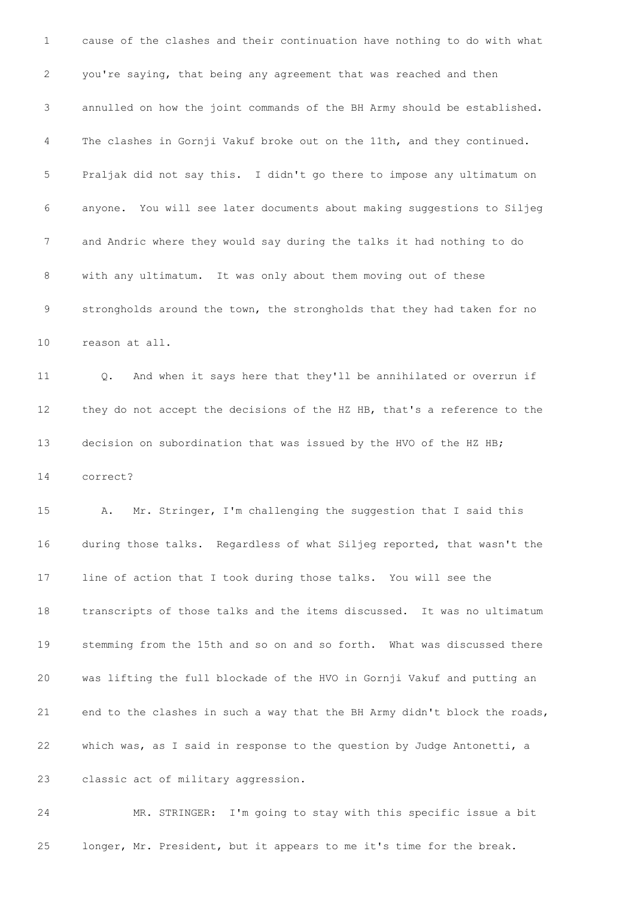cause of the clashes and their continuation have nothing to do with what you're saying, that being any agreement that was reached and then annulled on how the joint commands of the BH Army should be established. The clashes in Gornji Vakuf broke out on the 11th, and they continued. Praljak did not say this. I didn't go there to impose any ultimatum on anyone. You will see later documents about making suggestions to Siljeg and Andric where they would say during the talks it had nothing to do with any ultimatum. It was only about them moving out of these strongholds around the town, the strongholds that they had taken for no reason at all.

Q. And when it says here that they'll be annihilated or overrun if they do not accept the decisions of the HZ HB, that's a reference to the decision on subordination that was issued by the HVO of the HZ HB; correct?

A. Mr. Stringer, I'm challenging the suggestion that I said this during those talks. Regardless of what Siljeg reported, that wasn't the line of action that I took during those talks. You will see the transcripts of those talks and the items discussed. It was no ultimatum stemming from the 15th and so on and so forth. What was discussed there was lifting the full blockade of the HVO in Gornji Vakuf and putting an end to the clashes in such a way that the BH Army didn't block the roads, which was, as I said in response to the question by Judge Antonetti, a classic act of military aggression.

MR. STRINGER: I'm going to stay with this specific issue a bit longer, Mr. President, but it appears to me it's time for the break.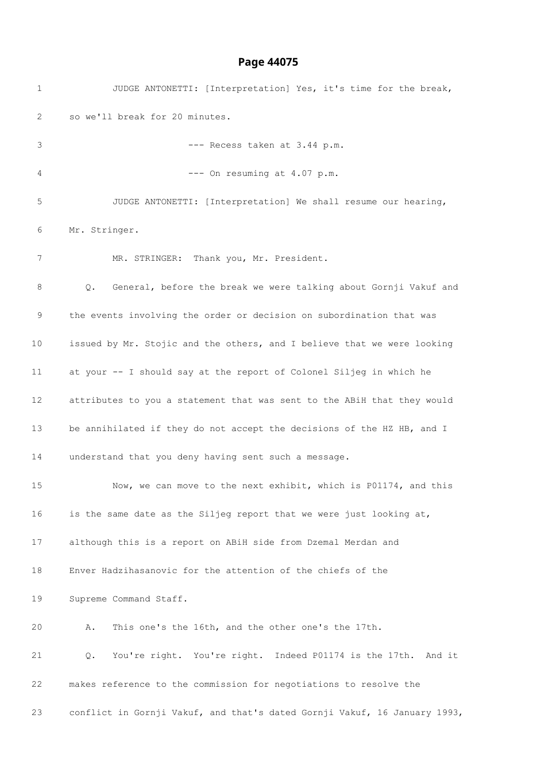1 JUDGE ANTONETTI: [Interpretation] Yes, it's time for the break,

2 so we'll break for 20 minutes.

3 --- Recess taken at 3.44 p.m.

4 --- On resuming at 4.07 p.m.

5 JUDGE ANTONETTI: [Interpretation] We shall resume our hearing,

6 Mr. Stringer.

7 MR. STRINGER: Thank you, Mr. President.

8 Q. General, before the break we were talking about Gornji Vakuf and

9 the events involving the order or decision on subordination that was

10 issued by Mr. Stojic and the others, and I believe that we were looking

11 at your -- I should say at the report of Colonel Siljeg in which he

12 attributes to you a statement that was sent to the ABiH that they would

13 be annihilated if they do not accept the decisions of the HZ HB, and I

14 understand that you deny having sent such a message.

15 Now, we can move to the next exhibit, which is P01174, and this

16 is the same date as the Siljeg report that we were just looking at,

17 although this is a report on ABiH side from Dzemal Merdan and

18 Enver Hadzihasanovic for the attention of the chiefs of the

19 Supreme Command Staff.

20 A. This one's the 16th, and the other one's the 17th.

21 Q. You're right. You're right. Indeed P01174 is the 17th. And it

22 makes reference to the commission for negotiations to resolve the

23 conflict in Gornji Vakuf, and that's dated Gornji Vakuf, 16 January 1993,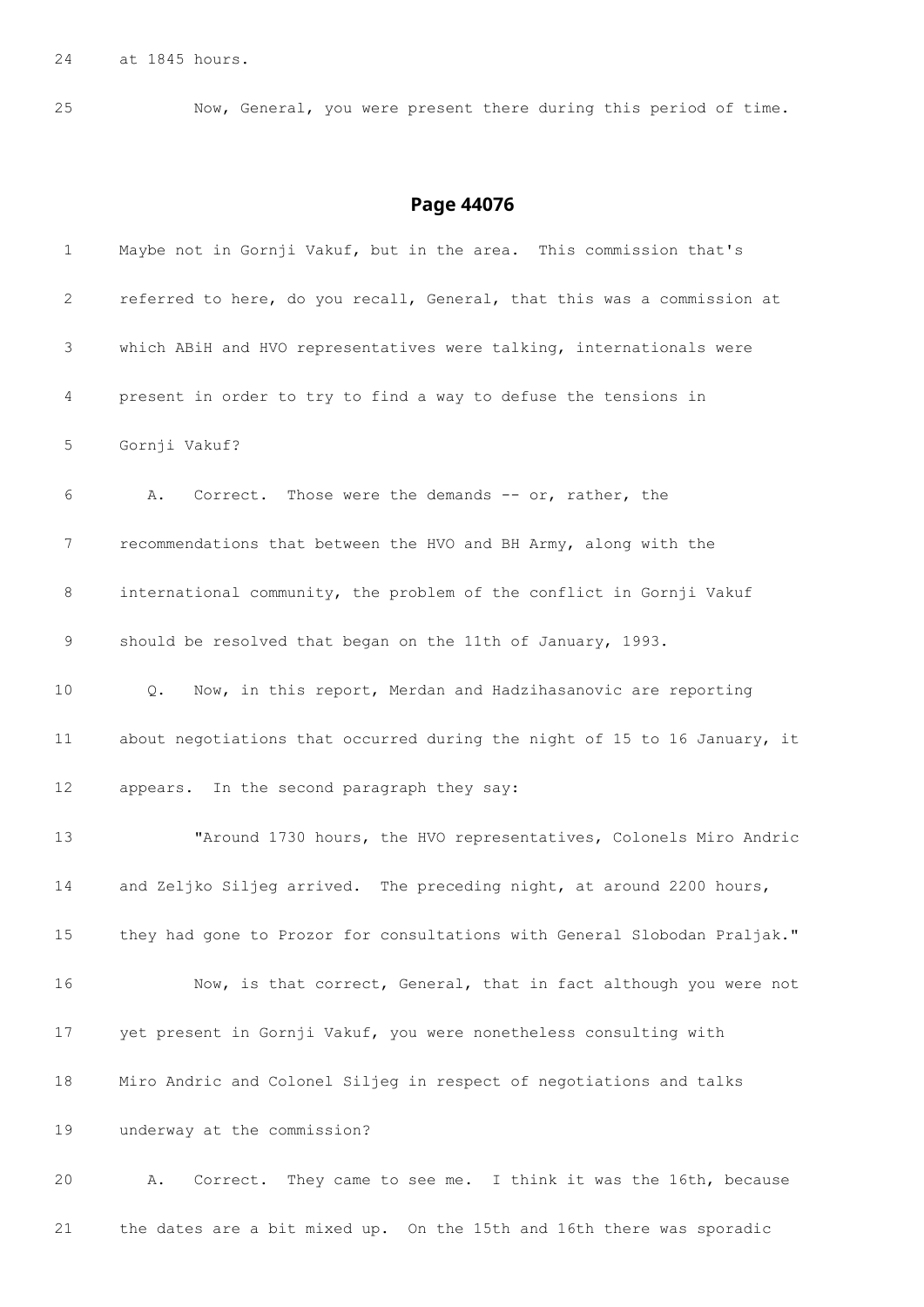24 at 1845 hours.

25 Now, General, you were present there during this period of time.

## Page 44076

1 Maybe not in Gornji Vakuf, but in the area. This commission that's

2 referred to here, do you recall, General, that this was a commission at

3 which ABiH and HVO representatives were talking, internationals were

4 present in order to try to find a way to defuse the tensions in

5 Gornji Vakuf?

6 A. Correct. Those were the demands -- or, rather, the

7 recommendations that between the HVO and BH Army, along with the

8 international community, the problem of the conflict in Gornji Vakuf

9 should be resolved that began on the 11th of January, 1993.

10 Q. Now, in this report, Merdan and Hadzihasanovic are reporting

11 about negotiations that occurred during the night of 15 to 16 January, it

12 appears. In the second paragraph they say:

13 "Around 1730 hours, the HVO representatives, Colonels Miro Andric

14 and Zeljko Siljeg arrived. The preceding night, at around 2200 hours,

15 they had gone to Prozor for consultations with General Slobodan Praljak."

16 Now, is that correct, General, that in fact although you were not

17 yet present in Gornji Vakuf, you were nonetheless consulting with

18 Miro Andric and Colonel Siljeg in respect of negotiations and talks

19 underway at the commission?

20 A. Correct. They came to see me. I think it was the 16th, because

21 the dates are a bit mixed up. On the 15th and 16th there was sporadic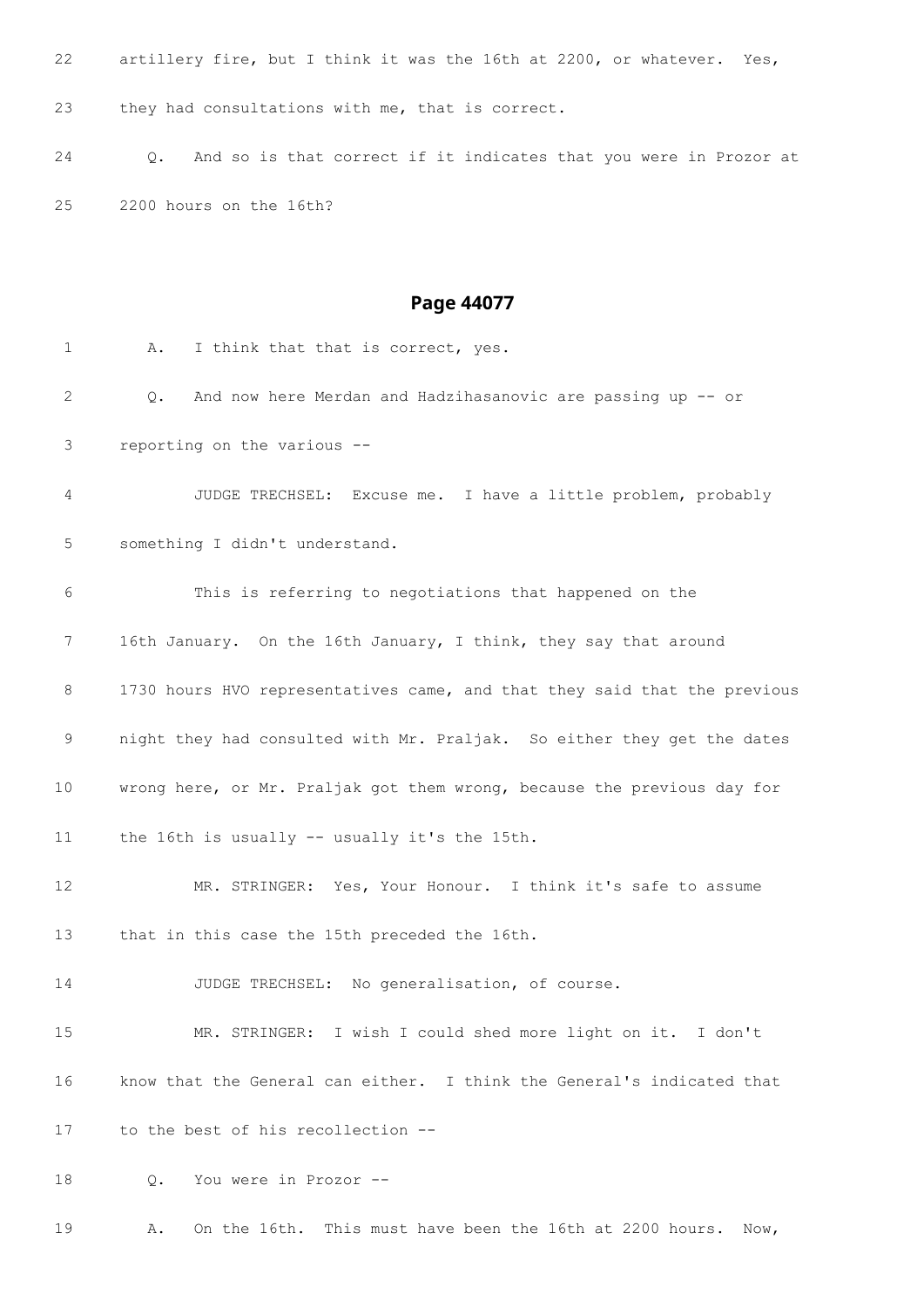22 artillery fire, but I think it was the 16th at 2200, or whatever. Yes,

23 they had consultations with me, that is correct.

24 Q. And so is that correct if it indicates that you were in Prozor at

25 2200 hours on the 16th?

## Page 44077

1 A. I think that that is correct, yes.

2 Q. And now here Merdan and Hadzihasanovic are passing up -- or

3 reporting on the various --

4 JUDGE TRECHSEL: Excuse me. I have a little problem, probably

5 something I didn't understand.

6 This is referring to negotiations that happened on the

7 16th January. On the 16th January, I think, they say that around

8 1730 hours HVO representatives came, and that they said that the previous

9 night they had consulted with Mr. Praljak. So either they get the dates

10 wrong here, or Mr. Praljak got them wrong, because the previous day for

11 the 16th is usually -- usually it's the 15th.

12 MR. STRINGER: Yes, Your Honour. I think it's safe to assume

13 that in this case the 15th preceded the 16th.

14 JUDGE TRECHSEL: No generalisation, of course.

15 MR. STRINGER: I wish I could shed more light on it. I don't

16 know that the General can either. I think the General's indicated that

17 to the best of his recollection --

18 Q. You were in Prozor --

19 A. On the 16th. This must have been the 16th at 2200 hours. Now,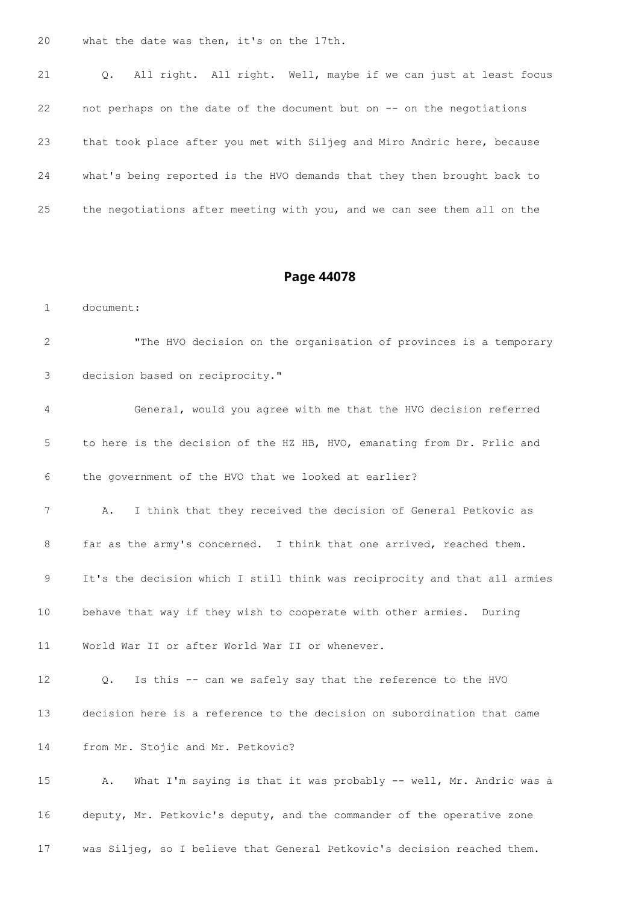20 what the date was then, it's on the 17th.

21 Q. All right. All right. Well, maybe if we can just at least focus

22 not perhaps on the date of the document but on -- on the negotiations

23 that took place after you met with Siljeg and Miro Andric here, because

24 what's being reported is the HVO demands that they then brought back to

25 the negotiations after meeting with you, and we can see them all on the

## Page 44078

1 document:

2 "The HVO decision on the organisation of provinces is a temporary

3 decision based on reciprocity."

4 General, would you agree with me that the HVO decision referred

5 to here is the decision of the HZ HB, HVO, emanating from Dr. Prlic and

6 the government of the HVO that we looked at earlier?

7 A. I think that they received the decision of General Petkovic as

8 far as the army's concerned. I think that one arrived, reached them.

9 It's the decision which I still think was reciprocity and that all armies

10 behave that way if they wish to cooperate with other armies. During

11 World War II or after World War II or whenever.

12 Q. Is this -- can we safely say that the reference to the HVO

13 decision here is a reference to the decision on subordination that came

14 from Mr. Stojic and Mr. Petkovic?

15 A. What I'm saying is that it was probably -- well, Mr. Andric was a

16 deputy, Mr. Petkovic's deputy, and the commander of the operative zone

17 was Siljeg, so I believe that General Petkovic's decision reached them.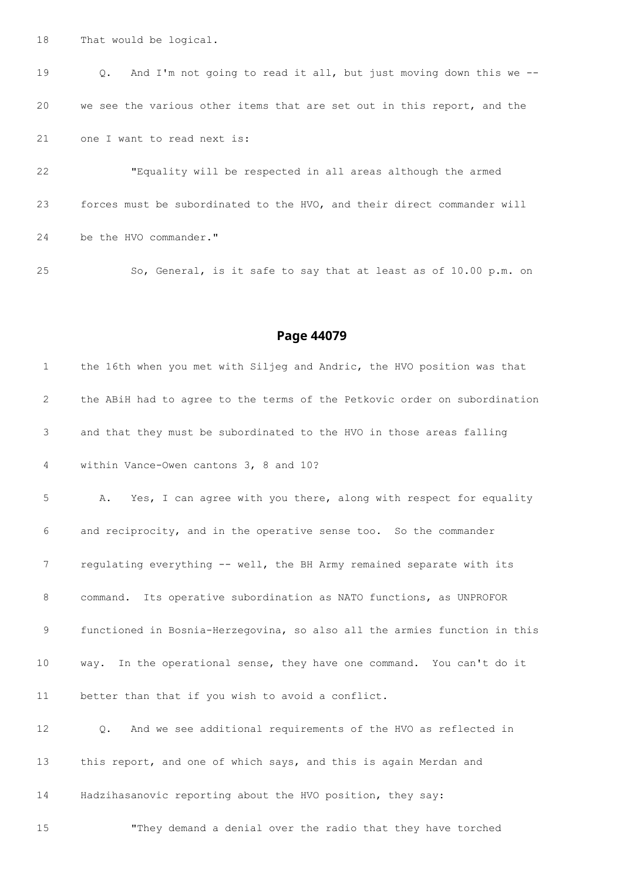18 That would be logical.

19 Q. And I'm not going to read it all, but just moving down this we --

20 we see the various other items that are set out in this report, and the

21 one I want to read next is:

22 "Equality will be respected in all areas although the armed

23 forces must be subordinated to the HVO, and their direct commander will

24 be the HVO commander."

25 So, General, is it safe to say that at least as of 10.00 p.m. on

## Page 44079

1 the 16th when you met with Siljeg and Andric, the HVO position was that

2 the ABiH had to agree to the terms of the Petkovic order on subordination

3 and that they must be subordinated to the HVO in those areas falling

4 within Vance-Owen cantons 3, 8 and 10?

5 A. Yes, I can agree with you there, along with respect for equality

6 and reciprocity, and in the operative sense too. So the commander

7 regulating everything -- well, the BH Army remained separate with its

8 command. Its operative subordination as NATO functions, as UNPROFOR

9 functioned in Bosnia-Herzegovina, so also all the armies function in this

10 way. In the operational sense, they have one command. You can't do it

11 better than that if you wish to avoid a conflict.

12 Q. And we see additional requirements of the HVO as reflected in

13 this report, and one of which says, and this is again Merdan and

14 Hadzihasanovic reporting about the HVO position, they say:

15 "They demand a denial over the radio that they have torched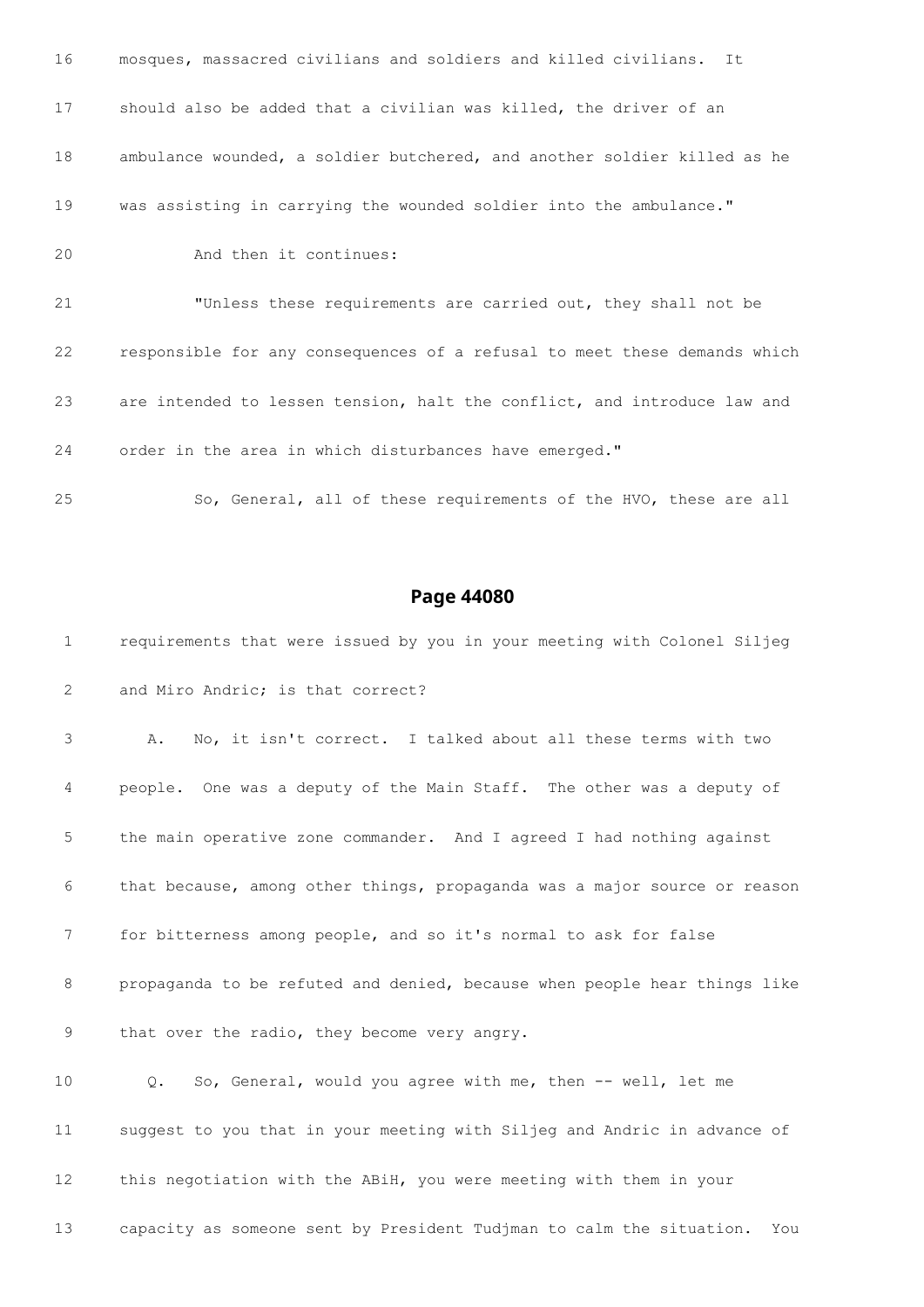16 mosques, massacred civilians and soldiers and killed civilians. It

17 should also be added that a civilian was killed, the driver of an

18 ambulance wounded, a soldier butchered, and another soldier killed as he

19 was assisting in carrying the wounded soldier into the ambulance."

20 And then it continues:

21 "Unless these requirements are carried out, they shall not be

22 responsible for any consequences of a refusal to meet these demands which

23 are intended to lessen tension, halt the conflict, and introduce law and

24 order in the area in which disturbances have emerged."

25 So, General, all of these requirements of the HVO, these are all

## Page 44080

1 requirements that were issued by you in your meeting with Colonel Siljeg

2 and Miro Andric; is that correct?

3 A. No, it isn't correct. I talked about all these terms with two

4 people. One was a deputy of the Main Staff. The other was a deputy of

5 the main operative zone commander. And I agreed I had nothing against

6 that because, among other things, propaganda was a major source or reason

7 for bitterness among people, and so it's normal to ask for false

8 propaganda to be refuted and denied, because when people hear things like

9 that over the radio, they become very angry.

10 Q. So, General, would you agree with me, then -- well, let me

11 suggest to you that in your meeting with Siljeg and Andric in advance of

12 this negotiation with the ABiH, you were meeting with them in your

13 capacity as someone sent by President Tudjman to calm the situation. You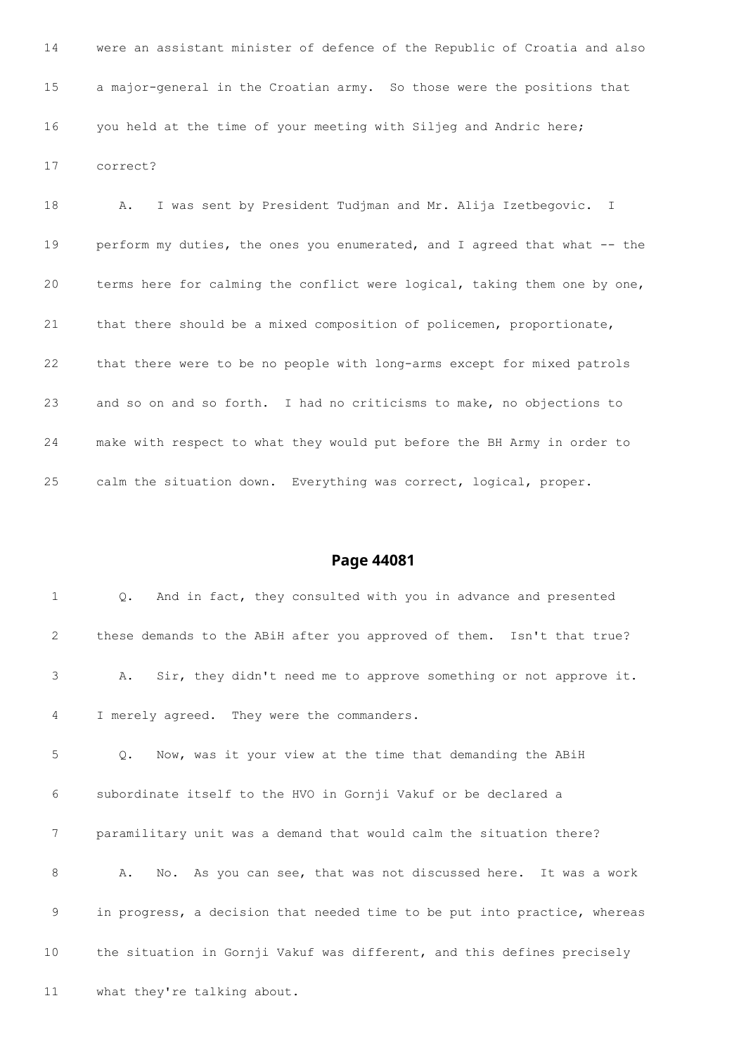14 were an assistant minister of defence of the Republic of Croatia and also

15 a major-general in the Croatian army. So those were the positions that

16 you held at the time of your meeting with Siljeg and Andric here;

17 correct?

18 A. I was sent by President Tudjman and Mr. Alija Izetbegovic. I

19 perform my duties, the ones you enumerated, and I agreed that what -- the

20 terms here for calming the conflict were logical, taking them one by one,

21 that there should be a mixed composition of policemen, proportionate,

22 that there were to be no people with long-arms except for mixed patrols

23 and so on and so forth. I had no criticisms to make, no objections to

24 make with respect to what they would put before the BH Army in order to

25 calm the situation down. Everything was correct, logical, proper.

## Page 44081

1 Q. And in fact, they consulted with you in advance and presented

2 these demands to the ABiH after you approved of them. Isn't that true?

3 A. Sir, they didn't need me to approve something or not approve it.

4 I merely agreed. They were the commanders.

5 Q. Now, was it your view at the time that demanding the ABiH

6 subordinate itself to the HVO in Gornji Vakuf or be declared a

7 paramilitary unit was a demand that would calm the situation there?

8 A. No. As you can see, that was not discussed here. It was a work

9 in progress, a decision that needed time to be put into practice, whereas

10 the situation in Gornji Vakuf was different, and this defines precisely

11 what they're talking about.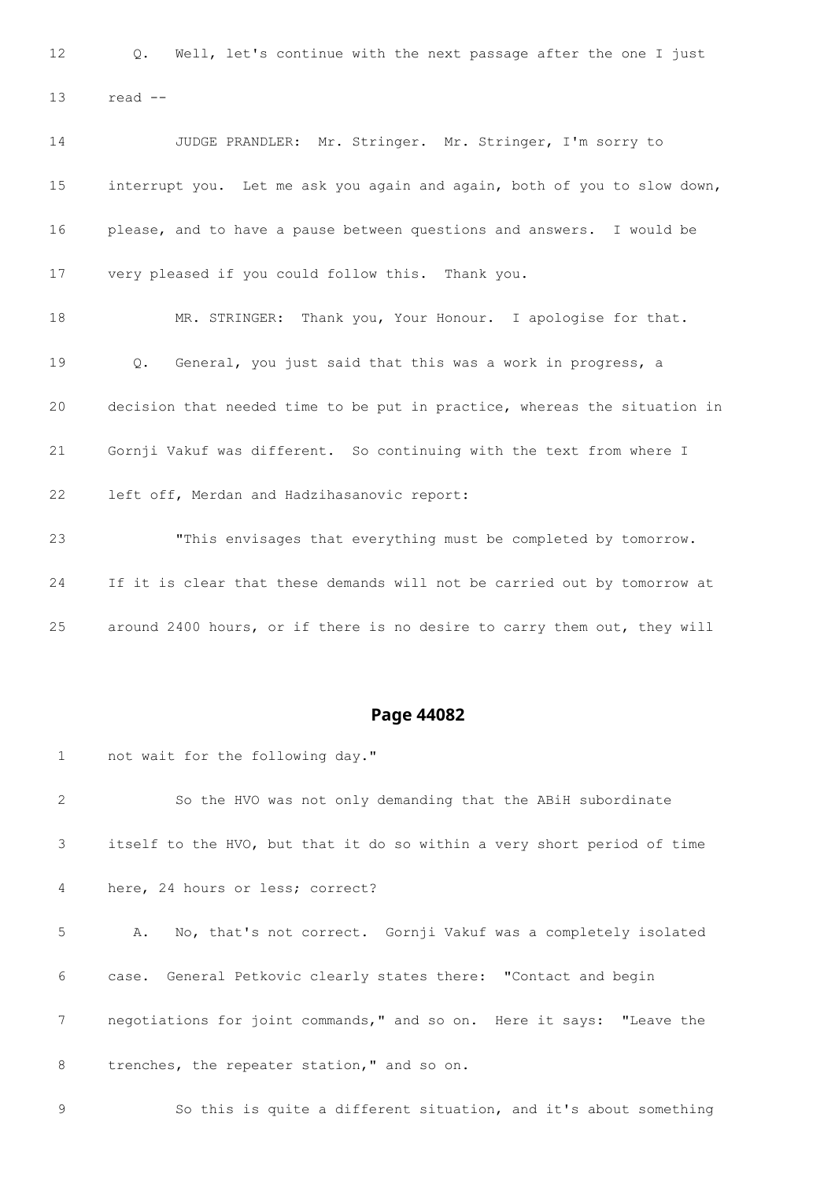12 Q. Well, let's continue with the next passage after the one I just

13 read --

14 JUDGE PRANDLER: Mr. Stringer. Mr. Stringer, I'm sorry to

15 interrupt you. Let me ask you again and again, both of you to slow down,

16 please, and to have a pause between questions and answers. I would be

17 very pleased if you could follow this. Thank you.

18 MR. STRINGER: Thank you, Your Honour. I apologise for that.

19 Q. General, you just said that this was a work in progress, a

20 decision that needed time to be put in practice, whereas the situation in

21 Gornji Vakuf was different. So continuing with the text from where I

22 left off, Merdan and Hadzihasanovic report:

23 "This envisages that everything must be completed by tomorrow.

24 If it is clear that these demands will not be carried out by tomorrow at

25 around 2400 hours, or if there is no desire to carry them out, they will

## Page 44082

1 not wait for the following day."

2 So the HVO was not only demanding that the ABiH subordinate

3 itself to the HVO, but that it do so within a very short period of time

4 here, 24 hours or less; correct?

5 A. No, that's not correct. Gornji Vakuf was a completely isolated

6 case. General Petkovic clearly states there: "Contact and begin

7 negotiations for joint commands," and so on. Here it says: "Leave the

8 trenches, the repeater station," and so on.

9 So this is quite a different situation, and it's about something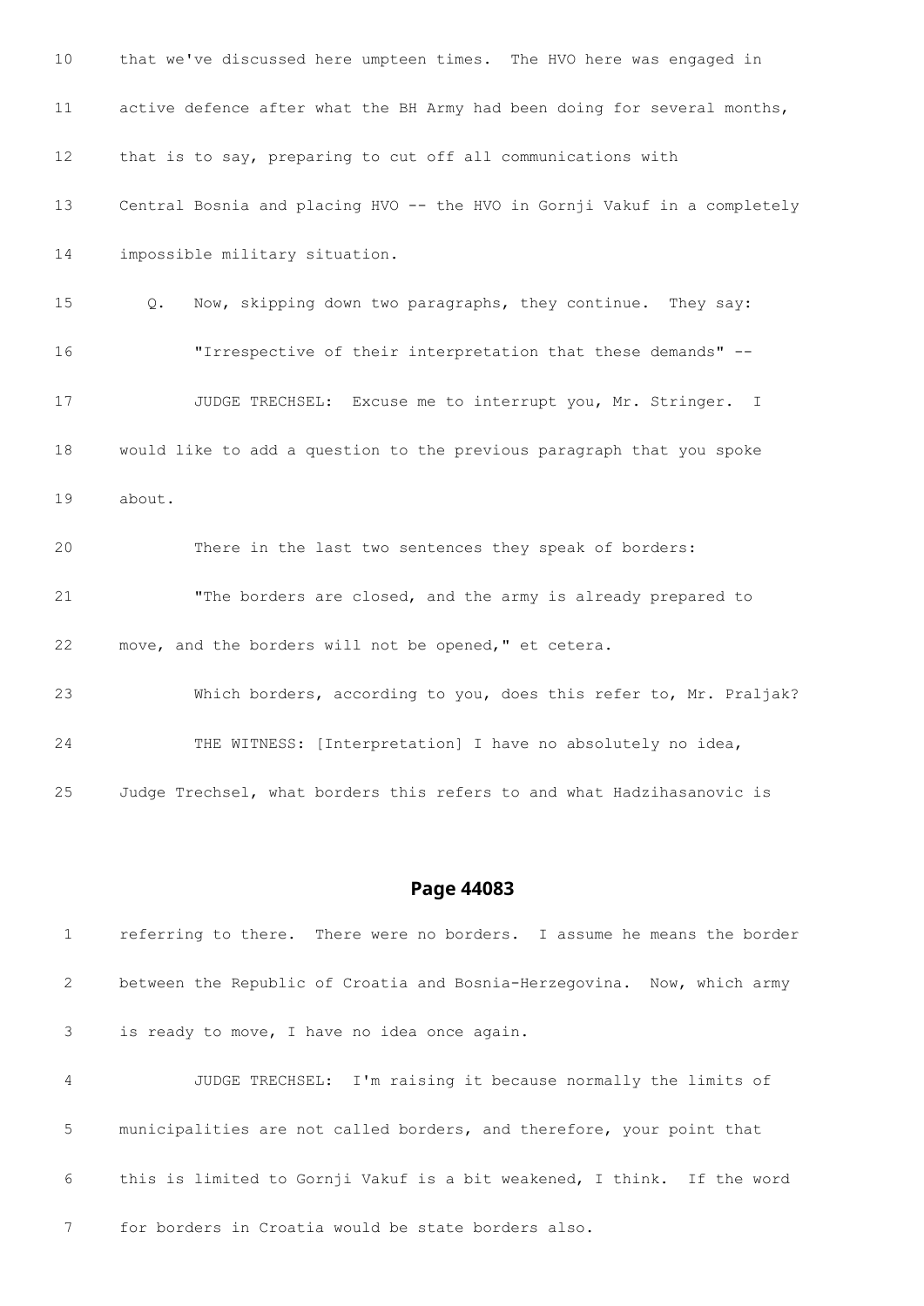10 that we've discussed here umpteen times. The HVO here was engaged in

11 active defence after what the BH Army had been doing for several months,

12 that is to say, preparing to cut off all communications with

13 Central Bosnia and placing HVO -- the HVO in Gornji Vakuf in a completely

14 impossible military situation.

15 Q. Now, skipping down two paragraphs, they continue. They say:

16 "Irrespective of their interpretation that these demands" --

17 JUDGE TRECHSEL: Excuse me to interrupt you, Mr. Stringer. I

18 would like to add a question to the previous paragraph that you spoke

19 about.

20 There in the last two sentences they speak of borders:

21 "The borders are closed, and the army is already prepared to

22 move, and the borders will not be opened," et cetera.

23 Which borders, according to you, does this refer to, Mr. Praljak?

24 THE WITNESS: [Interpretation] I have no absolutely no idea,

25 Judge Trechsel, what borders this refers to and what Hadzihasanovic is

## Page 44083

1 referring to there. There were no borders. I assume he means the border

2 between the Republic of Croatia and Bosnia-Herzegovina. Now, which army

3 is ready to move, I have no idea once again.

4 JUDGE TRECHSEL: I'm raising it because normally the limits of

5 municipalities are not called borders, and therefore, your point that

6 this is limited to Gornji Vakuf is a bit weakened, I think. If the word

7 for borders in Croatia would be state borders also.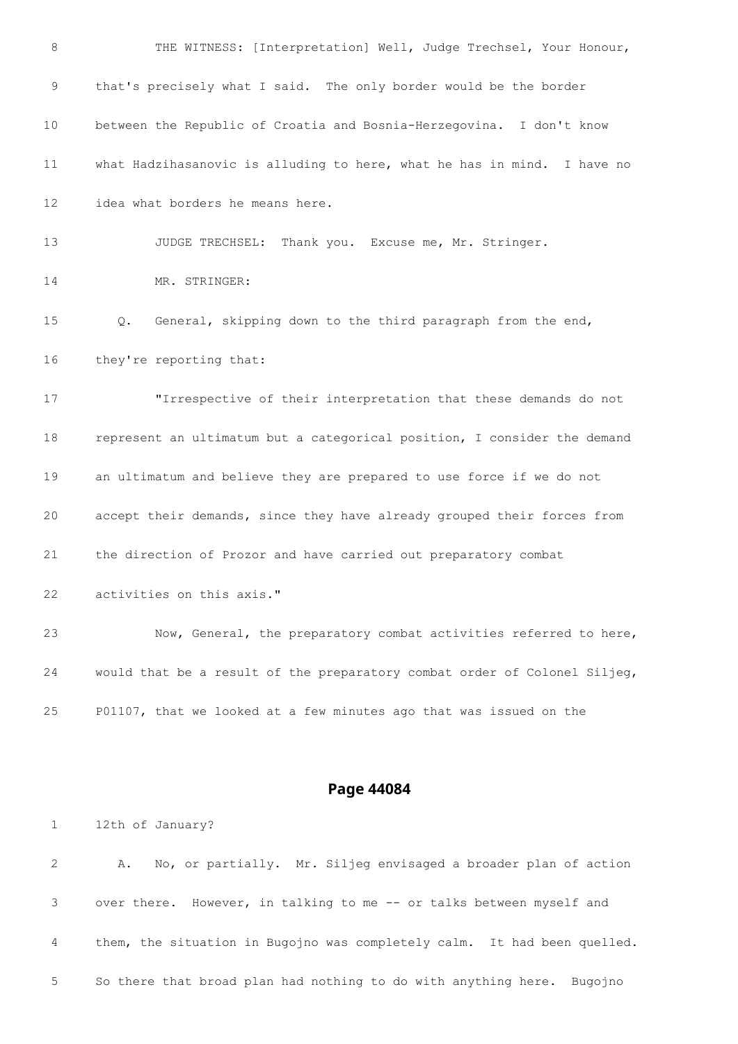8 THE WITNESS: [Interpretation] Well, Judge Trechsel, Your Honour,

9 that's precisely what I said. The only border would be the border

10 between the Republic of Croatia and Bosnia-Herzegovina. I don't know

11 what Hadzihasanovic is alluding to here, what he has in mind. I have no

12 idea what borders he means here.

13 JUDGE TRECHSEL: Thank you. Excuse me, Mr. Stringer.

14 MR. STRINGER:

15 Q. General, skipping down to the third paragraph from the end,

16 they're reporting that:

17 "Irrespective of their interpretation that these demands do not

18 represent an ultimatum but a categorical position, I consider the demand

19 an ultimatum and believe they are prepared to use force if we do not

20 accept their demands, since they have already grouped their forces from

21 the direction of Prozor and have carried out preparatory combat

22 activities on this axis."

23 Now, General, the preparatory combat activities referred to here,

24 would that be a result of the preparatory combat order of Colonel Siljeg,

25 P01107, that we looked at a few minutes ago that was issued on the

## Page 44084

1 12th of January?

2 A. No, or partially. Mr. Siljeg envisaged a broader plan of action

3 over there. However, in talking to me -- or talks between myself and

4 them, the situation in Bugojno was completely calm. It had been quelled.

5 So there that broad plan had nothing to do with anything here. Bugojno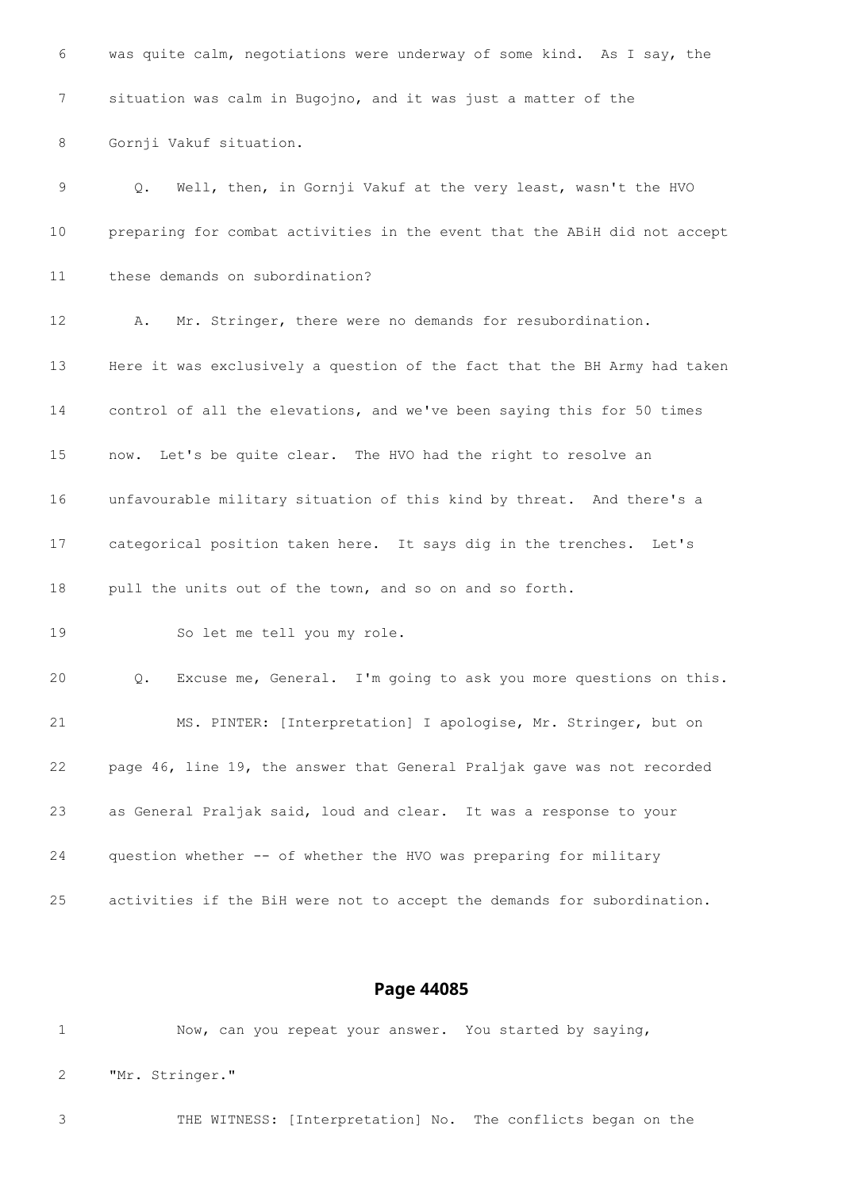6 was quite calm, negotiations were underway of some kind. As I say, the

7 situation was calm in Bugojno, and it was just a matter of the

8 Gornji Vakuf situation.

9 Q. Well, then, in Gornji Vakuf at the very least, wasn't the HVO

10 preparing for combat activities in the event that the ABiH did not accept

11 these demands on subordination?

12 A. Mr. Stringer, there were no demands for resubordination.

13 Here it was exclusively a question of the fact that the BH Army had taken

14 control of all the elevations, and we've been saying this for 50 times

15 now. Let's be quite clear. The HVO had the right to resolve an

16 unfavourable military situation of this kind by threat. And there's a

17 categorical position taken here. It says dig in the trenches. Let's

18 pull the units out of the town, and so on and so forth.

19 So let me tell you my role.

20 Q. Excuse me, General. I'm going to ask you more questions on this.

21 MS. PINTER: [Interpretation] I apologise, Mr. Stringer, but on

22 page 46, line 19, the answer that General Praljak gave was not recorded

23 as General Praljak said, loud and clear. It was a response to your

24 question whether -- of whether the HVO was preparing for military

25 activities if the BiH were not to accept the demands for subordination.

## Page 44085

1 Now, can you repeat your answer. You started by saying,

2 "Mr. Stringer."

3 THE WITNESS: [Interpretation] No. The conflicts began on the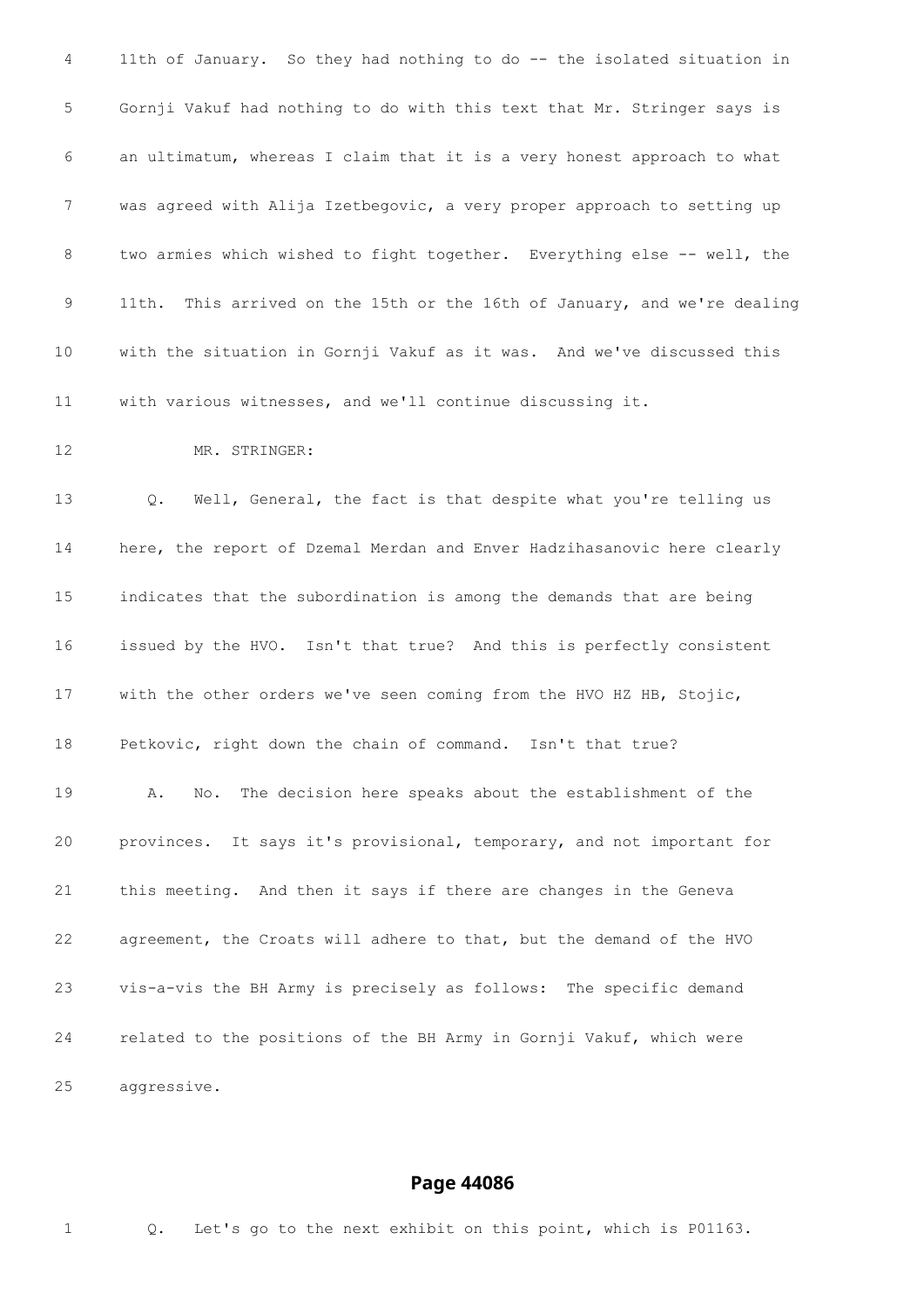4 11th of January. So they had nothing to do -- the isolated situation in

5 Gornji Vakuf had nothing to do with this text that Mr. Stringer says is

6 an ultimatum, whereas I claim that it is a very honest approach to what

7 was agreed with Alija Izetbegovic, a very proper approach to setting up

8 two armies which wished to fight together. Everything else -- well, the

9 11th. This arrived on the 15th or the 16th of January, and we're dealing

10 with the situation in Gornji Vakuf as it was. And we've discussed this

11 with various witnesses, and we'll continue discussing it.

12 MR. STRINGER:

13 Q. Well, General, the fact is that despite what you're telling us

14 here, the report of Dzemal Merdan and Enver Hadzihasanovic here clearly

15 indicates that the subordination is among the demands that are being

16 issued by the HVO. Isn't that true? And this is perfectly consistent

17 with the other orders we've seen coming from the HVO HZ HB, Stojic,

18 Petkovic, right down the chain of command. Isn't that true?

19 A. No. The decision here speaks about the establishment of the

20 provinces. It says it's provisional, temporary, and not important for

21 this meeting. And then it says if there are changes in the Geneva

22 agreement, the Croats will adhere to that, but the demand of the HVO

23 vis-a-vis the BH Army is precisely as follows: The specific demand

24 related to the positions of the BH Army in Gornji Vakuf, which were

25 aggressive.

## Page 44086

1 Q. Let's go to the next exhibit on this point, which is P01163.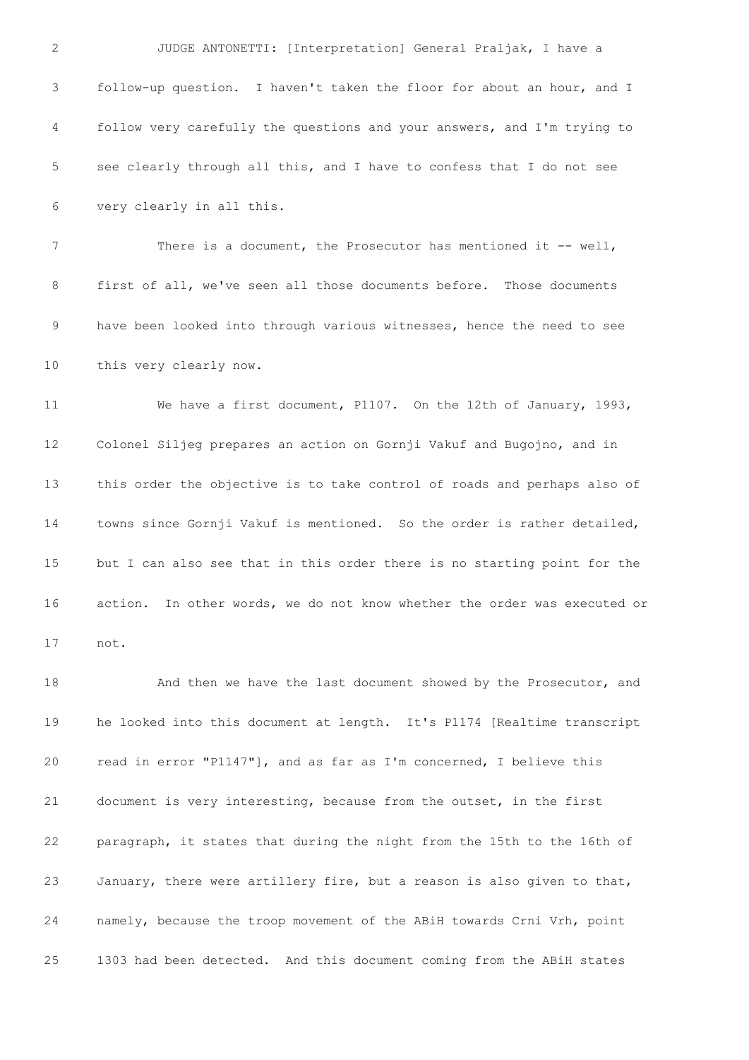JUDGE ANTONETTI: [Interpretation] General Praljak, I have a follow-up question. I haven't taken the floor for about an hour, and I follow very carefully the questions and your answers, and I'm trying to see clearly through all this, and I have to confess that I do not see very clearly in all this.

There is a document, the Prosecutor has mentioned it -- well, first of all, we've seen all those documents before. Those documents have been looked into through various witnesses, hence the need to see this very clearly now.

We have a first document, P1107. On the 12th of January, 1993, Colonel Siljeg prepares an action on Gornji Vakuf and Bugojno, and in this order the objective is to take control of roads and perhaps also of towns since Gornji Vakuf is mentioned. So the order is rather detailed, but I can also see that in this order there is no starting point for the action. In other words, we do not know whether the order was executed or not.

And then we have the last document showed by the Prosecutor, and he looked into this document at length. It's P1174 [Realtime transcript read in error "P1147"], and as far as I'm concerned, I believe this document is very interesting, because from the outset, in the first paragraph, it states that during the night from the 15th to the 16th of January, there were artillery fire, but a reason is also given to that, namely, because the troop movement of the ABiH towards Crni Vrh, point 1303 had been detected. And this document coming from the ABiH states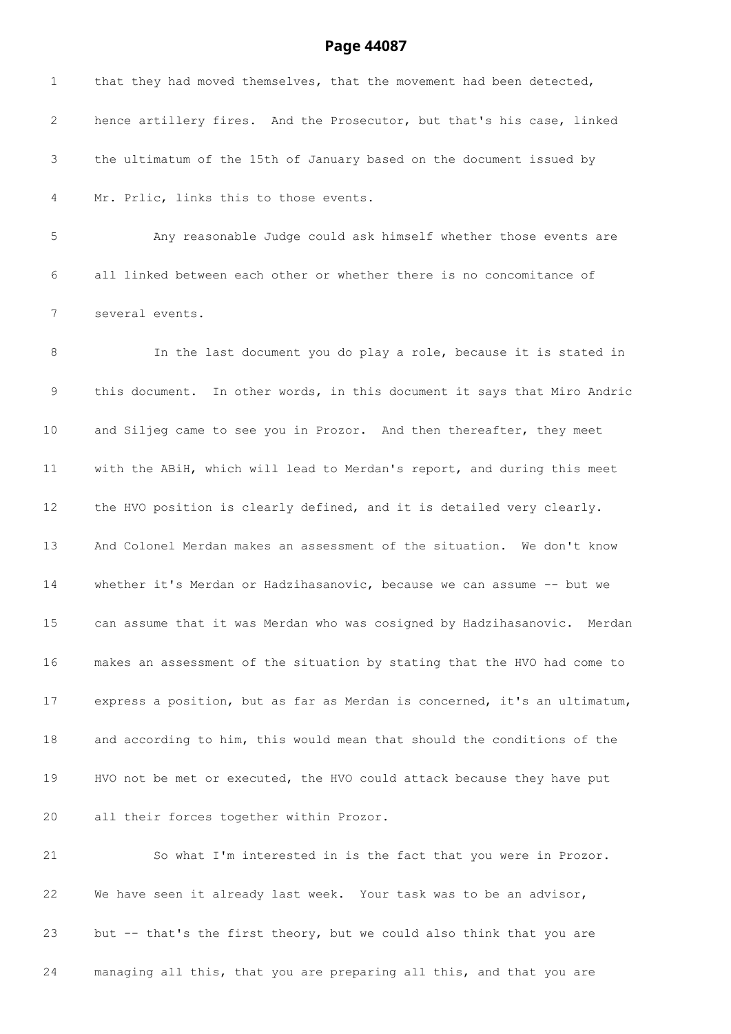that they had moved themselves, that the movement had been detected, hence artillery fires. And the Prosecutor, but that's his case, linked the ultimatum of the 15th of January based on the document issued by Mr. Prlic, links this to those events.

Any reasonable Judge could ask himself whether those events are all linked between each other or whether there is no concomitance of several events.

In the last document you do play a role, because it is stated in this document. In other words, in this document it says that Miro Andric and Siljeg came to see you in Prozor. And then thereafter, they meet with the ABiH, which will lead to Merdan's report, and during this meet the HVO position is clearly defined, and it is detailed very clearly. And Colonel Merdan makes an assessment of the situation. We don't know whether it's Merdan or Hadzihasanovic, because we can assume -- but we can assume that it was Merdan who was cosigned by Hadzihasanovic. Merdan makes an assessment of the situation by stating that the HVO had come to express a position, but as far as Merdan is concerned, it's an ultimatum, and according to him, this would mean that should the conditions of the HVO not be met or executed, the HVO could attack because they have put all their forces together within Prozor.

So what I'm interested in is the fact that you were in Prozor. We have seen it already last week. Your task was to be an advisor, but -- that's the first theory, but we could also think that you are managing all this, that you are preparing all this, and that you are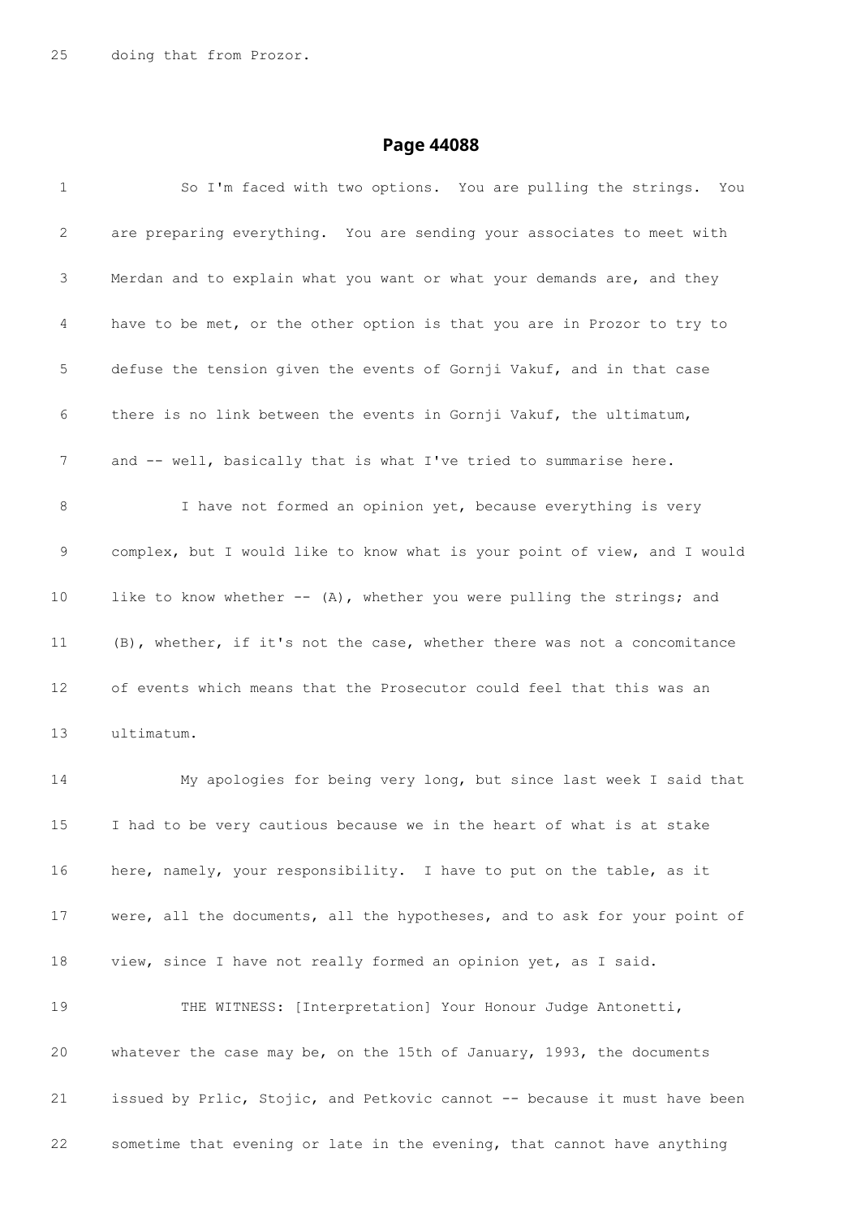25 doing that from Prozor.

## Page 44088

1 So I'm faced with two options. You are pulling the strings. You
2 are preparing everything. You are sending your associates to meet with
3 Merdan and to explain what you want or what your demands are, and they
4 have to be met, or the other option is that you are in Prozor to try to
5 defuse the tension given the events of Gornji Vakuf, and in that case
6 there is no link between the events in Gornji Vakuf, the ultimatum,
7 and -- well, basically that is what I've tried to summarise here.
8 I have not formed an opinion yet, because everything is very
9 complex, but I would like to know what is your point of view, and I would
10 like to know whether -- (A), whether you were pulling the strings; and
11 (B), whether, if it's not the case, whether there was not a concomitance
12 of events which means that the Prosecutor could feel that this was an
13 ultimatum.
14 My apologies for being very long, but since last week I said that
15 I had to be very cautious because we in the heart of what is at stake
16 here, namely, your responsibility. I have to put on the table, as it
17 were, all the documents, all the hypotheses, and to ask for your point of
18 view, since I have not really formed an opinion yet, as I said.
19 THE WITNESS: [Interpretation] Your Honour Judge Antonetti,
20 whatever the case may be, on the 15th of January, 1993, the documents
21 issued by Prlic, Stojic, and Petkovic cannot -- because it must have been
22 sometime that evening or late in the evening, that cannot have anything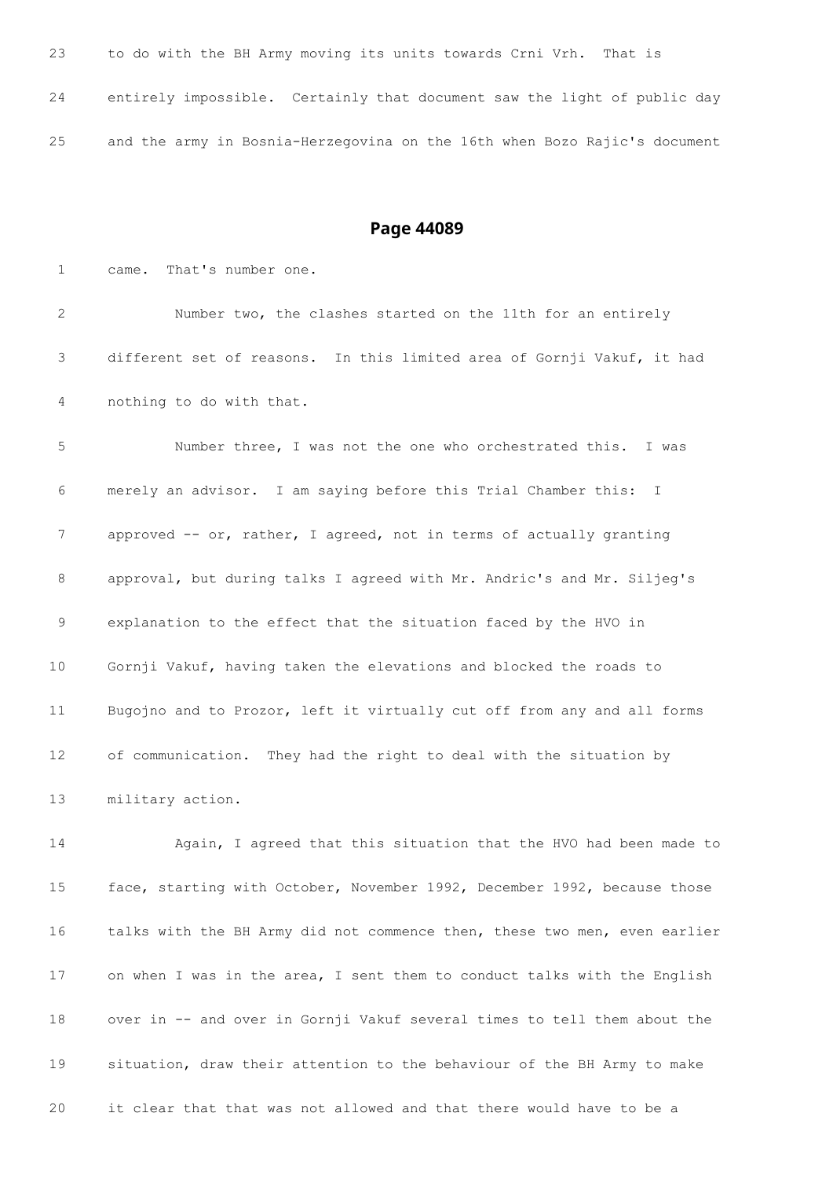23 to do with the BH Army moving its units towards Crni Vrh. That is

24 entirely impossible. Certainly that document saw the light of public day

25 and the army in Bosnia-Herzegovina on the 16th when Bozo Rajic's document

## Page 44089

1 came. That's number one.

2 Number two, the clashes started on the 11th for an entirely

3 different set of reasons. In this limited area of Gornji Vakuf, it had

4 nothing to do with that.

5 Number three, I was not the one who orchestrated this. I was

6 merely an advisor. I am saying before this Trial Chamber this: I

7 approved -- or, rather, I agreed, not in terms of actually granting

8 approval, but during talks I agreed with Mr. Andric's and Mr. Siljeg's

9 explanation to the effect that the situation faced by the HVO in

10 Gornji Vakuf, having taken the elevations and blocked the roads to

11 Bugojno and to Prozor, left it virtually cut off from any and all forms

12 of communication. They had the right to deal with the situation by

13 military action.

14 Again, I agreed that this situation that the HVO had been made to

15 face, starting with October, November 1992, December 1992, because those

16 talks with the BH Army did not commence then, these two men, even earlier

17 on when I was in the area, I sent them to conduct talks with the English

18 over in -- and over in Gornji Vakuf several times to tell them about the

19 situation, draw their attention to the behaviour of the BH Army to make

20 it clear that that was not allowed and that there would have to be a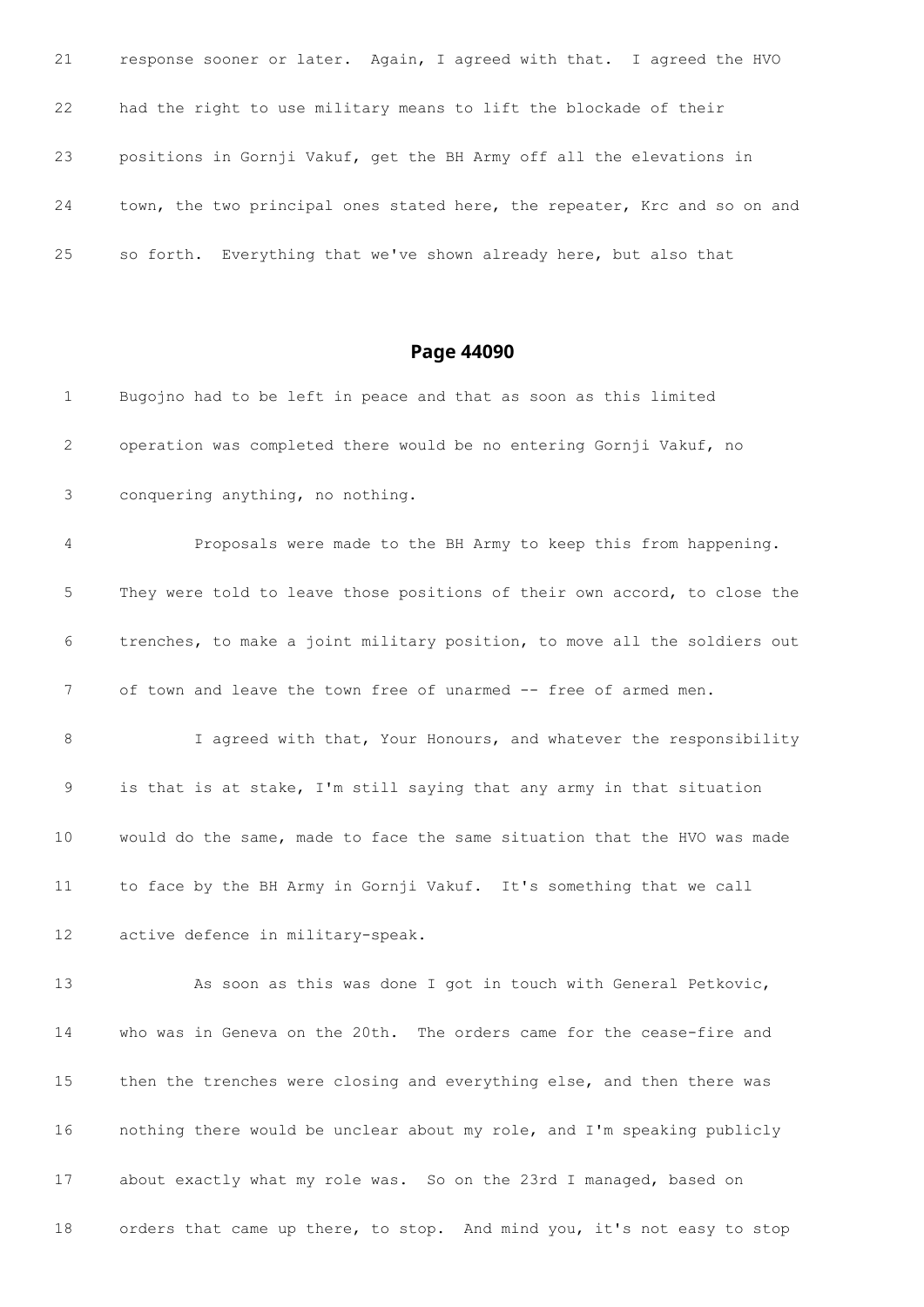21 response sooner or later. Again, I agreed with that. I agreed the HVO
22 had the right to use military means to lift the blockade of their
23 positions in Gornji Vakuf, get the BH Army off all the elevations in
24 town, the two principal ones stated here, the repeater, Krc and so on and
25 so forth. Everything that we've shown already here, but also that

## Page 44090

1 Bugojno had to be left in peace and that as soon as this limited
2 operation was completed there would be no entering Gornji Vakuf, no
3 conquering anything, no nothing.
4 Proposals were made to the BH Army to keep this from happening.
5 They were told to leave those positions of their own accord, to close the
6 trenches, to make a joint military position, to move all the soldiers out
7 of town and leave the town free of unarmed -- free of armed men.
8 I agreed with that, Your Honours, and whatever the responsibility
9 is that is at stake, I'm still saying that any army in that situation
10 would do the same, made to face the same situation that the HVO was made
11 to face by the BH Army in Gornji Vakuf. It's something that we call
12 active defence in military-speak.
13 As soon as this was done I got in touch with General Petkovic,
14 who was in Geneva on the 20th. The orders came for the cease-fire and
15 then the trenches were closing and everything else, and then there was
16 nothing there would be unclear about my role, and I'm speaking publicly
17 about exactly what my role was. So on the 23rd I managed, based on
18 orders that came up there, to stop. And mind you, it's not easy to stop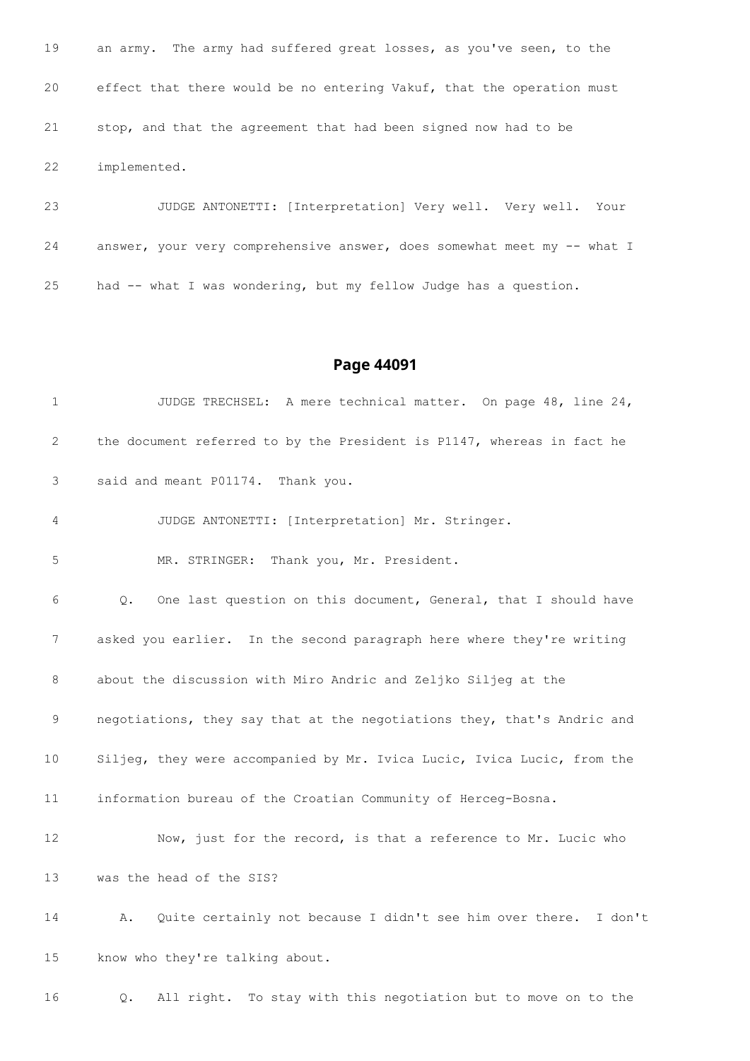19 an army. The army had suffered great losses, as you've seen, to the

20 effect that there would be no entering Vakuf, that the operation must

21 stop, and that the agreement that had been signed now had to be

22 implemented.

23 JUDGE ANTONETTI: [Interpretation] Very well. Very well. Your

24 answer, your very comprehensive answer, does somewhat meet my -- what I

25 had -- what I was wondering, but my fellow Judge has a question.

## Page 44091

1 JUDGE TRECHSEL: A mere technical matter. On page 48, line 24,

2 the document referred to by the President is P1147, whereas in fact he

3 said and meant P01174. Thank you.

4 JUDGE ANTONETTI: [Interpretation] Mr. Stringer.

5 MR. STRINGER: Thank you, Mr. President.

6 Q. One last question on this document, General, that I should have

7 asked you earlier. In the second paragraph here where they're writing

8 about the discussion with Miro Andric and Zeljko Siljeg at the

9 negotiations, they say that at the negotiations they, that's Andric and

10 Siljeg, they were accompanied by Mr. Ivica Lucic, Ivica Lucic, from the

11 information bureau of the Croatian Community of Herceg-Bosna.

12 Now, just for the record, is that a reference to Mr. Lucic who

13 was the head of the SIS?

14 A. Quite certainly not because I didn't see him over there. I don't

15 know who they're talking about.

16 Q. All right. To stay with this negotiation but to move on to the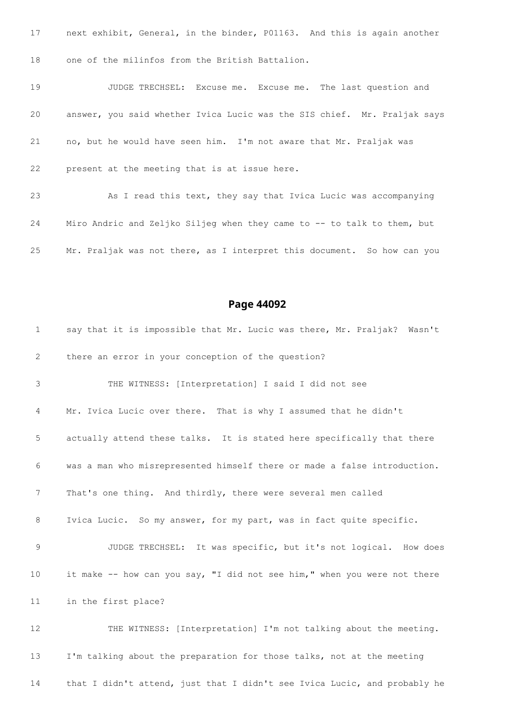17 next exhibit, General, in the binder, P01163. And this is again another

18 one of the milinfos from the British Battalion.

19 JUDGE TRECHSEL: Excuse me. Excuse me. The last question and

20 answer, you said whether Ivica Lucic was the SIS chief. Mr. Praljak says

21 no, but he would have seen him. I'm not aware that Mr. Praljak was

22 present at the meeting that is at issue here.

23 As I read this text, they say that Ivica Lucic was accompanying

24 Miro Andric and Zeljko Siljeg when they came to -- to talk to them, but

25 Mr. Praljak was not there, as I interpret this document. So how can you

## Page 44092

1 say that it is impossible that Mr. Lucic was there, Mr. Praljak? Wasn't

2 there an error in your conception of the question?

3 THE WITNESS: [Interpretation] I said I did not see

4 Mr. Ivica Lucic over there. That is why I assumed that he didn't

5 actually attend these talks. It is stated here specifically that there

6 was a man who misrepresented himself there or made a false introduction.

7 That's one thing. And thirdly, there were several men called

8 Ivica Lucic. So my answer, for my part, was in fact quite specific.

9 JUDGE TRECHSEL: It was specific, but it's not logical. How does

10 it make -- how can you say, "I did not see him," when you were not there

11 in the first place?

12 THE WITNESS: [Interpretation] I'm not talking about the meeting.

13 I'm talking about the preparation for those talks, not at the meeting

14 that I didn't attend, just that I didn't see Ivica Lucic, and probably he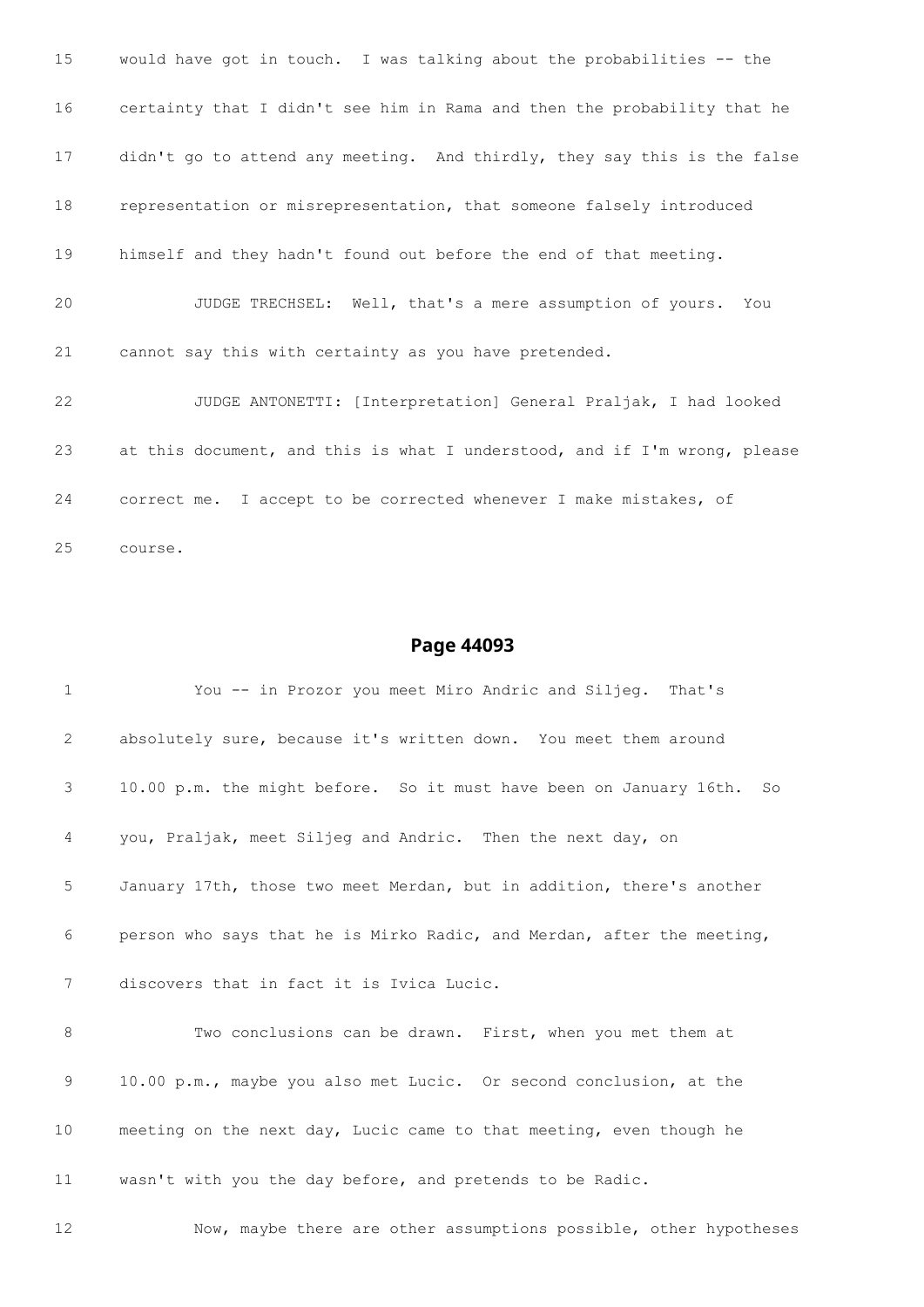15 would have got in touch. I was talking about the probabilities -- the

16 certainty that I didn't see him in Rama and then the probability that he

17 didn't go to attend any meeting. And thirdly, they say this is the false

18 representation or misrepresentation, that someone falsely introduced

19 himself and they hadn't found out before the end of that meeting.

20 JUDGE TRECHSEL: Well, that's a mere assumption of yours. You

21 cannot say this with certainty as you have pretended.

22 JUDGE ANTONETTI: [Interpretation] General Praljak, I had looked

23 at this document, and this is what I understood, and if I'm wrong, please

24 correct me. I accept to be corrected whenever I make mistakes, of

25 course.

## Page 44093

1 You -- in Prozor you meet Miro Andric and Siljeg. That's

2 absolutely sure, because it's written down. You meet them around

3 10.00 p.m. the might before. So it must have been on January 16th. So

4 you, Praljak, meet Siljeg and Andric. Then the next day, on

5 January 17th, those two meet Merdan, but in addition, there's another

6 person who says that he is Mirko Radic, and Merdan, after the meeting,

7 discovers that in fact it is Ivica Lucic.

8 Two conclusions can be drawn. First, when you met them at

9 10.00 p.m., maybe you also met Lucic. Or second conclusion, at the

10 meeting on the next day, Lucic came to that meeting, even though he

11 wasn't with you the day before, and pretends to be Radic.

12 Now, maybe there are other assumptions possible, other hypotheses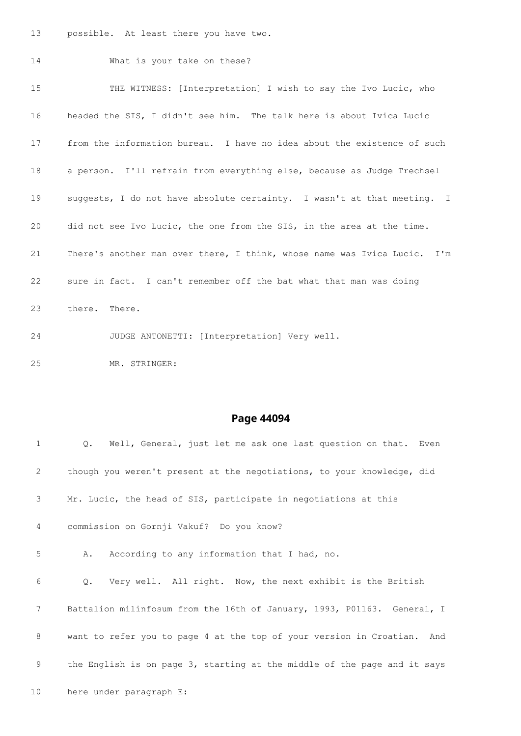13 possible. At least there you have two.

14 What is your take on these?

15 THE WITNESS: [Interpretation] I wish to say the Ivo Lucic, who

16 headed the SIS, I didn't see him. The talk here is about Ivica Lucic

17 from the information bureau. I have no idea about the existence of such

18 a person. I'll refrain from everything else, because as Judge Trechsel

19 suggests, I do not have absolute certainty. I wasn't at that meeting. I

20 did not see Ivo Lucic, the one from the SIS, in the area at the time.

21 There's another man over there, I think, whose name was Ivica Lucic. I'm

22 sure in fact. I can't remember off the bat what that man was doing

23 there. There.

24 JUDGE ANTONETTI: [Interpretation] Very well.

25 MR. STRINGER:

## Page 44094

1 Q. Well, General, just let me ask one last question on that. Even

2 though you weren't present at the negotiations, to your knowledge, did

3 Mr. Lucic, the head of SIS, participate in negotiations at this

4 commission on Gornji Vakuf? Do you know?

5 A. According to any information that I had, no.

6 Q. Very well. All right. Now, the next exhibit is the British

7 Battalion milinfosum from the 16th of January, 1993, P01163. General, I

8 want to refer you to page 4 at the top of your version in Croatian. And

9 the English is on page 3, starting at the middle of the page and it says

10 here under paragraph E: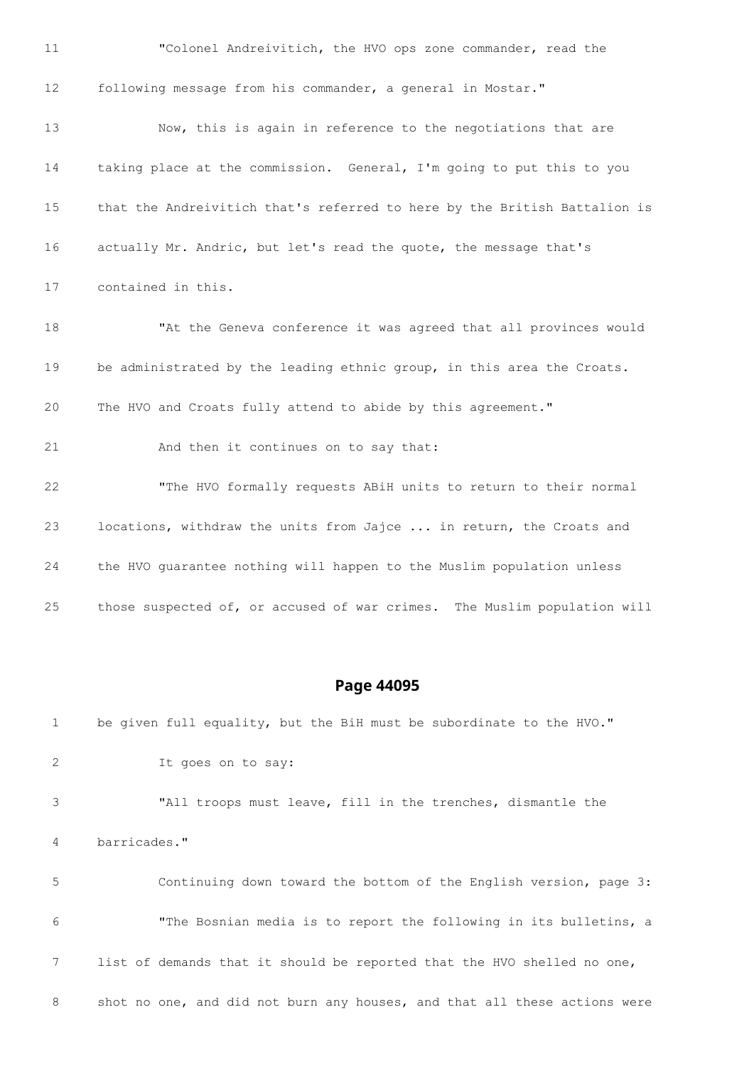11 "Colonel Andreivitich, the HVO ops zone commander, read the

12 following message from his commander, a general in Mostar."

13 Now, this is again in reference to the negotiations that are

14 taking place at the commission. General, I'm going to put this to you

15 that the Andreivitich that's referred to here by the British Battalion is

16 actually Mr. Andric, but let's read the quote, the message that's

17 contained in this.

18 "At the Geneva conference it was agreed that all provinces would

19 be administrated by the leading ethnic group, in this area the Croats.

20 The HVO and Croats fully attend to abide by this agreement."

21 And then it continues on to say that:

22 "The HVO formally requests ABiH units to return to their normal

23 locations, withdraw the units from Jajce ... in return, the Croats and

24 the HVO guarantee nothing will happen to the Muslim population unless

25 those suspected of, or accused of war crimes. The Muslim population will

## Page 44095

1 be given full equality, but the BiH must be subordinate to the HVO."

2 It goes on to say:

3 "All troops must leave, fill in the trenches, dismantle the

4 barricades."

5 Continuing down toward the bottom of the English version, page 3:

6 "The Bosnian media is to report the following in its bulletins, a

7 list of demands that it should be reported that the HVO shelled no one,

8 shot no one, and did not burn any houses, and that all these actions were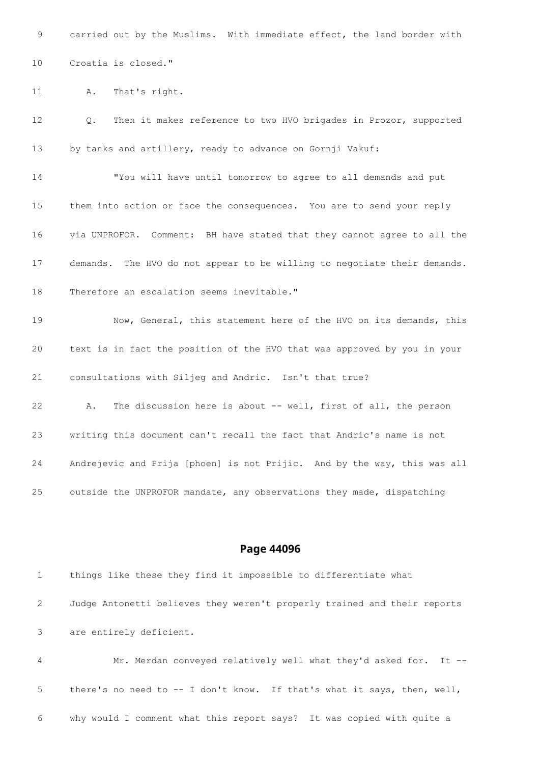9 carried out by the Muslims. With immediate effect, the land border with

10 Croatia is closed."

11 A. That's right.

12 Q. Then it makes reference to two HVO brigades in Prozor, supported

13 by tanks and artillery, ready to advance on Gornji Vakuf:

14 "You will have until tomorrow to agree to all demands and put

15 them into action or face the consequences. You are to send your reply

16 via UNPROFOR. Comment: BH have stated that they cannot agree to all the

17 demands. The HVO do not appear to be willing to negotiate their demands.

18 Therefore an escalation seems inevitable."

19 Now, General, this statement here of the HVO on its demands, this

20 text is in fact the position of the HVO that was approved by you in your

21 consultations with Siljeg and Andric. Isn't that true?

22 A. The discussion here is about -- well, first of all, the person

23 writing this document can't recall the fact that Andric's name is not

24 Andrejevic and Prija [phoen] is not Prijic. And by the way, this was all

25 outside the UNPROFOR mandate, any observations they made, dispatching

## Page 44096

1 things like these they find it impossible to differentiate what

2 Judge Antonetti believes they weren't properly trained and their reports

3 are entirely deficient.

4 Mr. Merdan conveyed relatively well what they'd asked for. It --

5 there's no need to -- I don't know. If that's what it says, then, well,

6 why would I comment what this report says? It was copied with quite a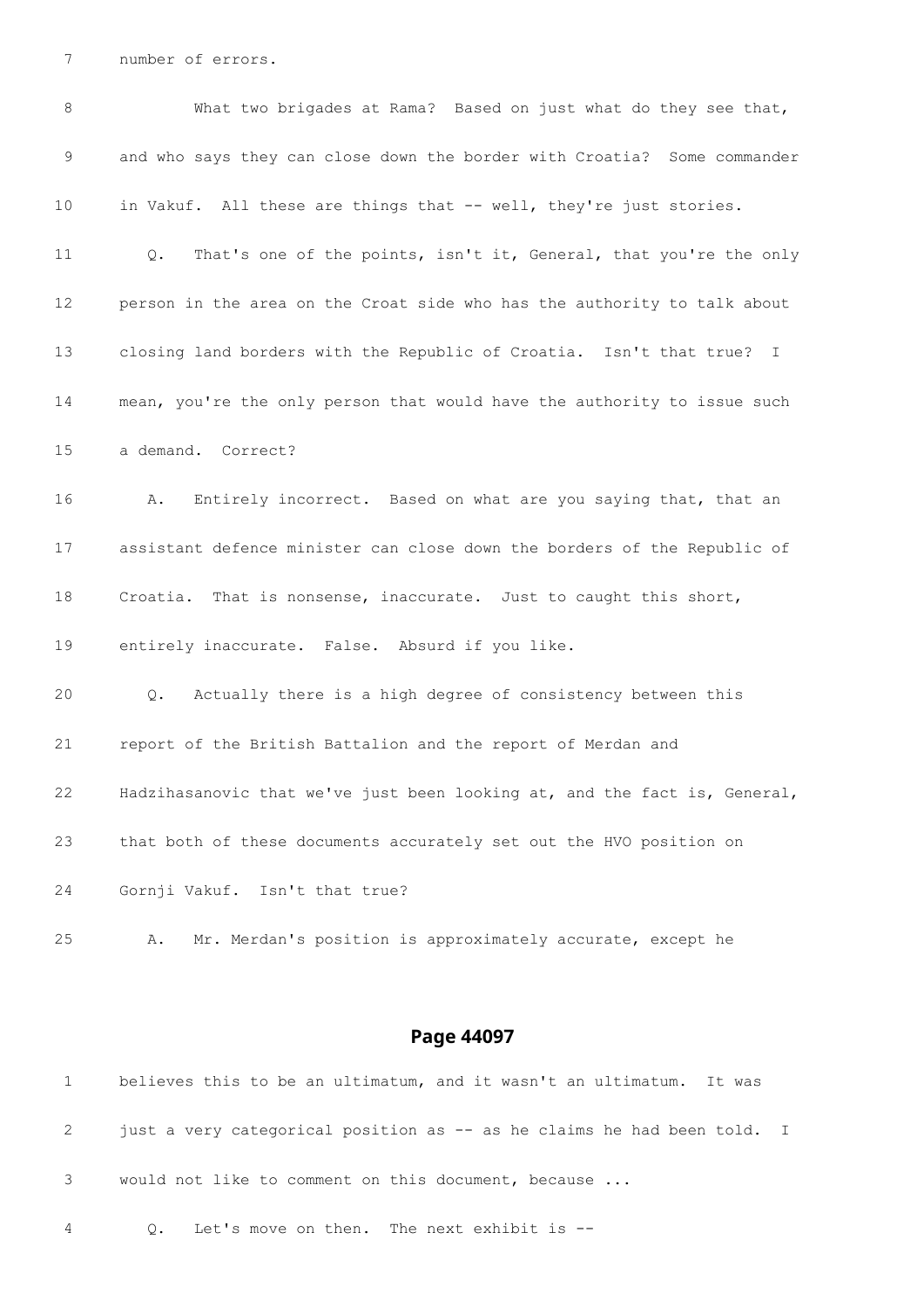7 number of errors.

8 What two brigades at Rama? Based on just what do they see that,

9 and who says they can close down the border with Croatia? Some commander

10 in Vakuf. All these are things that -- well, they're just stories.

11 Q. That's one of the points, isn't it, General, that you're the only

12 person in the area on the Croat side who has the authority to talk about

13 closing land borders with the Republic of Croatia. Isn't that true? I

14 mean, you're the only person that would have the authority to issue such

15 a demand. Correct?

16 A. Entirely incorrect. Based on what are you saying that, that an

17 assistant defence minister can close down the borders of the Republic of

18 Croatia. That is nonsense, inaccurate. Just to caught this short,

19 entirely inaccurate. False. Absurd if you like.

20 Q. Actually there is a high degree of consistency between this

21 report of the British Battalion and the report of Merdan and

22 Hadzihasanovic that we've just been looking at, and the fact is, General,

23 that both of these documents accurately set out the HVO position on

24 Gornji Vakuf. Isn't that true?

25 A. Mr. Merdan's position is approximately accurate, except he

## Page 44097

1 believes this to be an ultimatum, and it wasn't an ultimatum. It was

2 just a very categorical position as -- as he claims he had been told. I

3 would not like to comment on this document, because ...

4 Q. Let's move on then. The next exhibit is --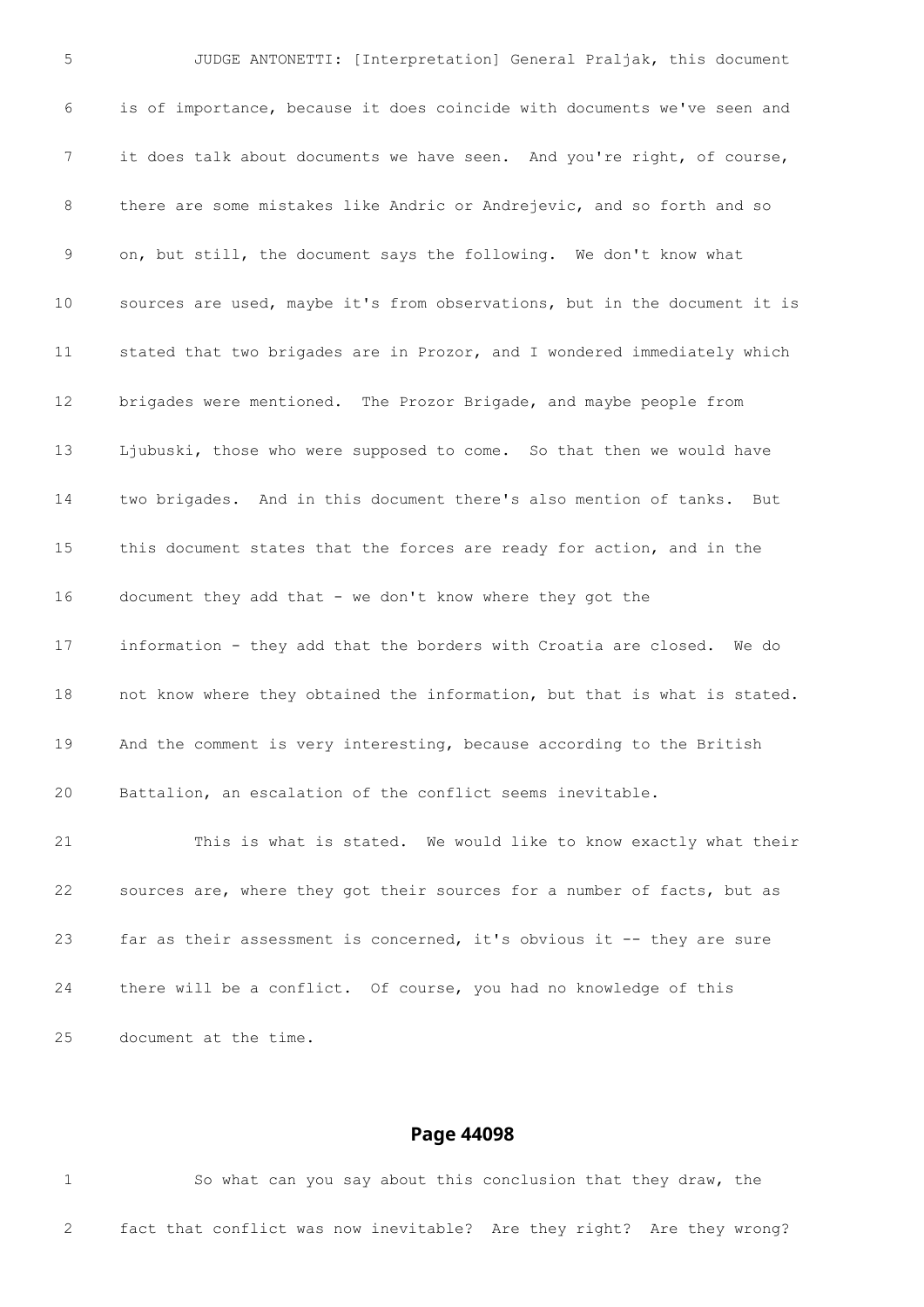JUDGE ANTONETTI: [Interpretation] General Praljak, this document is of importance, because it does coincide with documents we've seen and it does talk about documents we have seen. And you're right, of course, there are some mistakes like Andric or Andrejevic, and so forth and so on, but still, the document says the following. We don't know what sources are used, maybe it's from observations, but in the document it is stated that two brigades are in Prozor, and I wondered immediately which brigades were mentioned. The Prozor Brigade, and maybe people from Ljubuski, those who were supposed to come. So that then we would have two brigades. And in this document there's also mention of tanks. But this document states that the forces are ready for action, and in the document they add that - we don't know where they got the information - they add that the borders with Croatia are closed. We do not know where they obtained the information, but that is what is stated. And the comment is very interesting, because according to the British Battalion, an escalation of the conflict seems inevitable.

This is what is stated. We would like to know exactly what their sources are, where they got their sources for a number of facts, but as far as their assessment is concerned, it's obvious it -- they are sure there will be a conflict. Of course, you had no knowledge of this document at the time.

## Page 44098

So what can you say about this conclusion that they draw, the fact that conflict was now inevitable? Are they right? Are they wrong?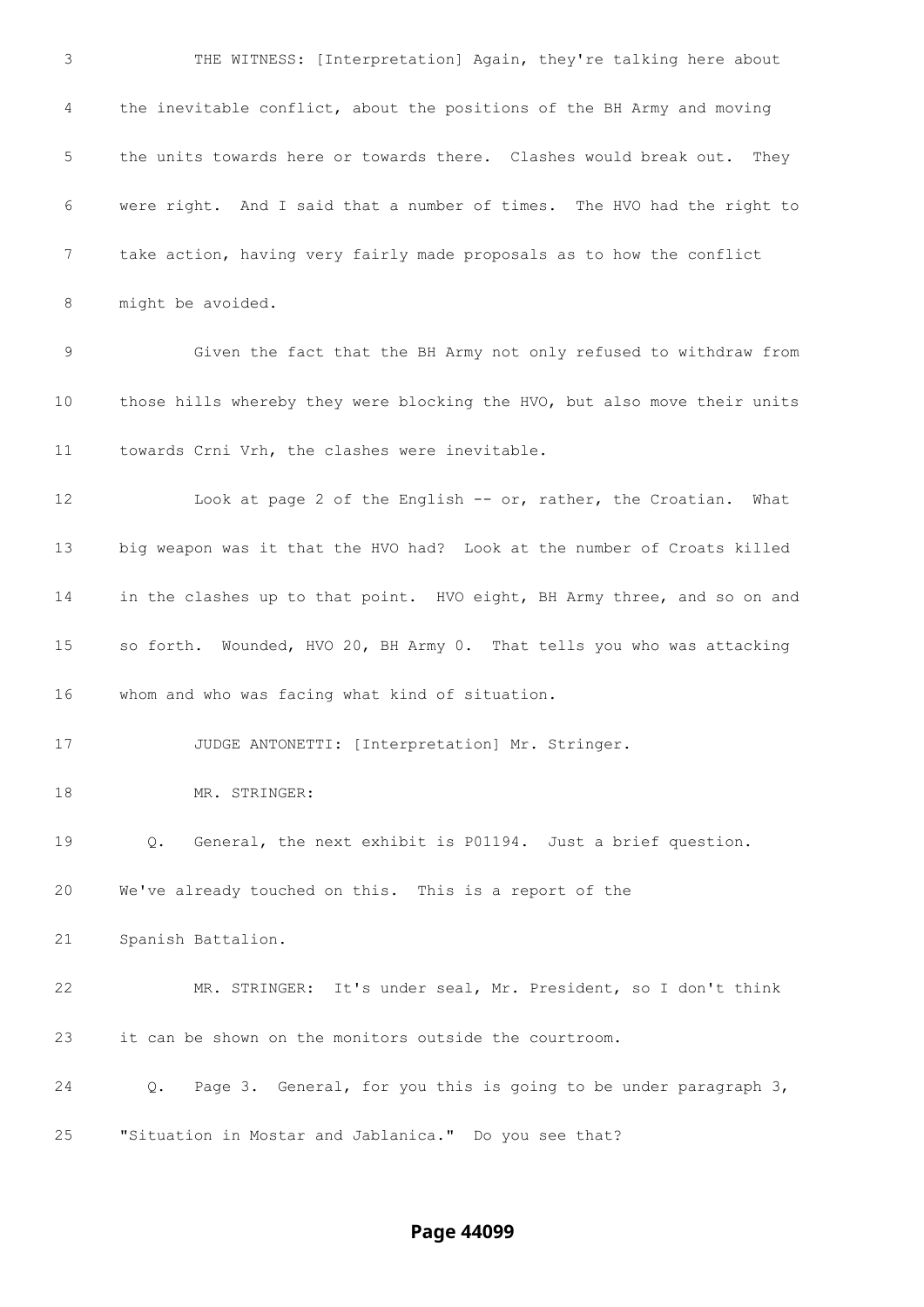3 THE WITNESS: [Interpretation] Again, they're talking here about

4 the inevitable conflict, about the positions of the BH Army and moving

5 the units towards here or towards there. Clashes would break out. They

6 were right. And I said that a number of times. The HVO had the right to

7 take action, having very fairly made proposals as to how the conflict

8 might be avoided.

9 Given the fact that the BH Army not only refused to withdraw from

10 those hills whereby they were blocking the HVO, but also move their units

11 towards Crni Vrh, the clashes were inevitable.

12 Look at page 2 of the English -- or, rather, the Croatian. What

13 big weapon was it that the HVO had? Look at the number of Croats killed

14 in the clashes up to that point. HVO eight, BH Army three, and so on and

15 so forth. Wounded, HVO 20, BH Army 0. That tells you who was attacking

16 whom and who was facing what kind of situation.

17 JUDGE ANTONETTI: [Interpretation] Mr. Stringer.

18 MR. STRINGER:

19 Q. General, the next exhibit is P01194. Just a brief question.

20 We've already touched on this. This is a report of the

21 Spanish Battalion.

22 MR. STRINGER: It's under seal, Mr. President, so I don't think

23 it can be shown on the monitors outside the courtroom.

24 Q. Page 3. General, for you this is going to be under paragraph 3,

25 "Situation in Mostar and Jablanica." Do you see that?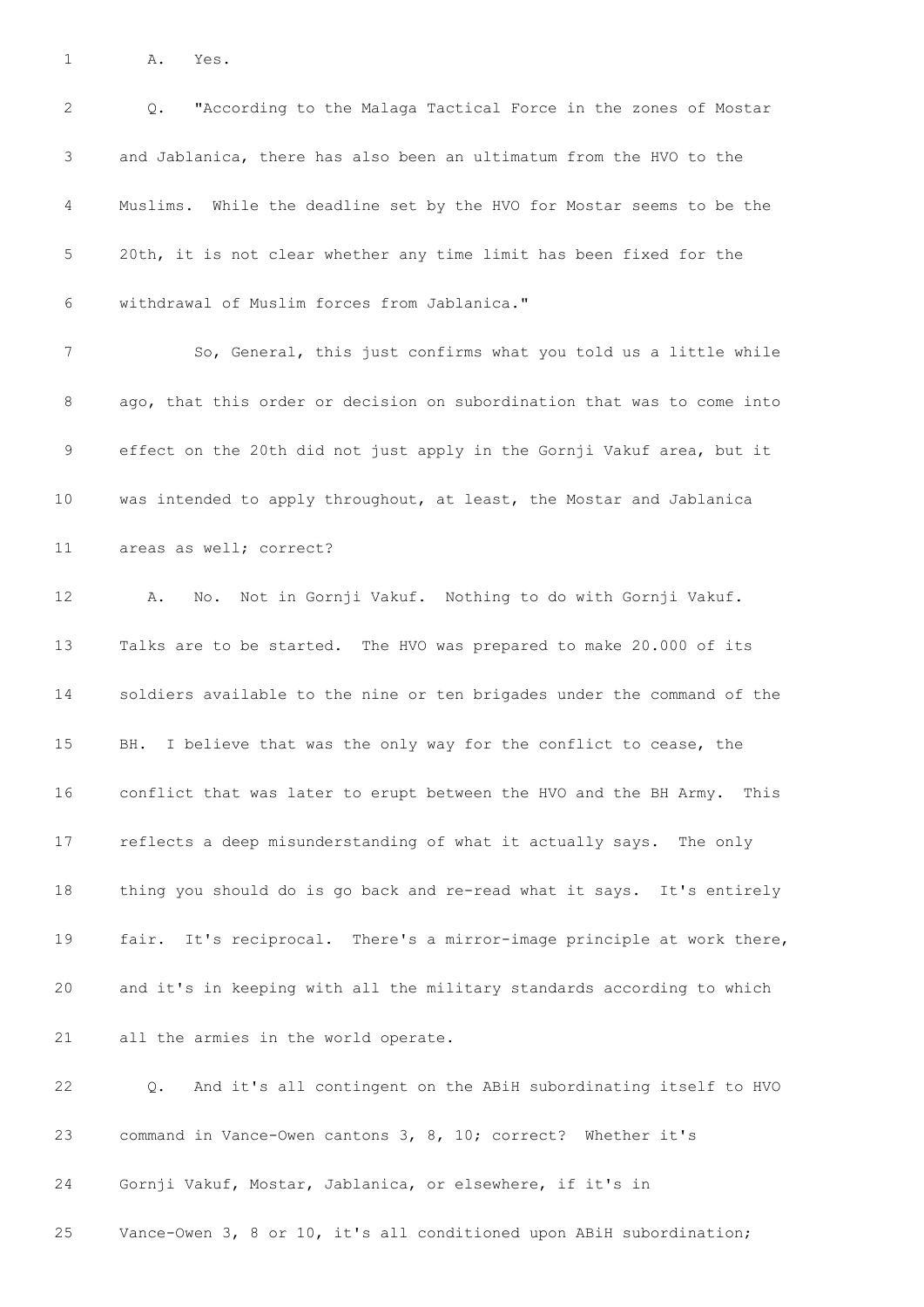A. Yes.

Q. "According to the Malaga Tactical Force in the zones of Mostar and Jablanica, there has also been an ultimatum from the HVO to the Muslims. While the deadline set by the HVO for Mostar seems to be the 20th, it is not clear whether any time limit has been fixed for the withdrawal of Muslim forces from Jablanica."

So, General, this just confirms what you told us a little while ago, that this order or decision on subordination that was to come into effect on the 20th did not just apply in the Gornji Vakuf area, but it was intended to apply throughout, at least, the Mostar and Jablanica areas as well; correct?

A. No. Not in Gornji Vakuf. Nothing to do with Gornji Vakuf. Talks are to be started. The HVO was prepared to make 20.000 of its soldiers available to the nine or ten brigades under the command of the BH. I believe that was the only way for the conflict to cease, the conflict that was later to erupt between the HVO and the BH Army. This reflects a deep misunderstanding of what it actually says. The only thing you should do is go back and re-read what it says. It's entirely fair. It's reciprocal. There's a mirror-image principle at work there, and it's in keeping with all the military standards according to which all the armies in the world operate.

Q. And it's all contingent on the ABiH subordinating itself to HVO command in Vance-Owen cantons 3, 8, 10; correct? Whether it's Gornji Vakuf, Mostar, Jablanica, or elsewhere, if it's in Vance-Owen 3, 8 or 10, it's all conditioned upon ABiH subordination;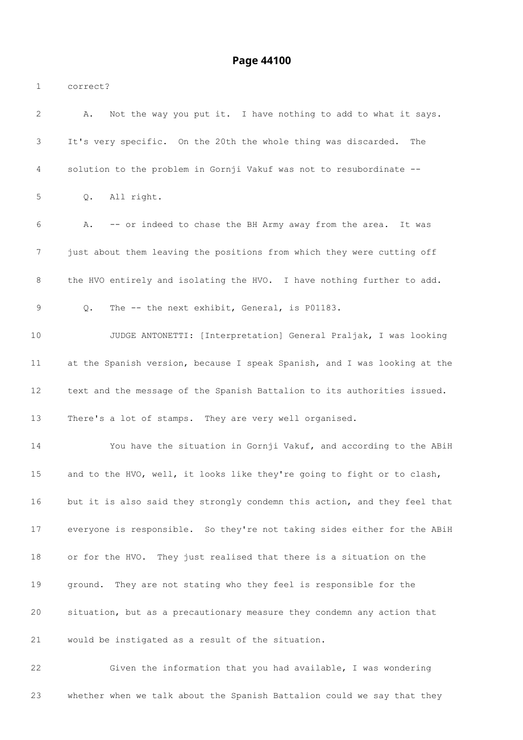correct?

A. Not the way you put it. I have nothing to add to what it says. It's very specific. On the 20th the whole thing was discarded. The solution to the problem in Gornji Vakuf was not to resubordinate --

Q. All right.

A. -- or indeed to chase the BH Army away from the area. It was just about them leaving the positions from which they were cutting off the HVO entirely and isolating the HVO. I have nothing further to add.

Q. The -- the next exhibit, General, is P01183.

JUDGE ANTONETTI: [Interpretation] General Praljak, I was looking at the Spanish version, because I speak Spanish, and I was looking at the text and the message of the Spanish Battalion to its authorities issued. There's a lot of stamps. They are very well organised.

You have the situation in Gornji Vakuf, and according to the ABiH and to the HVO, well, it looks like they're going to fight or to clash, but it is also said they strongly condemn this action, and they feel that everyone is responsible. So they're not taking sides either for the ABiH or for the HVO. They just realised that there is a situation on the ground. They are not stating who they feel is responsible for the situation, but as a precautionary measure they condemn any action that would be instigated as a result of the situation.

Given the information that you had available, I was wondering whether when we talk about the Spanish Battalion could we say that they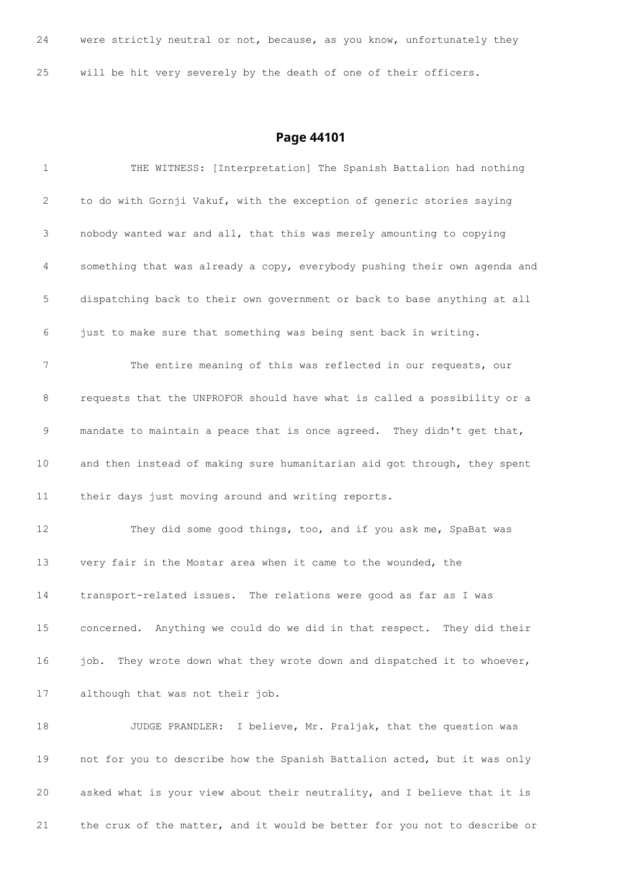24 were strictly neutral or not, because, as you know, unfortunately they

25 will be hit very severely by the death of one of their officers.

## Page 44101

1 THE WITNESS: [Interpretation] The Spanish Battalion had nothing

2 to do with Gornji Vakuf, with the exception of generic stories saying

3 nobody wanted war and all, that this was merely amounting to copying

4 something that was already a copy, everybody pushing their own agenda and

5 dispatching back to their own government or back to base anything at all

6 just to make sure that something was being sent back in writing.

7 The entire meaning of this was reflected in our requests, our

8 requests that the UNPROFOR should have what is called a possibility or a

9 mandate to maintain a peace that is once agreed. They didn't get that,

10 and then instead of making sure humanitarian aid got through, they spent

11 their days just moving around and writing reports.

12 They did some good things, too, and if you ask me, SpaBat was

13 very fair in the Mostar area when it came to the wounded, the

14 transport-related issues. The relations were good as far as I was

15 concerned. Anything we could do we did in that respect. They did their

16 job. They wrote down what they wrote down and dispatched it to whoever,

17 although that was not their job.

18 JUDGE PRANDLER: I believe, Mr. Praljak, that the question was

19 not for you to describe how the Spanish Battalion acted, but it was only

20 asked what is your view about their neutrality, and I believe that it is

21 the crux of the matter, and it would be better for you not to describe or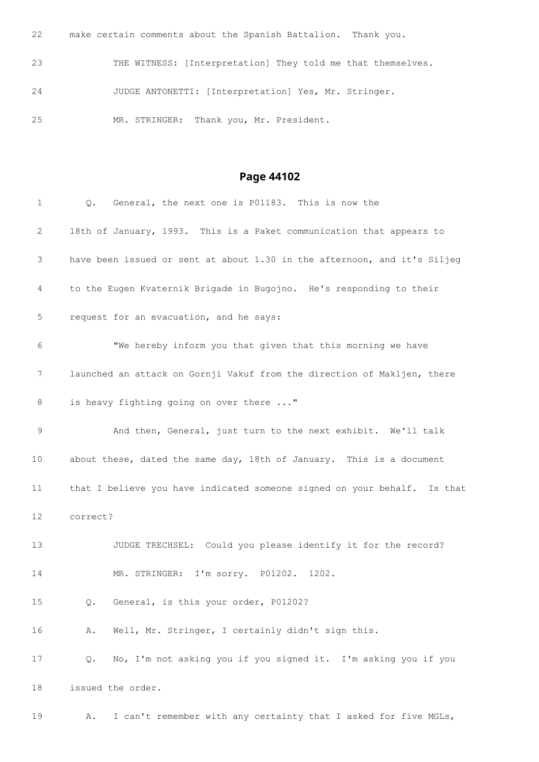22 make certain comments about the Spanish Battalion. Thank you.

23 THE WITNESS: [Interpretation] They told me that themselves.

24 JUDGE ANTONETTI: [Interpretation] Yes, Mr. Stringer.

25 MR. STRINGER: Thank you, Mr. President.

## Page 44102

1 Q. General, the next one is P01183. This is now the

2 18th of January, 1993. This is a Paket communication that appears to

3 have been issued or sent at about 1.30 in the afternoon, and it's Siljeg

4 to the Eugen Kvaternik Brigade in Bugojno. He's responding to their

5 request for an evacuation, and he says:

6 "We hereby inform you that given that this morning we have

7 launched an attack on Gornji Vakuf from the direction of Makljen, there

8 is heavy fighting going on over there ..."

9 And then, General, just turn to the next exhibit. We'll talk

10 about these, dated the same day, 18th of January. This is a document

11 that I believe you have indicated someone signed on your behalf. Is that

12 correct?

13 JUDGE TRECHSEL: Could you please identify it for the record?

14 MR. STRINGER: I'm sorry. P01202. 1202.

15 Q. General, is this your order, P01202?

16 A. Well, Mr. Stringer, I certainly didn't sign this.

17 Q. No, I'm not asking you if you signed it. I'm asking you if you

18 issued the order.

19 A. I can't remember with any certainty that I asked for five MGLs,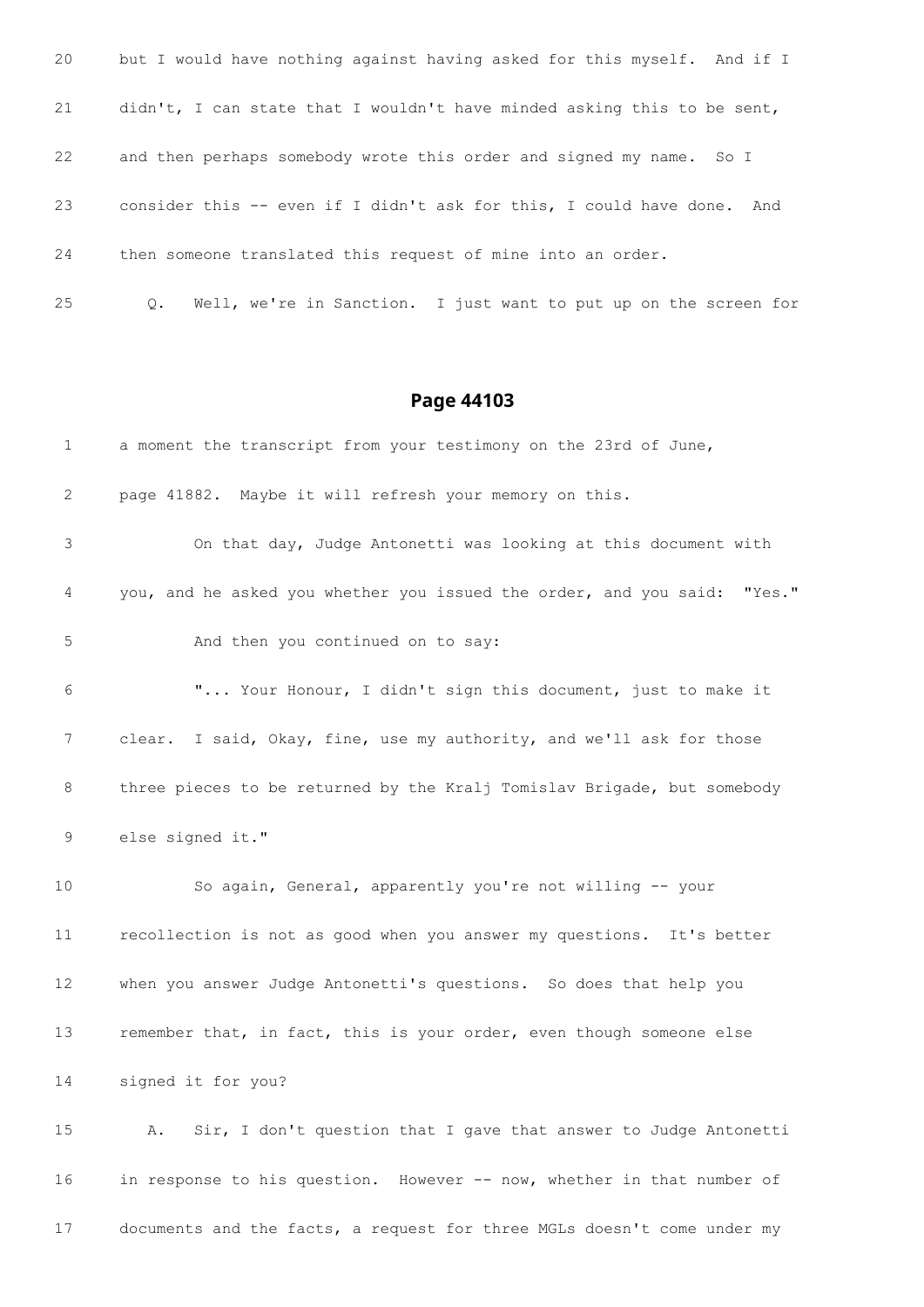20 but I would have nothing against having asked for this myself. And if I

21 didn't, I can state that I wouldn't have minded asking this to be sent,

22 and then perhaps somebody wrote this order and signed my name. So I

23 consider this -- even if I didn't ask for this, I could have done. And

24 then someone translated this request of mine into an order.

25 Q. Well, we're in Sanction. I just want to put up on the screen for

## Page 44103

1 a moment the transcript from your testimony on the 23rd of June,

2 page 41882. Maybe it will refresh your memory on this.

3 On that day, Judge Antonetti was looking at this document with

4 you, and he asked you whether you issued the order, and you said: "Yes."

5 And then you continued on to say:

6 "... Your Honour, I didn't sign this document, just to make it

7 clear. I said, Okay, fine, use my authority, and we'll ask for those

8 three pieces to be returned by the Kralj Tomislav Brigade, but somebody

9 else signed it."

10 So again, General, apparently you're not willing -- your

11 recollection is not as good when you answer my questions. It's better

12 when you answer Judge Antonetti's questions. So does that help you

13 remember that, in fact, this is your order, even though someone else

14 signed it for you?

15 A. Sir, I don't question that I gave that answer to Judge Antonetti

16 in response to his question. However -- now, whether in that number of

17 documents and the facts, a request for three MGLs doesn't come under my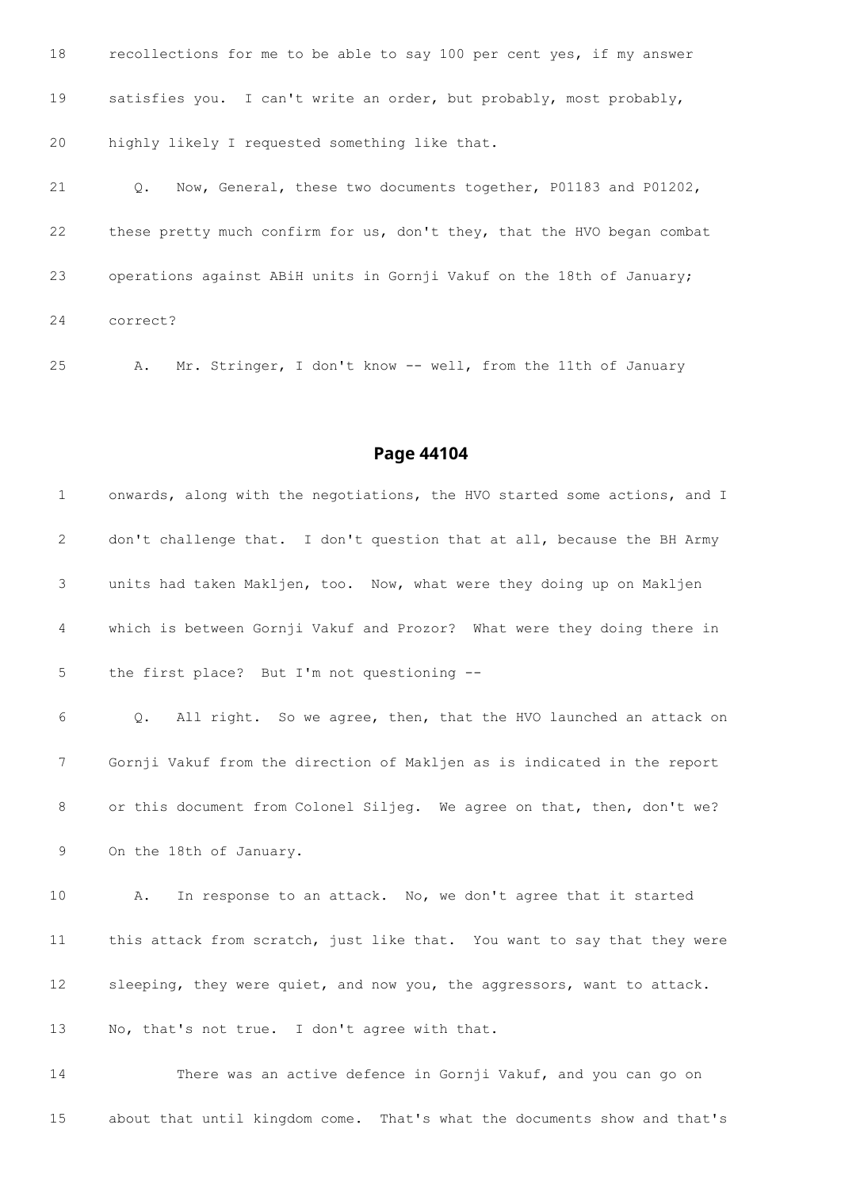18 recollections for me to be able to say 100 per cent yes, if my answer

19 satisfies you. I can't write an order, but probably, most probably,

20 highly likely I requested something like that.

21 Q. Now, General, these two documents together, P01183 and P01202,

22 these pretty much confirm for us, don't they, that the HVO began combat

23 operations against ABiH units in Gornji Vakuf on the 18th of January;

24 correct?

25 A. Mr. Stringer, I don't know -- well, from the 11th of January

## Page 44104

1 onwards, along with the negotiations, the HVO started some actions, and I

2 don't challenge that. I don't question that at all, because the BH Army

3 units had taken Makljen, too. Now, what were they doing up on Makljen

4 which is between Gornji Vakuf and Prozor? What were they doing there in

5 the first place? But I'm not questioning --

6 Q. All right. So we agree, then, that the HVO launched an attack on

7 Gornji Vakuf from the direction of Makljen as is indicated in the report

8 or this document from Colonel Siljeg. We agree on that, then, don't we?

9 On the 18th of January.

10 A. In response to an attack. No, we don't agree that it started

11 this attack from scratch, just like that. You want to say that they were

12 sleeping, they were quiet, and now you, the aggressors, want to attack.

13 No, that's not true. I don't agree with that.

14 There was an active defence in Gornji Vakuf, and you can go on

15 about that until kingdom come. That's what the documents show and that's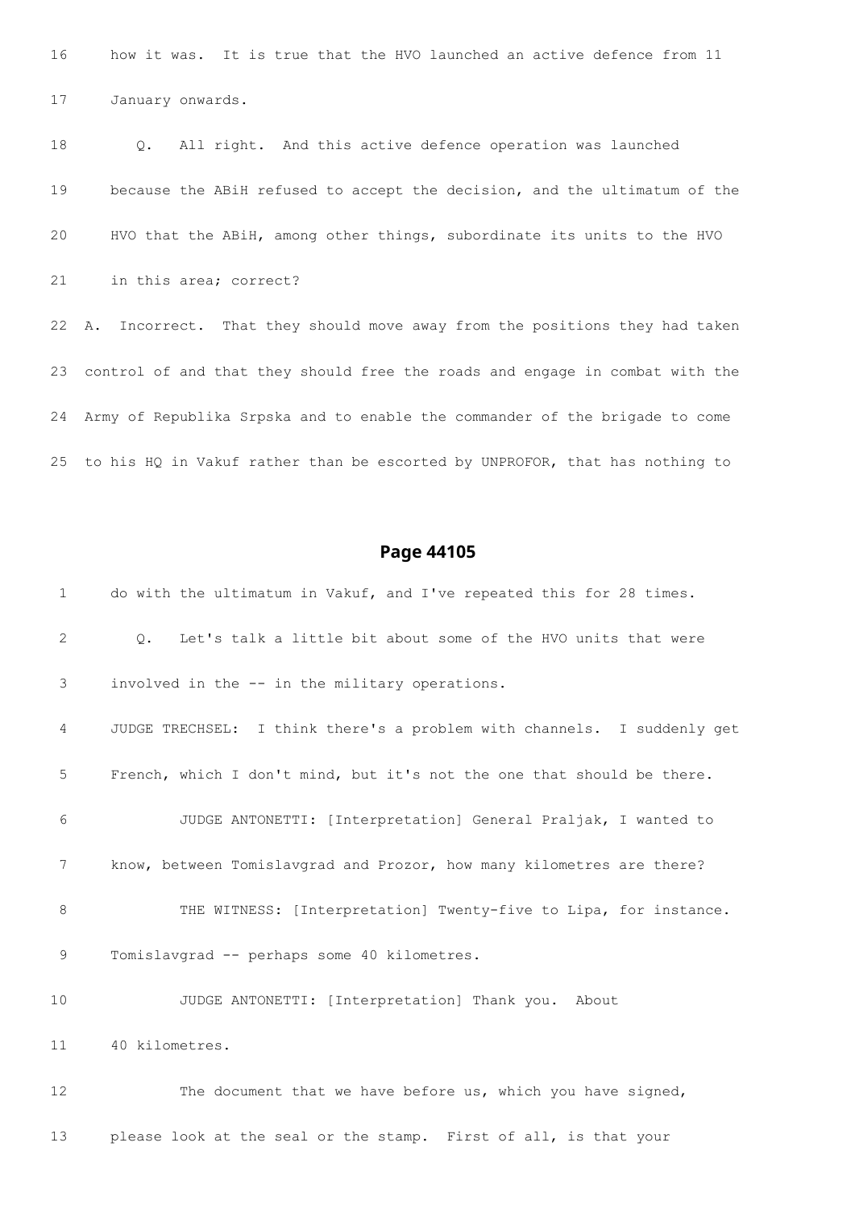16 how it was. It is true that the HVO launched an active defence from 11

17 January onwards.

18 Q. All right. And this active defence operation was launched

19 because the ABiH refused to accept the decision, and the ultimatum of the

20 HVO that the ABiH, among other things, subordinate its units to the HVO

21 in this area; correct?

22 A. Incorrect. That they should move away from the positions they had taken

23 control of and that they should free the roads and engage in combat with the

24 Army of Republika Srpska and to enable the commander of the brigade to come

25 to his HQ in Vakuf rather than be escorted by UNPROFOR, that has nothing to

## Page 44105

1 do with the ultimatum in Vakuf, and I've repeated this for 28 times.

2 Q. Let's talk a little bit about some of the HVO units that were

3 involved in the -- in the military operations.

4 JUDGE TRECHSEL: I think there's a problem with channels. I suddenly get

5 French, which I don't mind, but it's not the one that should be there.

6 JUDGE ANTONETTI: [Interpretation] General Praljak, I wanted to

7 know, between Tomislavgrad and Prozor, how many kilometres are there?

8 THE WITNESS: [Interpretation] Twenty-five to Lipa, for instance.

9 Tomislavgrad -- perhaps some 40 kilometres.

10 JUDGE ANTONETTI: [Interpretation] Thank you. About

11 40 kilometres.

12 The document that we have before us, which you have signed,

13 please look at the seal or the stamp. First of all, is that your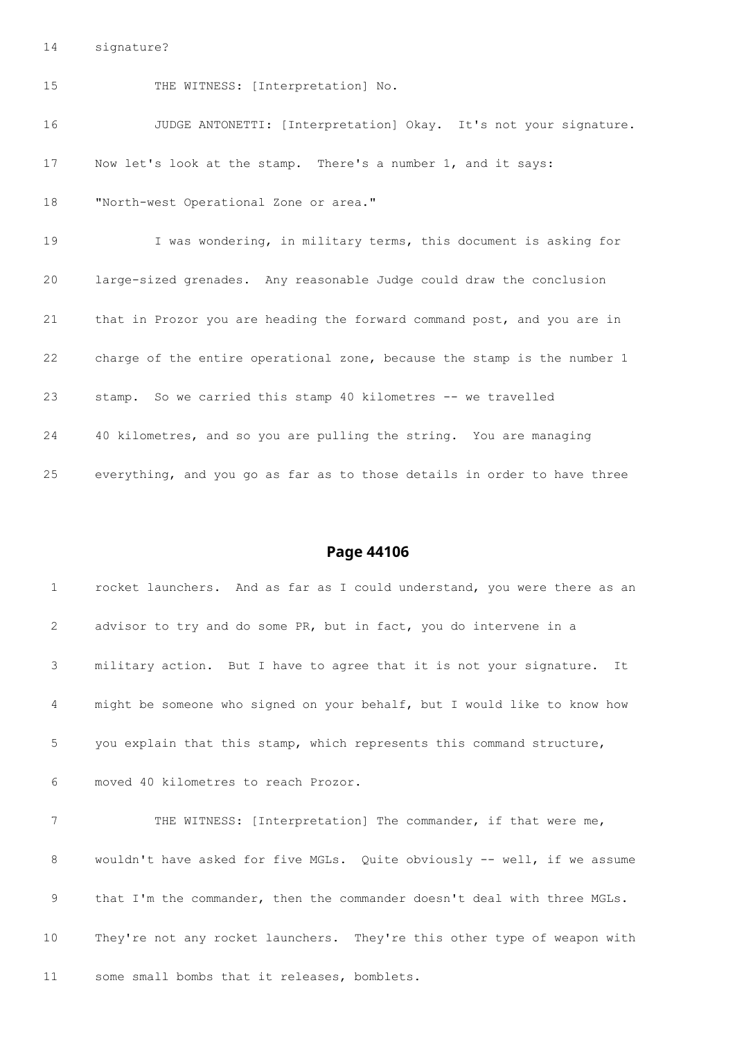14 signature?

15 THE WITNESS: [Interpretation] No.

16 JUDGE ANTONETTI: [Interpretation] Okay. It's not your signature.

17 Now let's look at the stamp. There's a number 1, and it says:

18 "North-west Operational Zone or area."

19 I was wondering, in military terms, this document is asking for

20 large-sized grenades. Any reasonable Judge could draw the conclusion

21 that in Prozor you are heading the forward command post, and you are in

22 charge of the entire operational zone, because the stamp is the number 1

23 stamp. So we carried this stamp 40 kilometres -- we travelled

24 40 kilometres, and so you are pulling the string. You are managing

25 everything, and you go as far as to those details in order to have three

## Page 44106

1 rocket launchers. And as far as I could understand, you were there as an

2 advisor to try and do some PR, but in fact, you do intervene in a

3 military action. But I have to agree that it is not your signature. It

4 might be someone who signed on your behalf, but I would like to know how

5 you explain that this stamp, which represents this command structure,

6 moved 40 kilometres to reach Prozor.

7 THE WITNESS: [Interpretation] The commander, if that were me,

8 wouldn't have asked for five MGLs. Quite obviously -- well, if we assume

9 that I'm the commander, then the commander doesn't deal with three MGLs.

10 They're not any rocket launchers. They're this other type of weapon with

11 some small bombs that it releases, bomblets.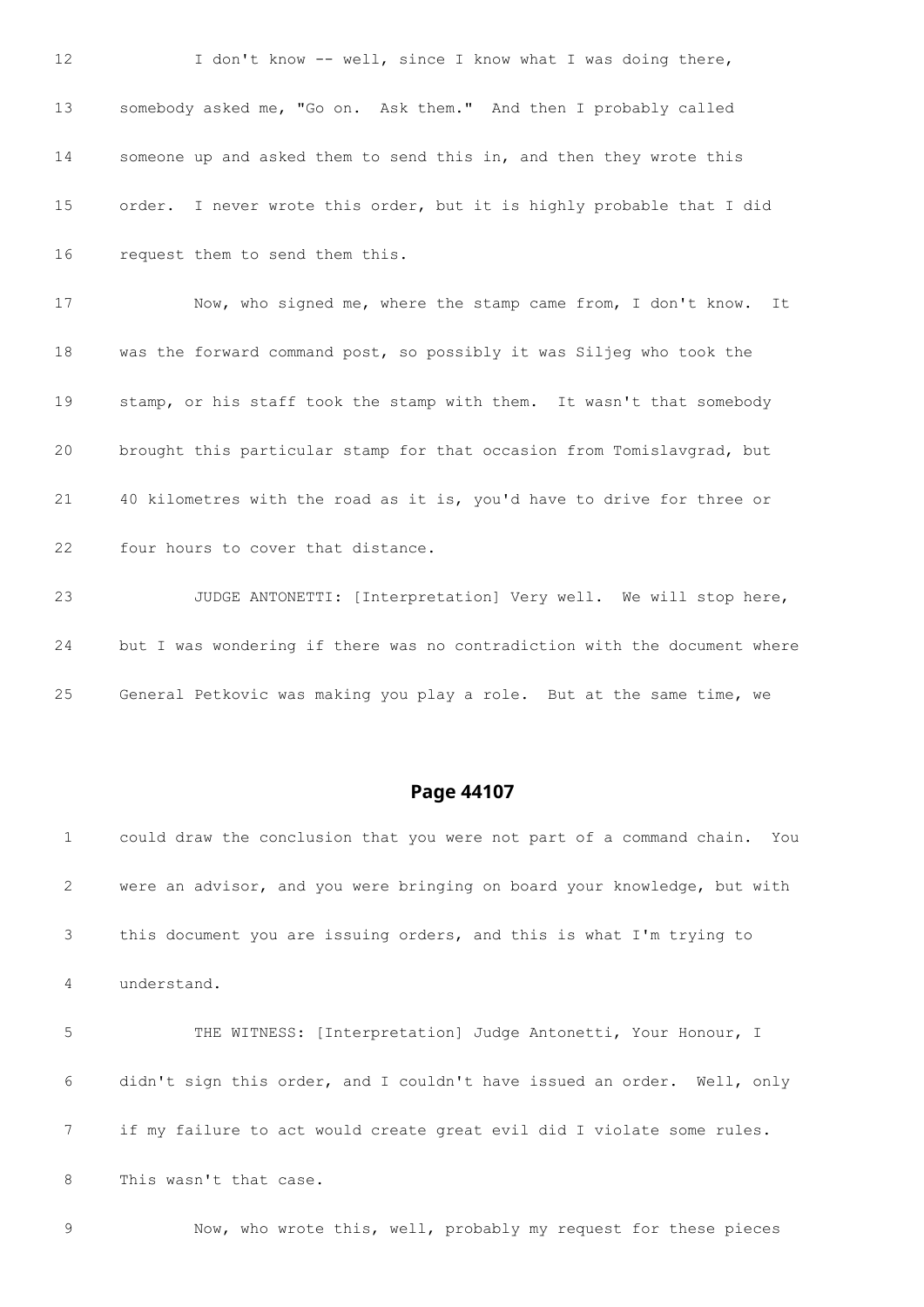12 I don't know -- well, since I know what I was doing there,

13 somebody asked me, "Go on. Ask them." And then I probably called

14 someone up and asked them to send this in, and then they wrote this

15 order. I never wrote this order, but it is highly probable that I did

16 request them to send them this.

17 Now, who signed me, where the stamp came from, I don't know. It

18 was the forward command post, so possibly it was Siljeg who took the

19 stamp, or his staff took the stamp with them. It wasn't that somebody

20 brought this particular stamp for that occasion from Tomislavgrad, but

21 40 kilometres with the road as it is, you'd have to drive for three or

22 four hours to cover that distance.

23 JUDGE ANTONETTI: [Interpretation] Very well. We will stop here,

24 but I was wondering if there was no contradiction with the document where

25 General Petkovic was making you play a role. But at the same time, we

## Page 44107

1 could draw the conclusion that you were not part of a command chain. You

2 were an advisor, and you were bringing on board your knowledge, but with

3 this document you are issuing orders, and this is what I'm trying to

4 understand.

5 THE WITNESS: [Interpretation] Judge Antonetti, Your Honour, I

6 didn't sign this order, and I couldn't have issued an order. Well, only

7 if my failure to act would create great evil did I violate some rules.

8 This wasn't that case.

9 Now, who wrote this, well, probably my request for these pieces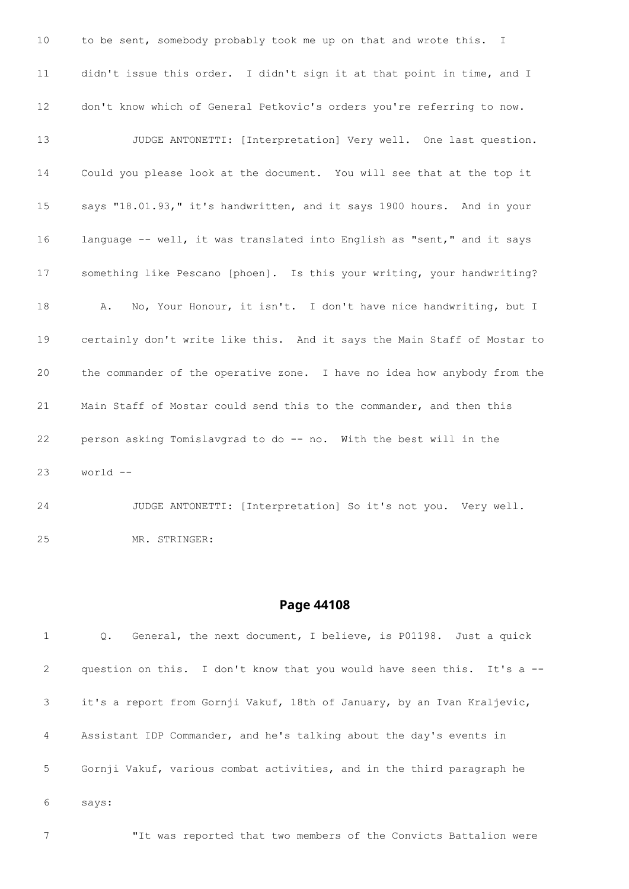10 to be sent, somebody probably took me up on that and wrote this. I

11 didn't issue this order. I didn't sign it at that point in time, and I

12 don't know which of General Petkovic's orders you're referring to now.

13 JUDGE ANTONETTI: [Interpretation] Very well. One last question.

14 Could you please look at the document. You will see that at the top it

15 says "18.01.93," it's handwritten, and it says 1900 hours. And in your

16 language -- well, it was translated into English as "sent," and it says

17 something like Pescano [phoen]. Is this your writing, your handwriting?

18 A. No, Your Honour, it isn't. I don't have nice handwriting, but I

19 certainly don't write like this. And it says the Main Staff of Mostar to

20 the commander of the operative zone. I have no idea how anybody from the

21 Main Staff of Mostar could send this to the commander, and then this

22 person asking Tomislavgrad to do -- no. With the best will in the

23 world --

24 JUDGE ANTONETTI: [Interpretation] So it's not you. Very well.

25 MR. STRINGER:

## Page 44108

1 Q. General, the next document, I believe, is P01198. Just a quick

2 question on this. I don't know that you would have seen this. It's a --

3 it's a report from Gornji Vakuf, 18th of January, by an Ivan Kraljevic,

4 Assistant IDP Commander, and he's talking about the day's events in

5 Gornji Vakuf, various combat activities, and in the third paragraph he

6 says:

7 "It was reported that two members of the Convicts Battalion were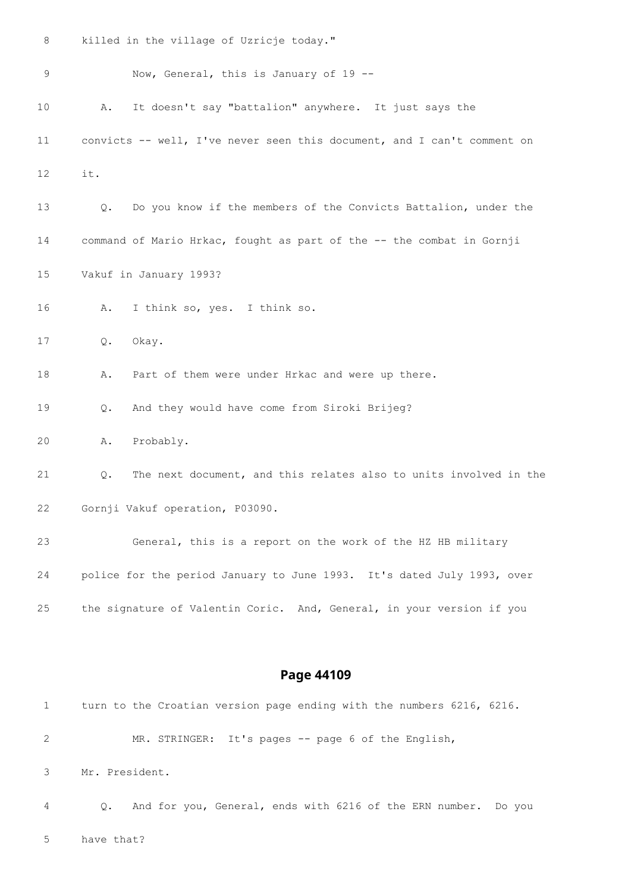8 killed in the village of Uzricje today."

9 Now, General, this is January of 19 --

10 A. It doesn't say "battalion" anywhere. It just says the

11 convicts -- well, I've never seen this document, and I can't comment on

12 it.

13 Q. Do you know if the members of the Convicts Battalion, under the

14 command of Mario Hrkac, fought as part of the -- the combat in Gornji

15 Vakuf in January 1993?

16 A. I think so, yes. I think so.

17 Q. Okay.

18 A. Part of them were under Hrkac and were up there.

19 Q. And they would have come from Siroki Brijeg?

20 A. Probably.

21 Q. The next document, and this relates also to units involved in the

22 Gornji Vakuf operation, P03090.

23 General, this is a report on the work of the HZ HB military

24 police for the period January to June 1993. It's dated July 1993, over

25 the signature of Valentin Coric. And, General, in your version if you

## Page 44109

1 turn to the Croatian version page ending with the numbers 6216, 6216.

2 MR. STRINGER: It's pages -- page 6 of the English,

3 Mr. President.

4 Q. And for you, General, ends with 6216 of the ERN number. Do you

5 have that?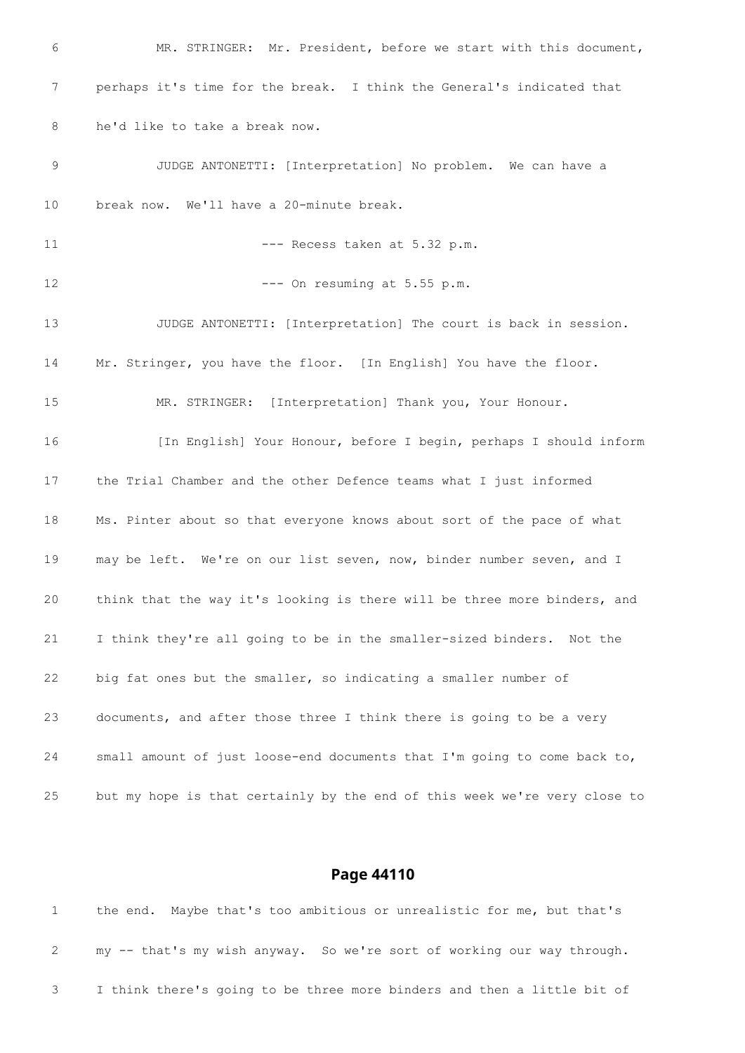6 MR. STRINGER: Mr. President, before we start with this document,

7 perhaps it's time for the break. I think the General's indicated that

8 he'd like to take a break now.

9 JUDGE ANTONETTI: [Interpretation] No problem. We can have a

10 break now. We'll have a 20-minute break.

11 --- Recess taken at 5.32 p.m.

12 --- On resuming at 5.55 p.m.

13 JUDGE ANTONETTI: [Interpretation] The court is back in session.

14 Mr. Stringer, you have the floor. [In English] You have the floor.

15 MR. STRINGER: [Interpretation] Thank you, Your Honour.

16 [In English] Your Honour, before I begin, perhaps I should inform

17 the Trial Chamber and the other Defence teams what I just informed

18 Ms. Pinter about so that everyone knows about sort of the pace of what

19 may be left. We're on our list seven, now, binder number seven, and I

20 think that the way it's looking is there will be three more binders, and

21 I think they're all going to be in the smaller-sized binders. Not the

22 big fat ones but the smaller, so indicating a smaller number of

23 documents, and after those three I think there is going to be a very

24 small amount of just loose-end documents that I'm going to come back to,

25 but my hope is that certainly by the end of this week we're very close to

## Page 44110

1 the end. Maybe that's too ambitious or unrealistic for me, but that's

2 my -- that's my wish anyway. So we're sort of working our way through.

3 I think there's going to be three more binders and then a little bit of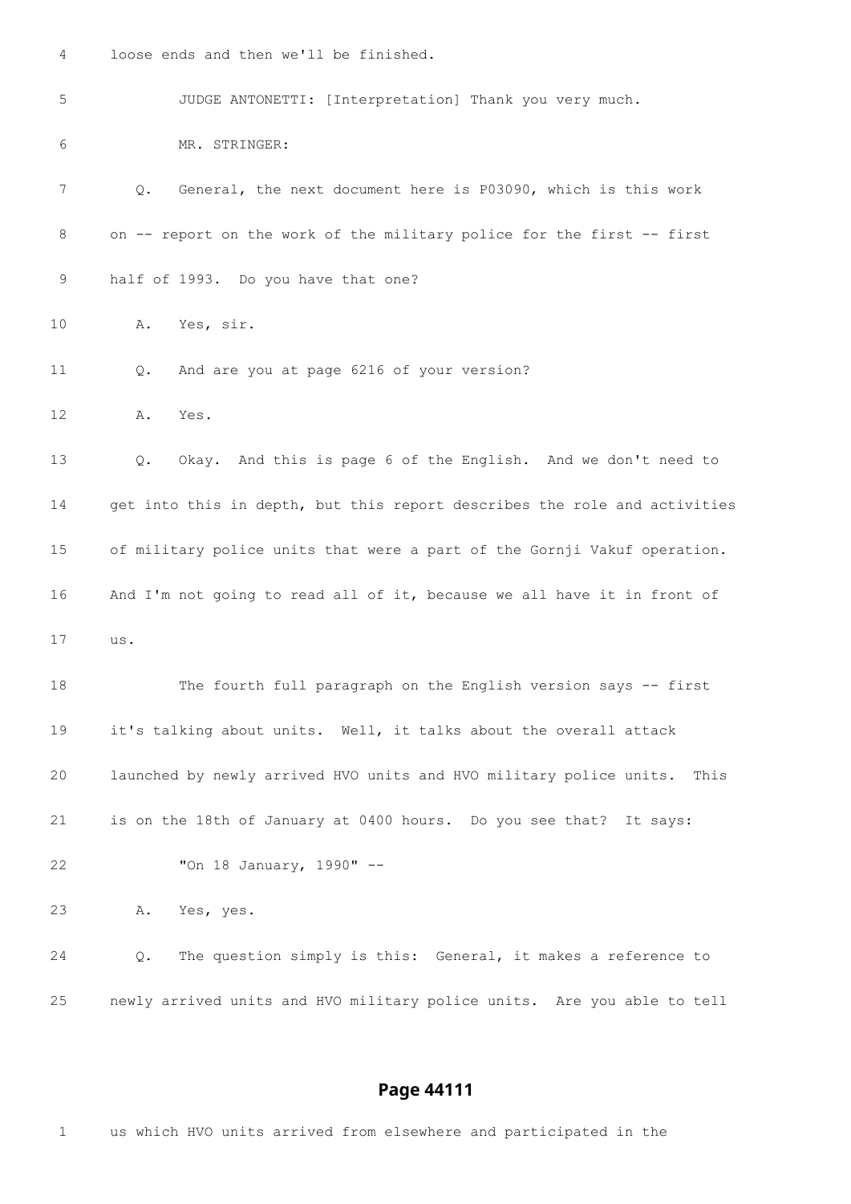4 loose ends and then we'll be finished.

5 JUDGE ANTONETTI: [Interpretation] Thank you very much.

6 MR. STRINGER:

7 Q. General, the next document here is P03090, which is this work

8 on -- report on the work of the military police for the first -- first

9 half of 1993. Do you have that one?

10 A. Yes, sir.

11 Q. And are you at page 6216 of your version?

12 A. Yes.

13 Q. Okay. And this is page 6 of the English. And we don't need to

14 get into this in depth, but this report describes the role and activities

15 of military police units that were a part of the Gornji Vakuf operation.

16 And I'm not going to read all of it, because we all have it in front of

17 us.

18 The fourth full paragraph on the English version says -- first

19 it's talking about units. Well, it talks about the overall attack

20 launched by newly arrived HVO units and HVO military police units. This

21 is on the 18th of January at 0400 hours. Do you see that? It says:

22 "On 18 January, 1990" --

23 A. Yes, yes.

24 Q. The question simply is this: General, it makes a reference to

25 newly arrived units and HVO military police units. Are you able to tell

**Page 44111**

1 us which HVO units arrived from elsewhere and participated in the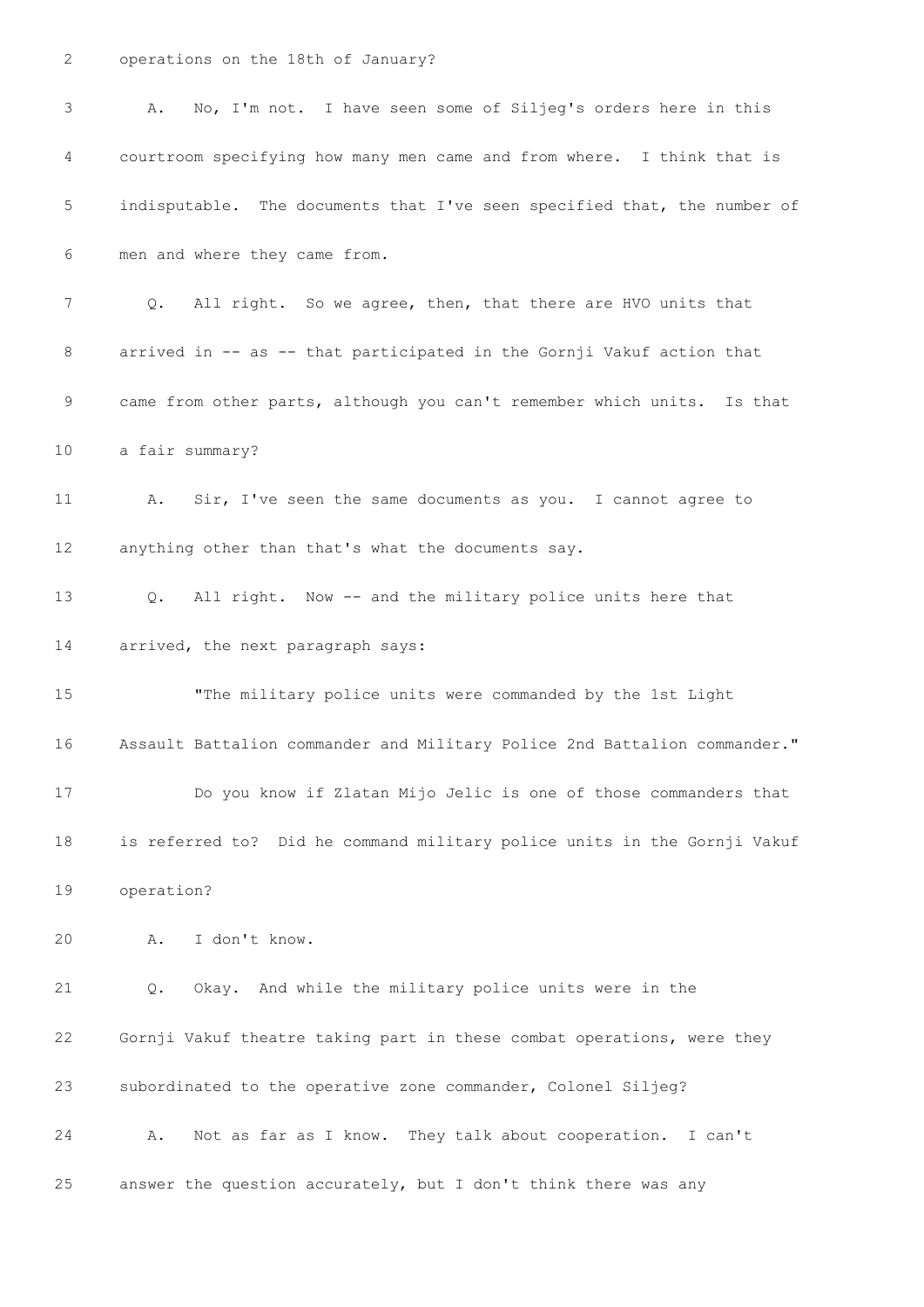operations on the 18th of January?

A. No, I'm not. I have seen some of Siljeg's orders here in this courtroom specifying how many men came and from where. I think that is indisputable. The documents that I've seen specified that, the number of men and where they came from.

Q. All right. So we agree, then, that there are HVO units that arrived in -- as -- that participated in the Gornji Vakuf action that came from other parts, although you can't remember which units. Is that a fair summary?

A. Sir, I've seen the same documents as you. I cannot agree to anything other than that's what the documents say.

Q. All right. Now -- and the military police units here that arrived, the next paragraph says:

"The military police units were commanded by the 1st Light Assault Battalion commander and Military Police 2nd Battalion commander."

Do you know if Zlatan Mijo Jelic is one of those commanders that is referred to? Did he command military police units in the Gornji Vakuf operation?

A. I don't know.

Q. Okay. And while the military police units were in the Gornji Vakuf theatre taking part in these combat operations, were they subordinated to the operative zone commander, Colonel Siljeg?

A. Not as far as I know. They talk about cooperation. I can't answer the question accurately, but I don't think there was any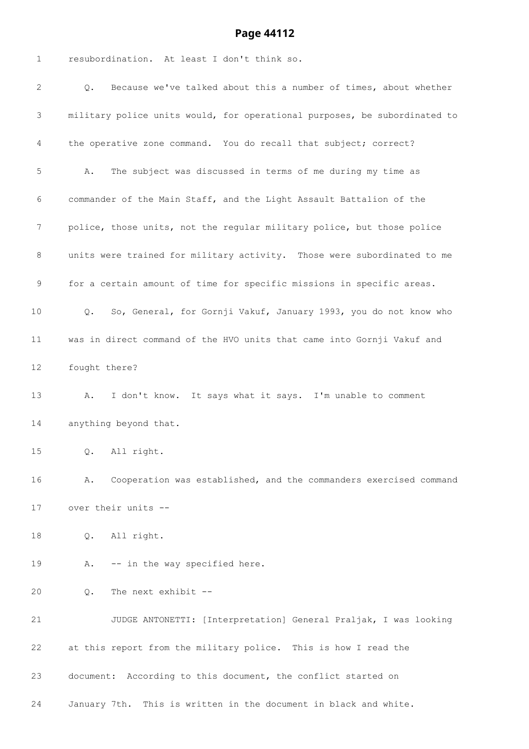resubordination. At least I don't think so.

Q. Because we've talked about this a number of times, about whether military police units would, for operational purposes, be subordinated to the operative zone command. You do recall that subject; correct?

A. The subject was discussed in terms of me during my time as commander of the Main Staff, and the Light Assault Battalion of the police, those units, not the regular military police, but those police units were trained for military activity. Those were subordinated to me for a certain amount of time for specific missions in specific areas.

Q. So, General, for Gornji Vakuf, January 1993, you do not know who was in direct command of the HVO units that came into Gornji Vakuf and fought there?

A. I don't know. It says what it says. I'm unable to comment anything beyond that.

Q. All right.

A. Cooperation was established, and the commanders exercised command over their units --

Q. All right.

A. -- in the way specified here.

Q. The next exhibit --

JUDGE ANTONETTI: [Interpretation] General Praljak, I was looking at this report from the military police. This is how I read the document: According to this document, the conflict started on January 7th. This is written in the document in black and white.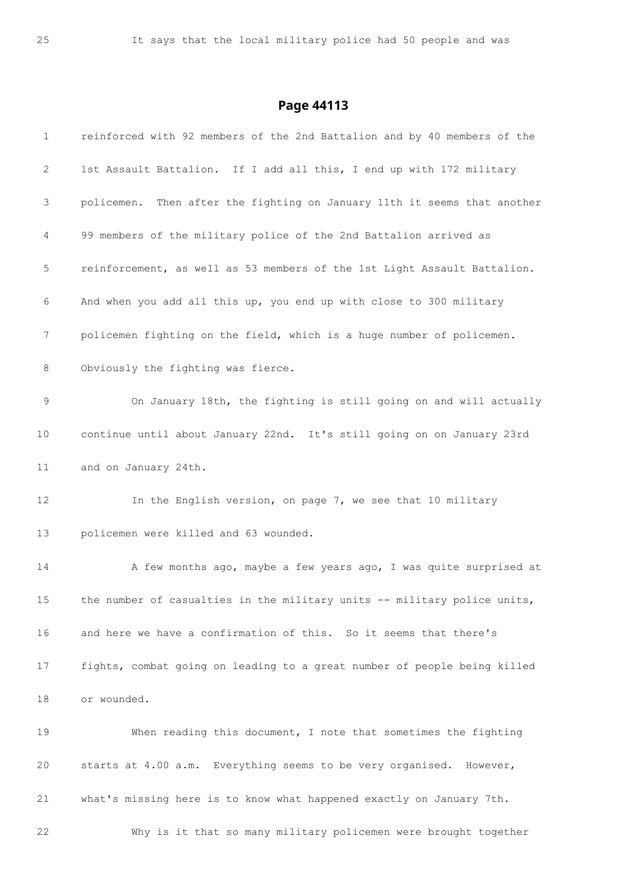25 It says that the local military police had 50 people and was

## Page 44113

1 reinforced with 92 members of the 2nd Battalion and by 40 members of the

2 1st Assault Battalion. If I add all this, I end up with 172 military

3 policemen. Then after the fighting on January 11th it seems that another

4 99 members of the military police of the 2nd Battalion arrived as

5 reinforcement, as well as 53 members of the 1st Light Assault Battalion.

6 And when you add all this up, you end up with close to 300 military

7 policemen fighting on the field, which is a huge number of policemen.

8 Obviously the fighting was fierce.

9 On January 18th, the fighting is still going on and will actually

10 continue until about January 22nd. It's still going on on January 23rd

11 and on January 24th.

12 In the English version, on page 7, we see that 10 military

13 policemen were killed and 63 wounded.

14 A few months ago, maybe a few years ago, I was quite surprised at

15 the number of casualties in the military units -- military police units,

16 and here we have a confirmation of this. So it seems that there's

17 fights, combat going on leading to a great number of people being killed

18 or wounded.

19 When reading this document, I note that sometimes the fighting

20 starts at 4.00 a.m. Everything seems to be very organised. However,

21 what's missing here is to know what happened exactly on January 7th.

22 Why is it that so many military policemen were brought together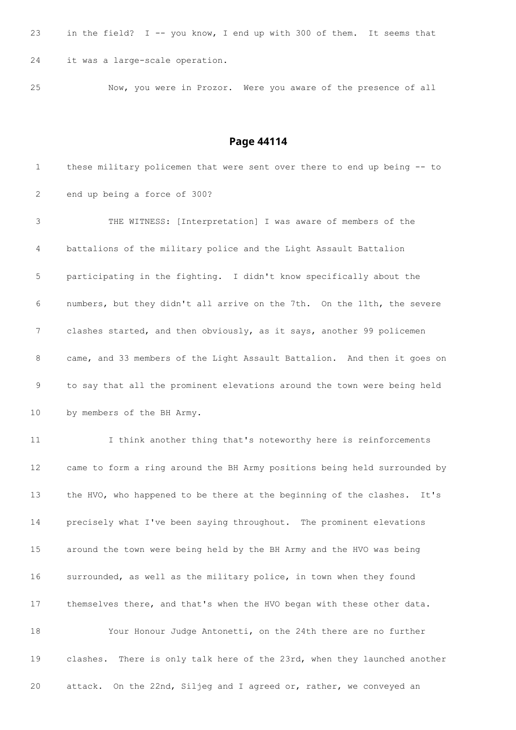23 in the field? I -- you know, I end up with 300 of them. It seems that

24 it was a large-scale operation.

25 Now, you were in Prozor. Were you aware of the presence of all

## Page 44114

1 these military policemen that were sent over there to end up being -- to

2 end up being a force of 300?

3 THE WITNESS: [Interpretation] I was aware of members of the

4 battalions of the military police and the Light Assault Battalion

5 participating in the fighting. I didn't know specifically about the

6 numbers, but they didn't all arrive on the 7th. On the 11th, the severe

7 clashes started, and then obviously, as it says, another 99 policemen

8 came, and 33 members of the Light Assault Battalion. And then it goes on

9 to say that all the prominent elevations around the town were being held

10 by members of the BH Army.

11 I think another thing that's noteworthy here is reinforcements

12 came to form a ring around the BH Army positions being held surrounded by

13 the HVO, who happened to be there at the beginning of the clashes. It's

14 precisely what I've been saying throughout. The prominent elevations

15 around the town were being held by the BH Army and the HVO was being

16 surrounded, as well as the military police, in town when they found

17 themselves there, and that's when the HVO began with these other data.

18 Your Honour Judge Antonetti, on the 24th there are no further

19 clashes. There is only talk here of the 23rd, when they launched another

20 attack. On the 22nd, Siljeg and I agreed or, rather, we conveyed an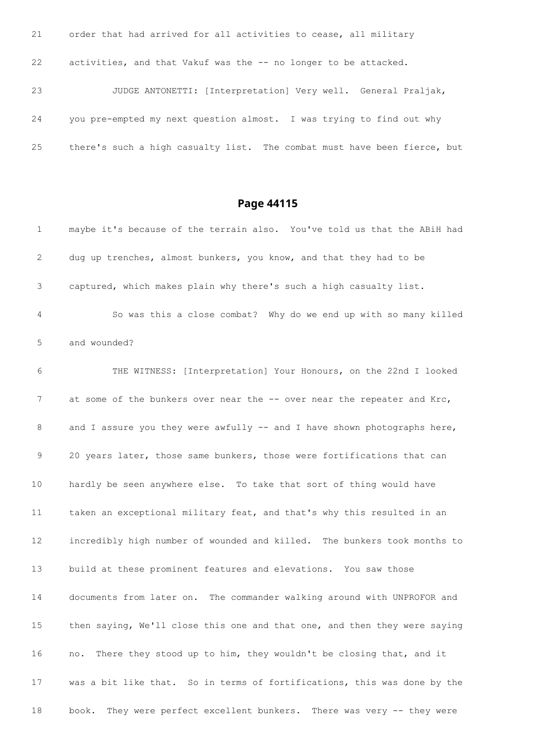21 order that had arrived for all activities to cease, all military

22 activities, and that Vakuf was the -- no longer to be attacked.

23 JUDGE ANTONETTI: [Interpretation] Very well. General Praljak,

24 you pre-empted my next question almost. I was trying to find out why

25 there's such a high casualty list. The combat must have been fierce, but

## Page 44115

1 maybe it's because of the terrain also. You've told us that the ABiH had

2 dug up trenches, almost bunkers, you know, and that they had to be

3 captured, which makes plain why there's such a high casualty list.

4 So was this a close combat? Why do we end up with so many killed

5 and wounded?

6 THE WITNESS: [Interpretation] Your Honours, on the 22nd I looked

7 at some of the bunkers over near the -- over near the repeater and Krc,

8 and I assure you they were awfully -- and I have shown photographs here,

9 20 years later, those same bunkers, those were fortifications that can

10 hardly be seen anywhere else. To take that sort of thing would have

11 taken an exceptional military feat, and that's why this resulted in an

12 incredibly high number of wounded and killed. The bunkers took months to

13 build at these prominent features and elevations. You saw those

14 documents from later on. The commander walking around with UNPROFOR and

15 then saying, We'll close this one and that one, and then they were saying

16 no. There they stood up to him, they wouldn't be closing that, and it

17 was a bit like that. So in terms of fortifications, this was done by the

18 book. They were perfect excellent bunkers. There was very -- they were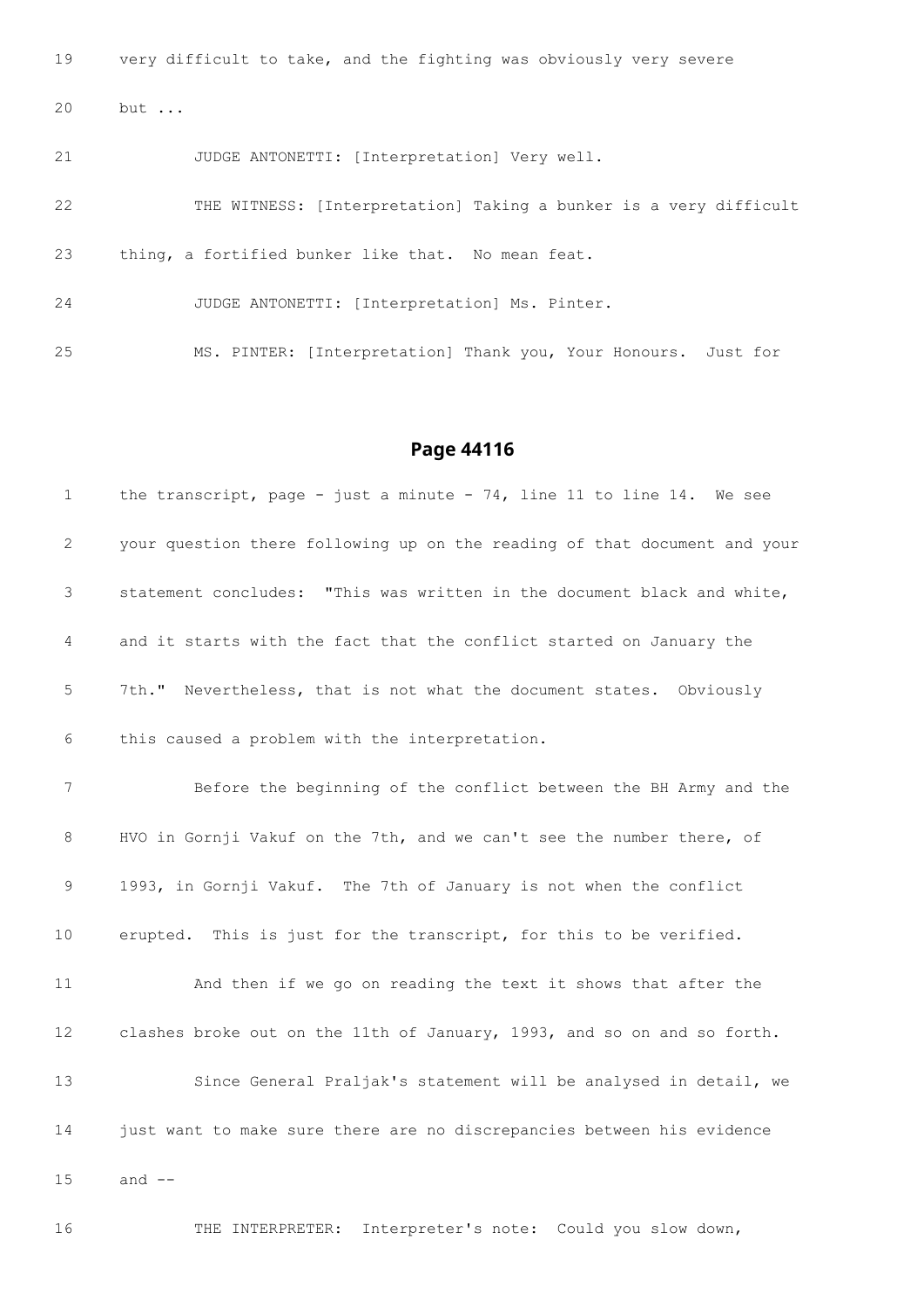19 very difficult to take, and the fighting was obviously very severe

20 but ...

21 JUDGE ANTONETTI: [Interpretation] Very well.

22 THE WITNESS: [Interpretation] Taking a bunker is a very difficult

23 thing, a fortified bunker like that. No mean feat.

24 JUDGE ANTONETTI: [Interpretation] Ms. Pinter.

25 MS. PINTER: [Interpretation] Thank you, Your Honours. Just for

## Page 44116

1 the transcript, page - just a minute - 74, line 11 to line 14. We see

2 your question there following up on the reading of that document and your

3 statement concludes: "This was written in the document black and white,

4 and it starts with the fact that the conflict started on January the

5 7th." Nevertheless, that is not what the document states. Obviously

6 this caused a problem with the interpretation.

7 Before the beginning of the conflict between the BH Army and the

8 HVO in Gornji Vakuf on the 7th, and we can't see the number there, of

9 1993, in Gornji Vakuf. The 7th of January is not when the conflict

10 erupted. This is just for the transcript, for this to be verified.

11 And then if we go on reading the text it shows that after the

12 clashes broke out on the 11th of January, 1993, and so on and so forth.

13 Since General Praljak's statement will be analysed in detail, we

14 just want to make sure there are no discrepancies between his evidence

15 and --

16 THE INTERPRETER: Interpreter's note: Could you slow down,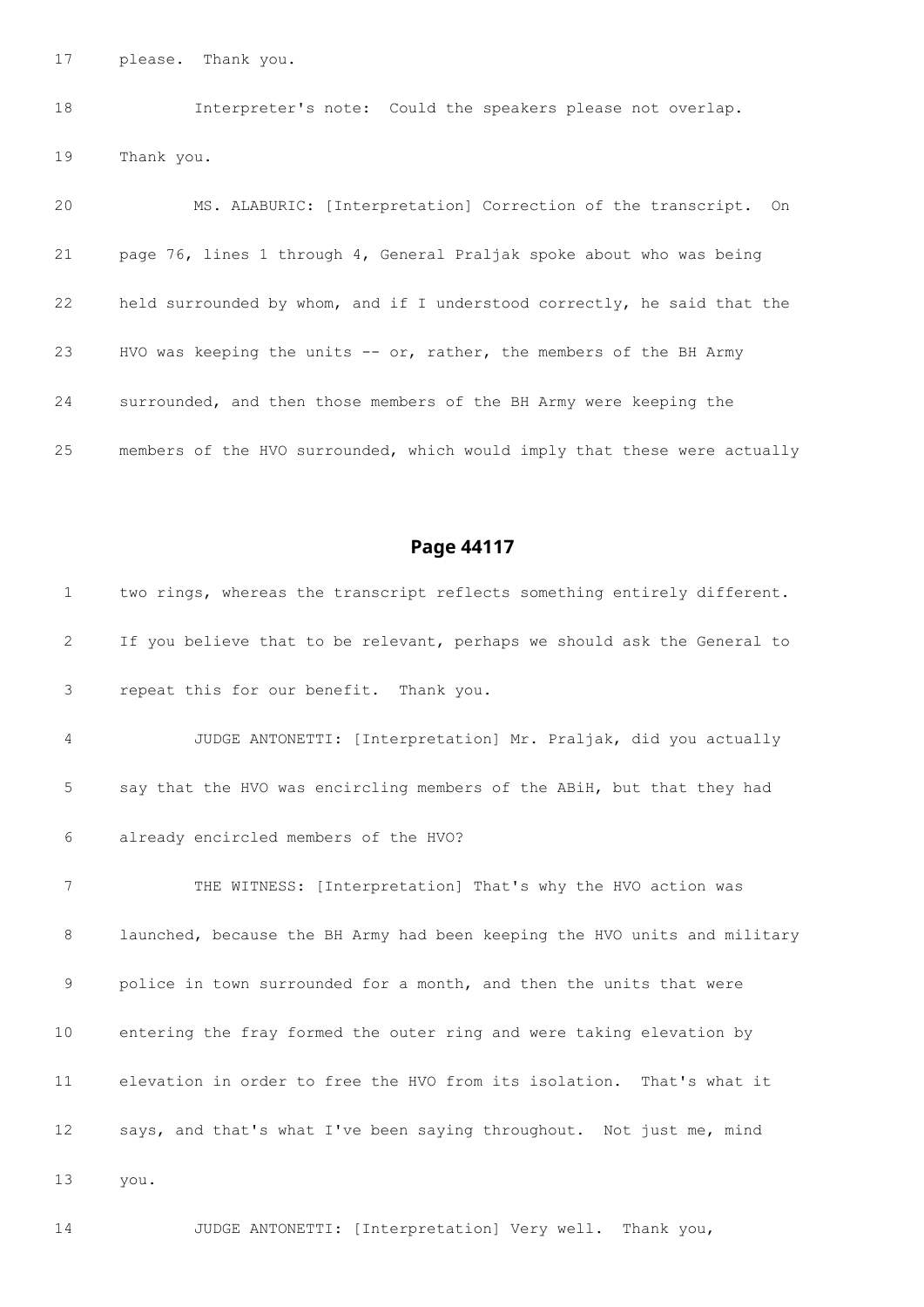17 please. Thank you.

18 Interpreter's note: Could the speakers please not overlap.

19 Thank you.

20 MS. ALABURIC: [Interpretation] Correction of the transcript. On

21 page 76, lines 1 through 4, General Praljak spoke about who was being

22 held surrounded by whom, and if I understood correctly, he said that the

23 HVO was keeping the units -- or, rather, the members of the BH Army

24 surrounded, and then those members of the BH Army were keeping the

25 members of the HVO surrounded, which would imply that these were actually

## Page 44117

1 two rings, whereas the transcript reflects something entirely different.

2 If you believe that to be relevant, perhaps we should ask the General to

3 repeat this for our benefit. Thank you.

4 JUDGE ANTONETTI: [Interpretation] Mr. Praljak, did you actually

5 say that the HVO was encircling members of the ABiH, but that they had

6 already encircled members of the HVO?

7 THE WITNESS: [Interpretation] That's why the HVO action was

8 launched, because the BH Army had been keeping the HVO units and military

9 police in town surrounded for a month, and then the units that were

10 entering the fray formed the outer ring and were taking elevation by

11 elevation in order to free the HVO from its isolation. That's what it

12 says, and that's what I've been saying throughout. Not just me, mind

13 you.

14 JUDGE ANTONETTI: [Interpretation] Very well. Thank you,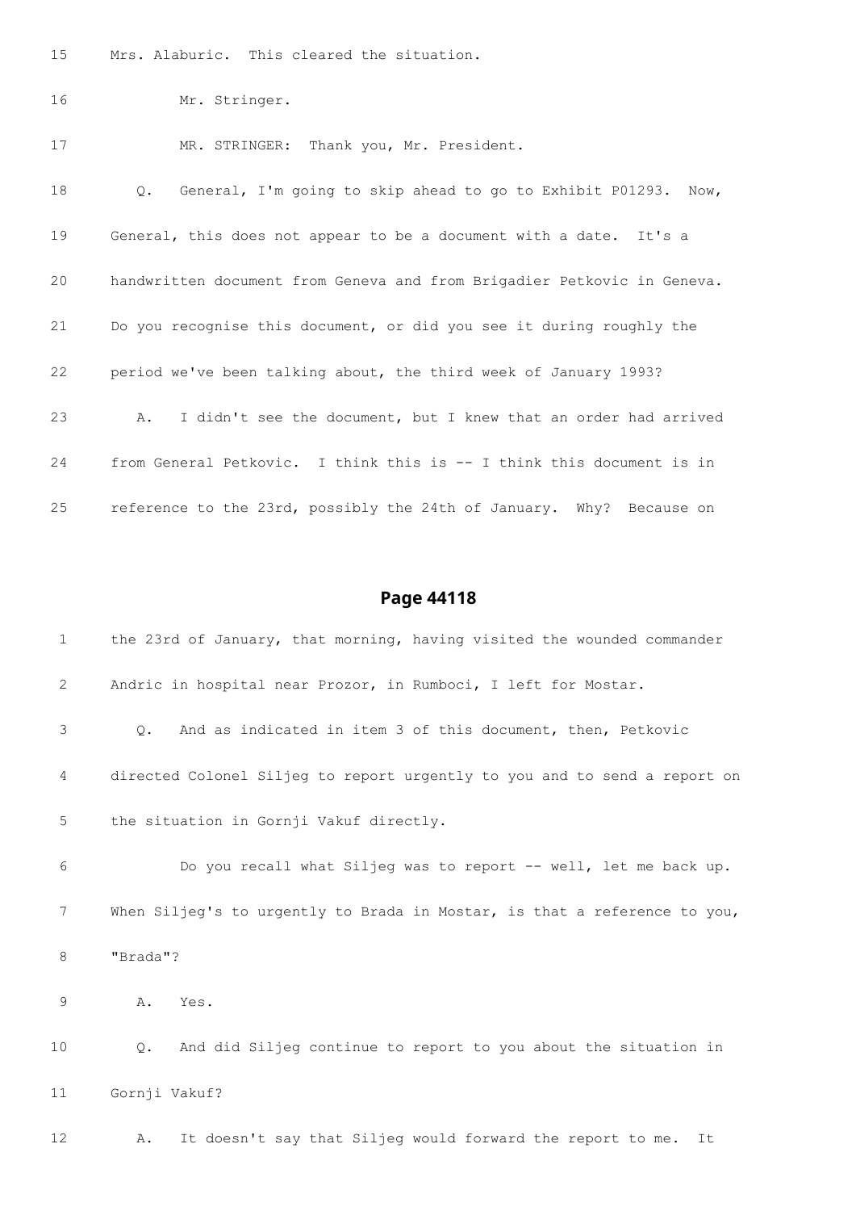15 Mrs. Alaburic. This cleared the situation.

16 Mr. Stringer.

17 MR. STRINGER: Thank you, Mr. President.

18 Q. General, I'm going to skip ahead to go to Exhibit P01293. Now,

19 General, this does not appear to be a document with a date. It's a

20 handwritten document from Geneva and from Brigadier Petkovic in Geneva.

21 Do you recognise this document, or did you see it during roughly the

22 period we've been talking about, the third week of January 1993?

23 A. I didn't see the document, but I knew that an order had arrived

24 from General Petkovic. I think this is -- I think this document is in

25 reference to the 23rd, possibly the 24th of January. Why? Because on

## Page 44118

1 the 23rd of January, that morning, having visited the wounded commander

2 Andric in hospital near Prozor, in Rumboci, I left for Mostar.

3 Q. And as indicated in item 3 of this document, then, Petkovic

4 directed Colonel Siljeg to report urgently to you and to send a report on

5 the situation in Gornji Vakuf directly.

6 Do you recall what Siljeg was to report -- well, let me back up.

7 When Siljeg's to urgently to Brada in Mostar, is that a reference to you,

8 "Brada"?

9 A. Yes.

10 Q. And did Siljeg continue to report to you about the situation in

11 Gornji Vakuf?

12 A. It doesn't say that Siljeg would forward the report to me. It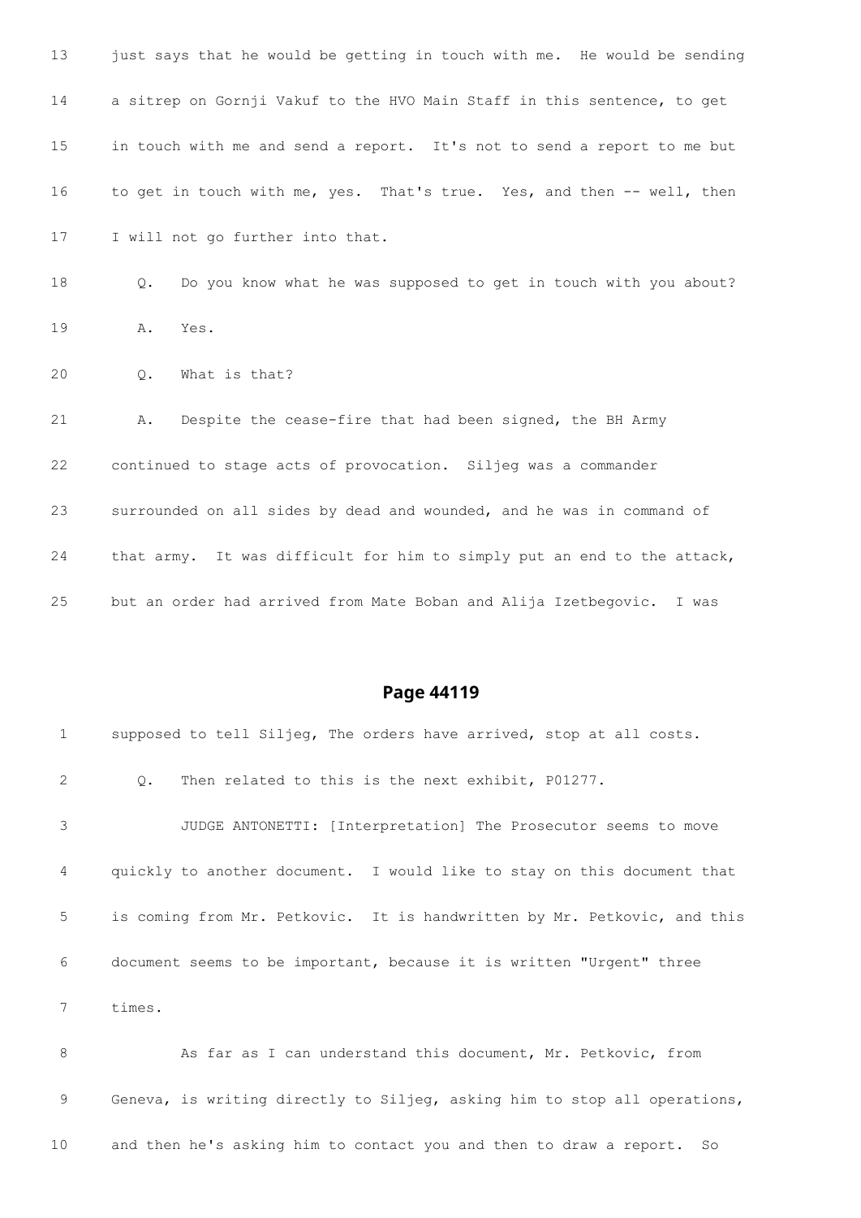13 just says that he would be getting in touch with me. He would be sending

14 a sitrep on Gornji Vakuf to the HVO Main Staff in this sentence, to get

15 in touch with me and send a report. It's not to send a report to me but

16 to get in touch with me, yes. That's true. Yes, and then -- well, then

17 I will not go further into that.

18 Q. Do you know what he was supposed to get in touch with you about?

19 A. Yes.

20 Q. What is that?

21 A. Despite the cease-fire that had been signed, the BH Army

22 continued to stage acts of provocation. Siljeg was a commander

23 surrounded on all sides by dead and wounded, and he was in command of

24 that army. It was difficult for him to simply put an end to the attack,

25 but an order had arrived from Mate Boban and Alija Izetbegovic. I was

## Page 44119

1 supposed to tell Siljeg, The orders have arrived, stop at all costs.

2 Q. Then related to this is the next exhibit, P01277.

3 JUDGE ANTONETTI: [Interpretation] The Prosecutor seems to move

4 quickly to another document. I would like to stay on this document that

5 is coming from Mr. Petkovic. It is handwritten by Mr. Petkovic, and this

6 document seems to be important, because it is written "Urgent" three

7 times.

8 As far as I can understand this document, Mr. Petkovic, from

9 Geneva, is writing directly to Siljeg, asking him to stop all operations,

10 and then he's asking him to contact you and then to draw a report. So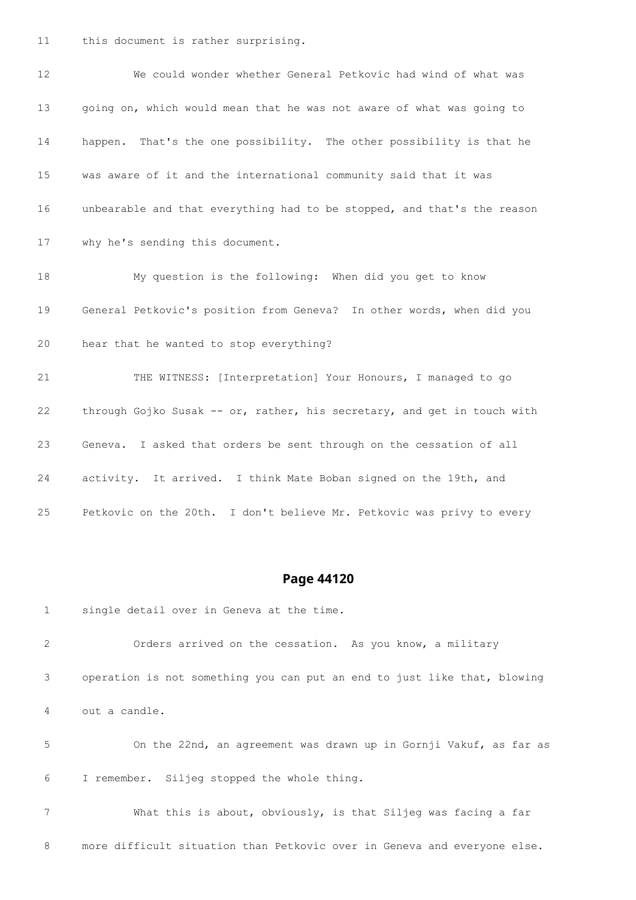11 this document is rather surprising.

12 We could wonder whether General Petkovic had wind of what was

13 going on, which would mean that he was not aware of what was going to

14 happen. That's the one possibility. The other possibility is that he

15 was aware of it and the international community said that it was

16 unbearable and that everything had to be stopped, and that's the reason

17 why he's sending this document.

18 My question is the following: When did you get to know

19 General Petkovic's position from Geneva? In other words, when did you

20 hear that he wanted to stop everything?

21 THE WITNESS: [Interpretation] Your Honours, I managed to go

22 through Gojko Susak -- or, rather, his secretary, and get in touch with

23 Geneva. I asked that orders be sent through on the cessation of all

24 activity. It arrived. I think Mate Boban signed on the 19th, and

25 Petkovic on the 20th. I don't believe Mr. Petkovic was privy to every

## Page 44120

1 single detail over in Geneva at the time.

2 Orders arrived on the cessation. As you know, a military

3 operation is not something you can put an end to just like that, blowing

4 out a candle.

5 On the 22nd, an agreement was drawn up in Gornji Vakuf, as far as

6 I remember. Siljeg stopped the whole thing.

7 What this is about, obviously, is that Siljeg was facing a far

8 more difficult situation than Petkovic over in Geneva and everyone else.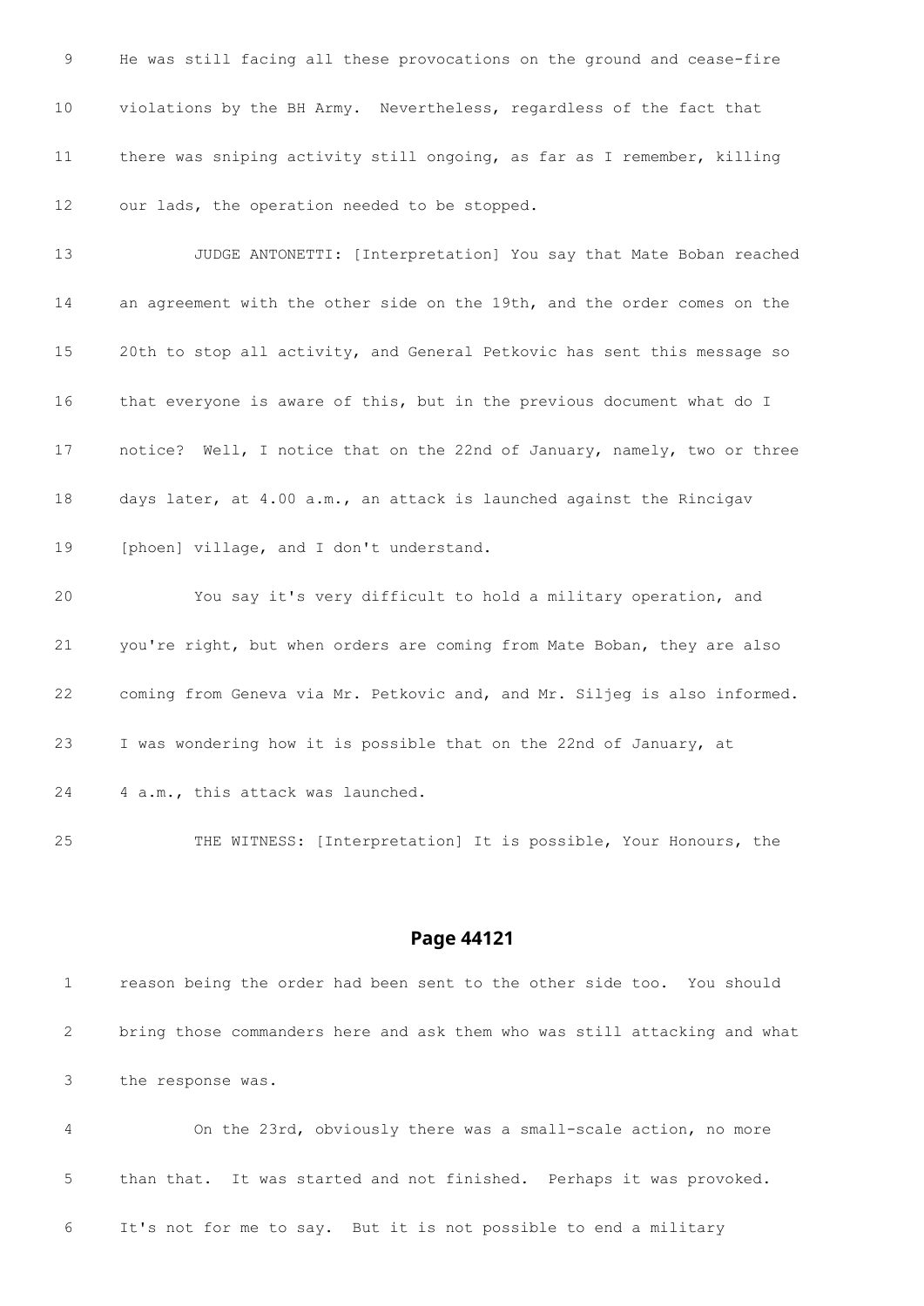9 He was still facing all these provocations on the ground and cease-fire

10 violations by the BH Army. Nevertheless, regardless of the fact that

11 there was sniping activity still ongoing, as far as I remember, killing

12 our lads, the operation needed to be stopped.

13 JUDGE ANTONETTI: [Interpretation] You say that Mate Boban reached

14 an agreement with the other side on the 19th, and the order comes on the

15 20th to stop all activity, and General Petkovic has sent this message so

16 that everyone is aware of this, but in the previous document what do I

17 notice? Well, I notice that on the 22nd of January, namely, two or three

18 days later, at 4.00 a.m., an attack is launched against the Rincigav

19 [phoen] village, and I don't understand.

20 You say it's very difficult to hold a military operation, and

21 you're right, but when orders are coming from Mate Boban, they are also

22 coming from Geneva via Mr. Petkovic and, and Mr. Siljeg is also informed.

23 I was wondering how it is possible that on the 22nd of January, at

24 4 a.m., this attack was launched.

25 THE WITNESS: [Interpretation] It is possible, Your Honours, the

## Page 44121

1 reason being the order had been sent to the other side too. You should

2 bring those commanders here and ask them who was still attacking and what

3 the response was.

4 On the 23rd, obviously there was a small-scale action, no more

5 than that. It was started and not finished. Perhaps it was provoked.

6 It's not for me to say. But it is not possible to end a military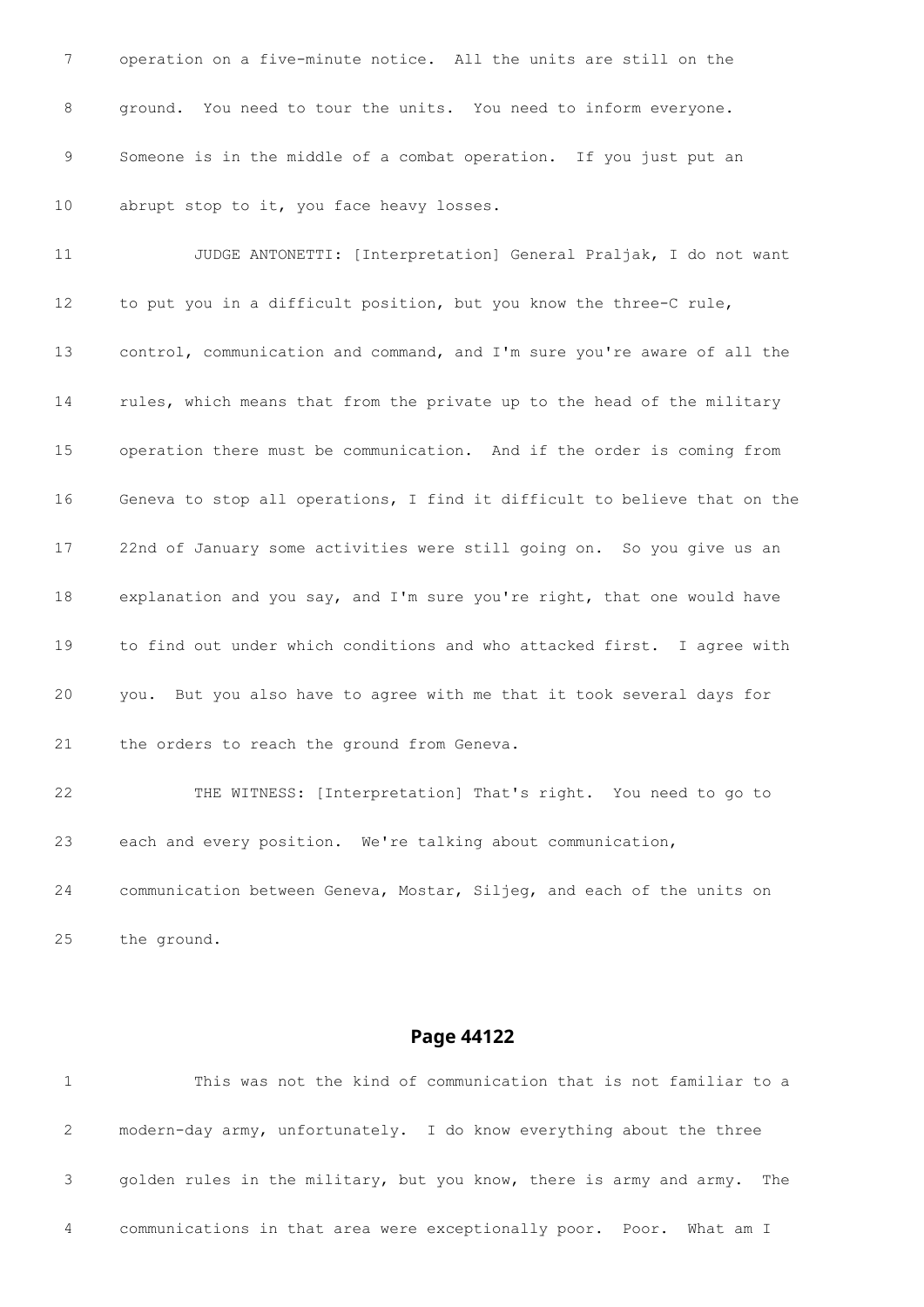7 operation on a five-minute notice. All the units are still on the

8 ground. You need to tour the units. You need to inform everyone.

9 Someone is in the middle of a combat operation. If you just put an

10 abrupt stop to it, you face heavy losses.

11 JUDGE ANTONETTI: [Interpretation] General Praljak, I do not want

12 to put you in a difficult position, but you know the three-C rule,

13 control, communication and command, and I'm sure you're aware of all the

14 rules, which means that from the private up to the head of the military

15 operation there must be communication. And if the order is coming from

16 Geneva to stop all operations, I find it difficult to believe that on the

17 22nd of January some activities were still going on. So you give us an

18 explanation and you say, and I'm sure you're right, that one would have

19 to find out under which conditions and who attacked first. I agree with

20 you. But you also have to agree with me that it took several days for

21 the orders to reach the ground from Geneva.

22 THE WITNESS: [Interpretation] That's right. You need to go to

23 each and every position. We're talking about communication,

24 communication between Geneva, Mostar, Siljeg, and each of the units on

25 the ground.

## Page 44122

1 This was not the kind of communication that is not familiar to a

2 modern-day army, unfortunately. I do know everything about the three

3 golden rules in the military, but you know, there is army and army. The

4 communications in that area were exceptionally poor. Poor. What am I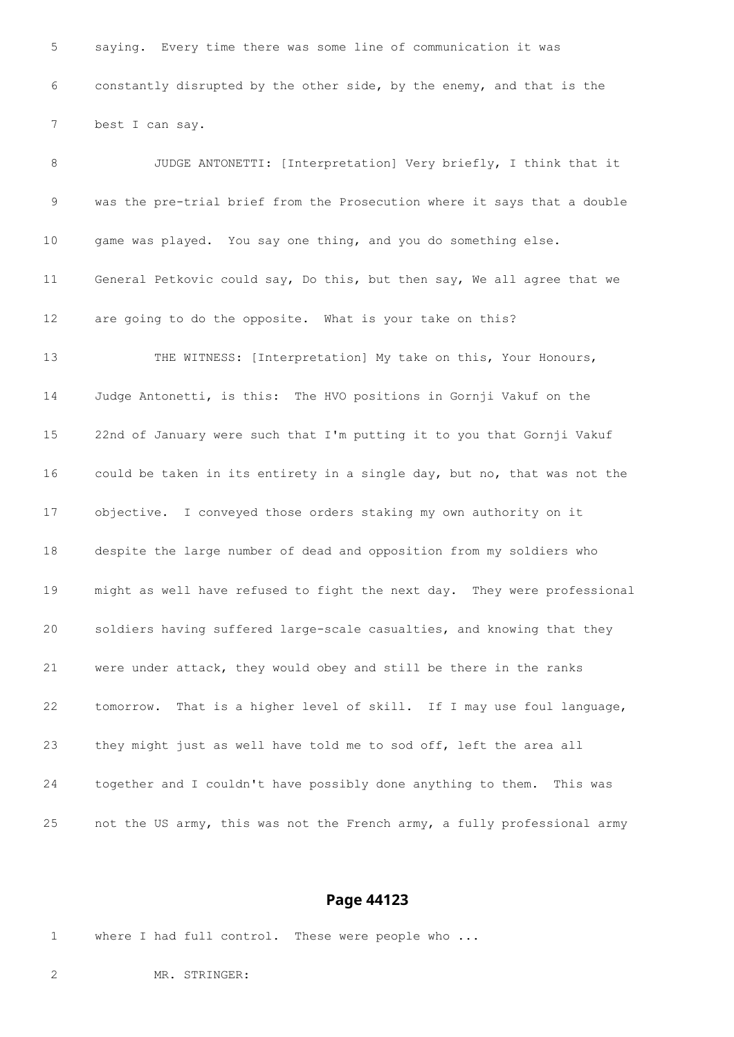saying. Every time there was some line of communication it was constantly disrupted by the other side, by the enemy, and that is the best I can say.

JUDGE ANTONETTI: [Interpretation] Very briefly, I think that it was the pre-trial brief from the Prosecution where it says that a double game was played. You say one thing, and you do something else. General Petkovic could say, Do this, but then say, We all agree that we are going to do the opposite. What is your take on this?

THE WITNESS: [Interpretation] My take on this, Your Honours, Judge Antonetti, is this: The HVO positions in Gornji Vakuf on the 22nd of January were such that I'm putting it to you that Gornji Vakuf could be taken in its entirety in a single day, but no, that was not the objective. I conveyed those orders staking my own authority on it despite the large number of dead and opposition from my soldiers who might as well have refused to fight the next day. They were professional soldiers having suffered large-scale casualties, and knowing that they were under attack, they would obey and still be there in the ranks tomorrow. That is a higher level of skill. If I may use foul language, they might just as well have told me to sod off, left the area all together and I couldn't have possibly done anything to them. This was not the US army, this was not the French army, a fully professional army

## Page 44123

where I had full control. These were people who ...

MR. STRINGER: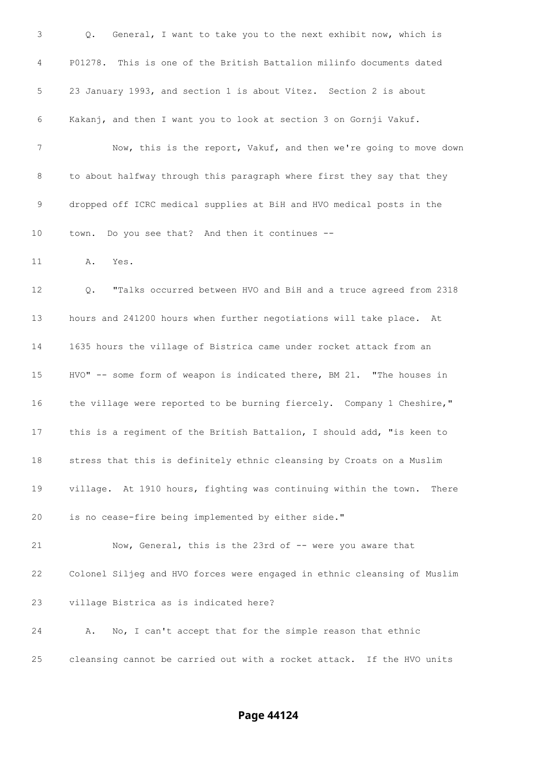Q. General, I want to take you to the next exhibit now, which is P01278. This is one of the British Battalion milinfo documents dated 23 January 1993, and section 1 is about Vitez. Section 2 is about Kakanj, and then I want you to look at section 3 on Gornji Vakuf.

Now, this is the report, Vakuf, and then we're going to move down to about halfway through this paragraph where first they say that they dropped off ICRC medical supplies at BiH and HVO medical posts in the town. Do you see that? And then it continues --

A. Yes.

Q. "Talks occurred between HVO and BiH and a truce agreed from 2318 hours and 241200 hours when further negotiations will take place. At 1635 hours the village of Bistrica came under rocket attack from an HVO" -- some form of weapon is indicated there, BM 21. "The houses in the village were reported to be burning fiercely. Company 1 Cheshire," this is a regiment of the British Battalion, I should add, "is keen to stress that this is definitely ethnic cleansing by Croats on a Muslim village. At 1910 hours, fighting was continuing within the town. There is no cease-fire being implemented by either side."

Now, General, this is the 23rd of -- were you aware that Colonel Siljeg and HVO forces were engaged in ethnic cleansing of Muslim village Bistrica as is indicated here?

A. No, I can't accept that for the simple reason that ethnic cleansing cannot be carried out with a rocket attack. If the HVO units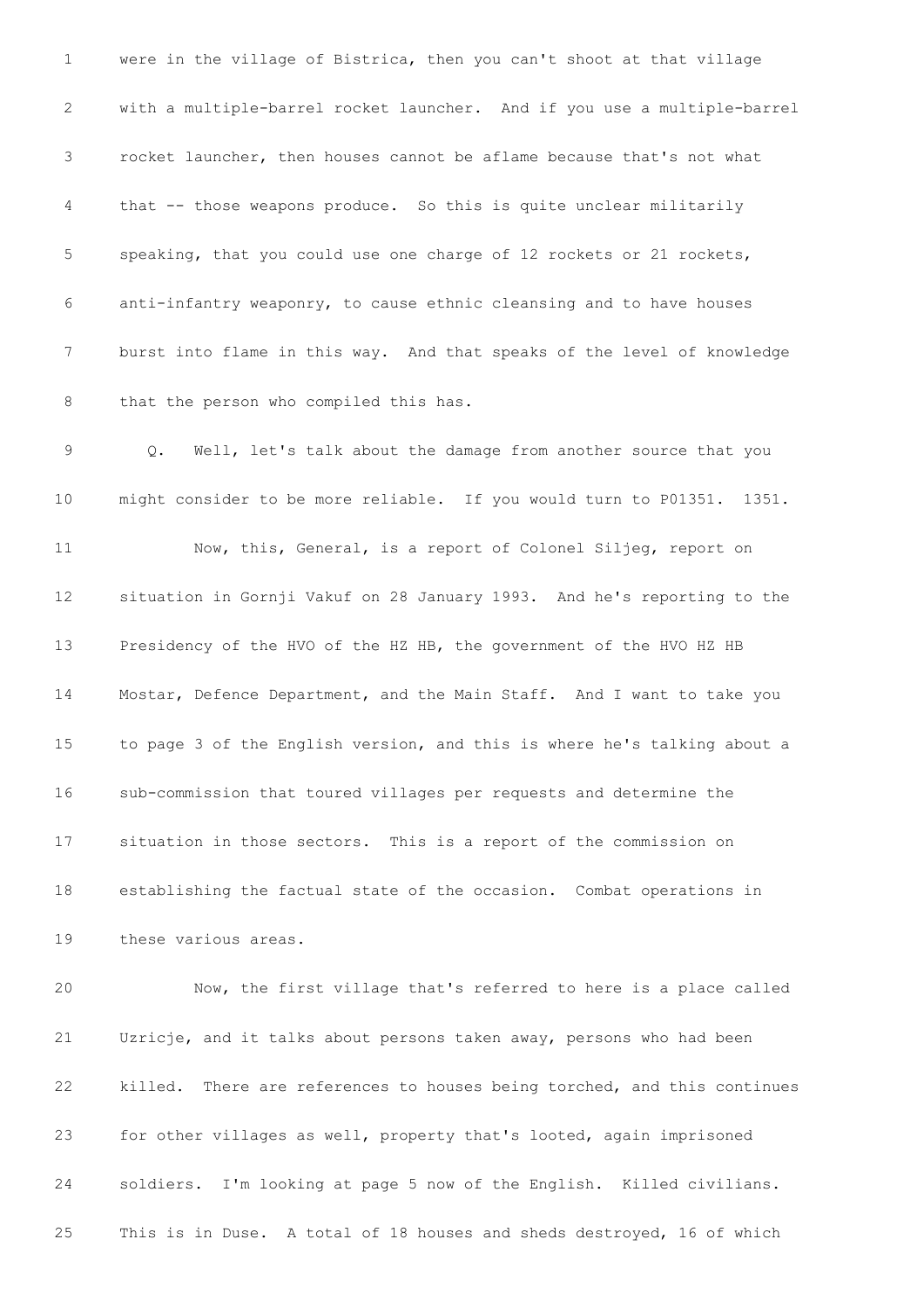were in the village of Bistrica, then you can't shoot at that village with a multiple-barrel rocket launcher. And if you use a multiple-barrel rocket launcher, then houses cannot be aflame because that's not what that -- those weapons produce. So this is quite unclear militarily speaking, that you could use one charge of 12 rockets or 21 rockets, anti-infantry weaponry, to cause ethnic cleansing and to have houses burst into flame in this way. And that speaks of the level of knowledge that the person who compiled this has.

Q. Well, let's talk about the damage from another source that you might consider to be more reliable. If you would turn to P01351. 1351.

Now, this, General, is a report of Colonel Siljeg, report on situation in Gornji Vakuf on 28 January 1993. And he's reporting to the Presidency of the HVO of the HZ HB, the government of the HVO HZ HB Mostar, Defence Department, and the Main Staff. And I want to take you to page 3 of the English version, and this is where he's talking about a sub-commission that toured villages per requests and determine the situation in those sectors. This is a report of the commission on establishing the factual state of the occasion. Combat operations in these various areas.

Now, the first village that's referred to here is a place called Uzricje, and it talks about persons taken away, persons who had been killed. There are references to houses being torched, and this continues for other villages as well, property that's looted, again imprisoned soldiers. I'm looking at page 5 now of the English. Killed civilians. This is in Duse. A total of 18 houses and sheds destroyed, 16 of which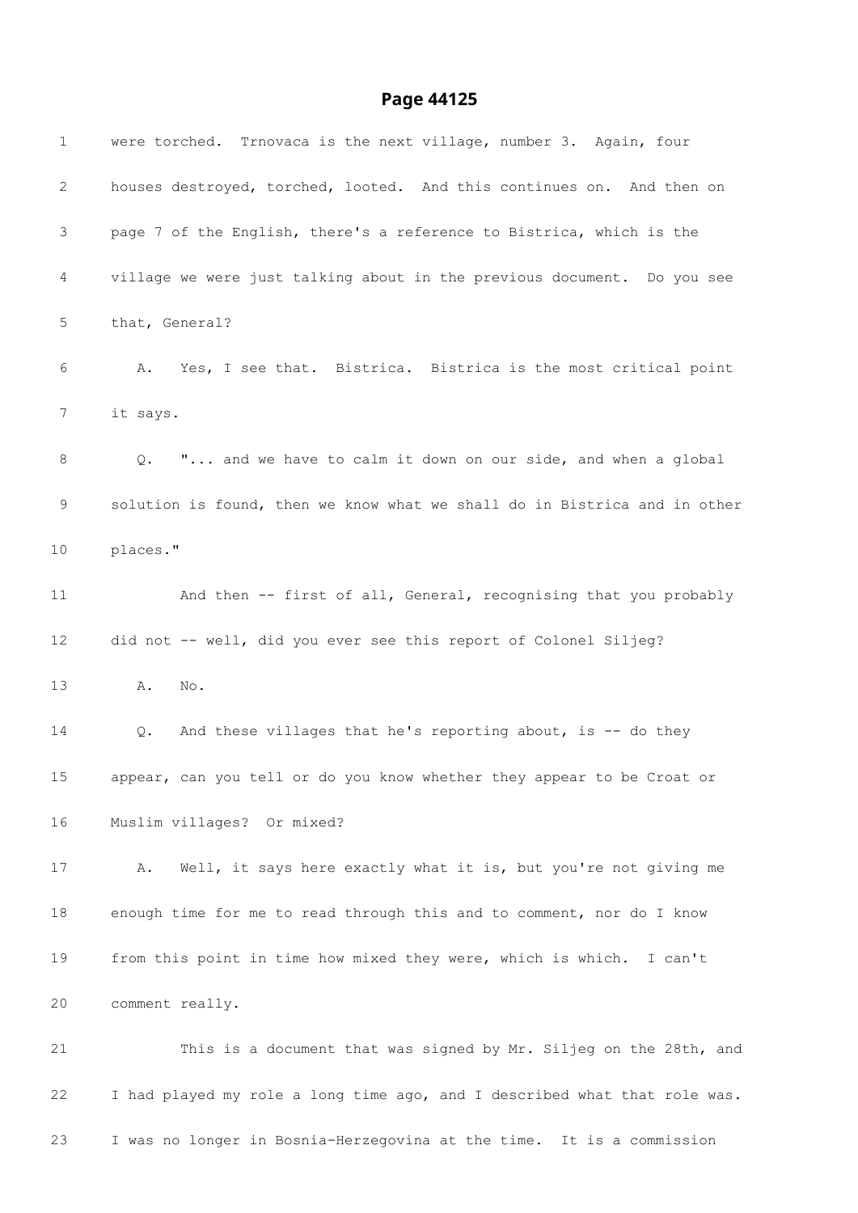were torched. Trnovaca is the next village, number 3. Again, four houses destroyed, torched, looted. And this continues on. And then on page 7 of the English, there's a reference to Bistrica, which is the village we were just talking about in the previous document. Do you see that, General?

A. Yes, I see that. Bistrica. Bistrica is the most critical point it says.

Q. "... and we have to calm it down on our side, and when a global solution is found, then we know what we shall do in Bistrica and in other places."

And then -- first of all, General, recognising that you probably did not -- well, did you ever see this report of Colonel Siljeg?

A. No.

Q. And these villages that he's reporting about, is -- do they appear, can you tell or do you know whether they appear to be Croat or Muslim villages? Or mixed?

A. Well, it says here exactly what it is, but you're not giving me enough time for me to read through this and to comment, nor do I know from this point in time how mixed they were, which is which. I can't comment really.

This is a document that was signed by Mr. Siljeg on the 28th, and I had played my role a long time ago, and I described what that role was. I was no longer in Bosnia-Herzegovina at the time. It is a commission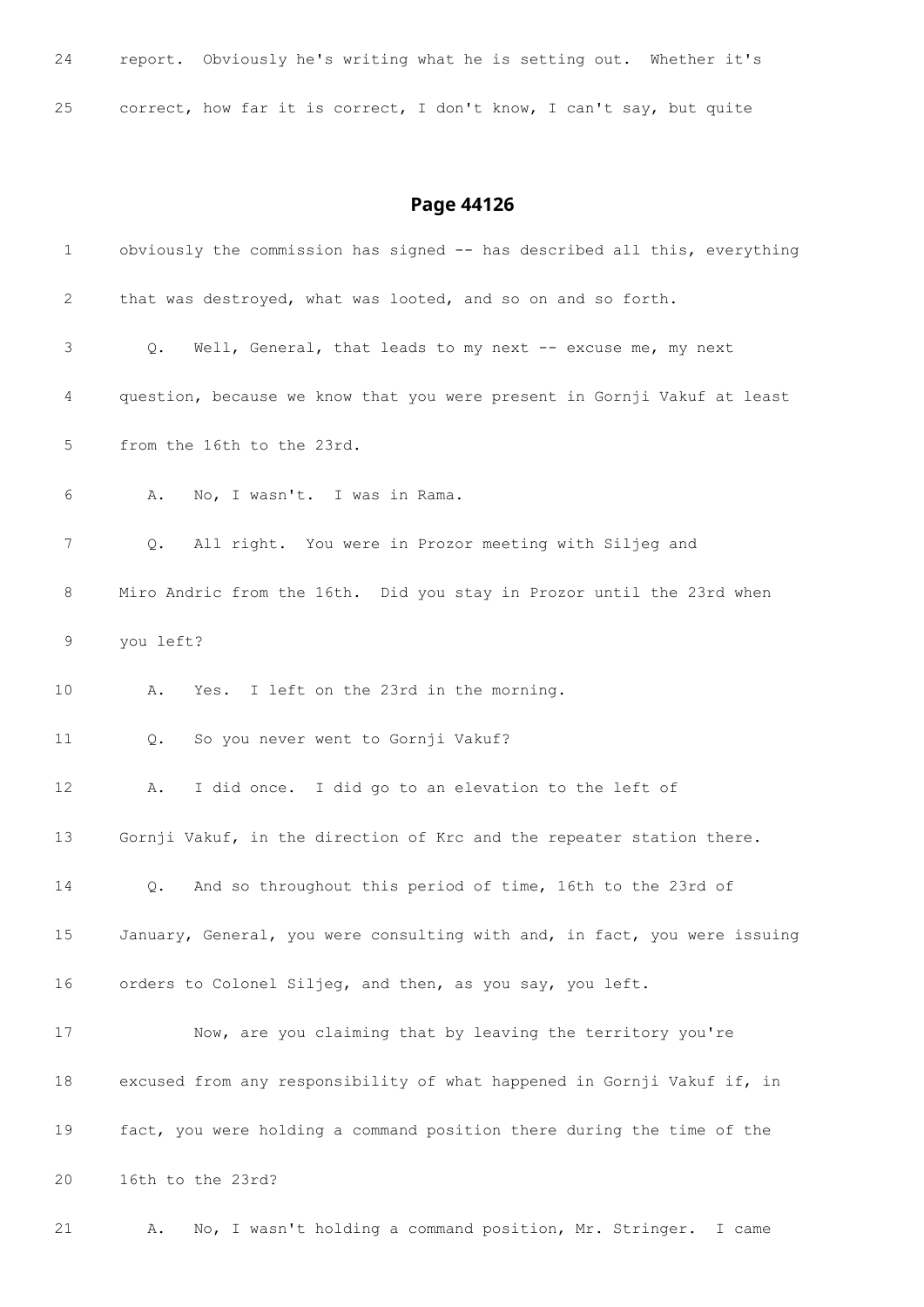24 report. Obviously he's writing what he is setting out. Whether it's

25 correct, how far it is correct, I don't know, I can't say, but quite

## Page 44126

1 obviously the commission has signed -- has described all this, everything

2 that was destroyed, what was looted, and so on and so forth.

3 Q. Well, General, that leads to my next -- excuse me, my next

4 question, because we know that you were present in Gornji Vakuf at least

5 from the 16th to the 23rd.

6 A. No, I wasn't. I was in Rama.

7 Q. All right. You were in Prozor meeting with Siljeg and

8 Miro Andric from the 16th. Did you stay in Prozor until the 23rd when

9 you left?

10 A. Yes. I left on the 23rd in the morning.

11 Q. So you never went to Gornji Vakuf?

12 A. I did once. I did go to an elevation to the left of

13 Gornji Vakuf, in the direction of Krc and the repeater station there.

14 Q. And so throughout this period of time, 16th to the 23rd of

15 January, General, you were consulting with and, in fact, you were issuing

16 orders to Colonel Siljeg, and then, as you say, you left.

17 Now, are you claiming that by leaving the territory you're

18 excused from any responsibility of what happened in Gornji Vakuf if, in

19 fact, you were holding a command position there during the time of the

20 16th to the 23rd?

21 A. No, I wasn't holding a command position, Mr. Stringer. I came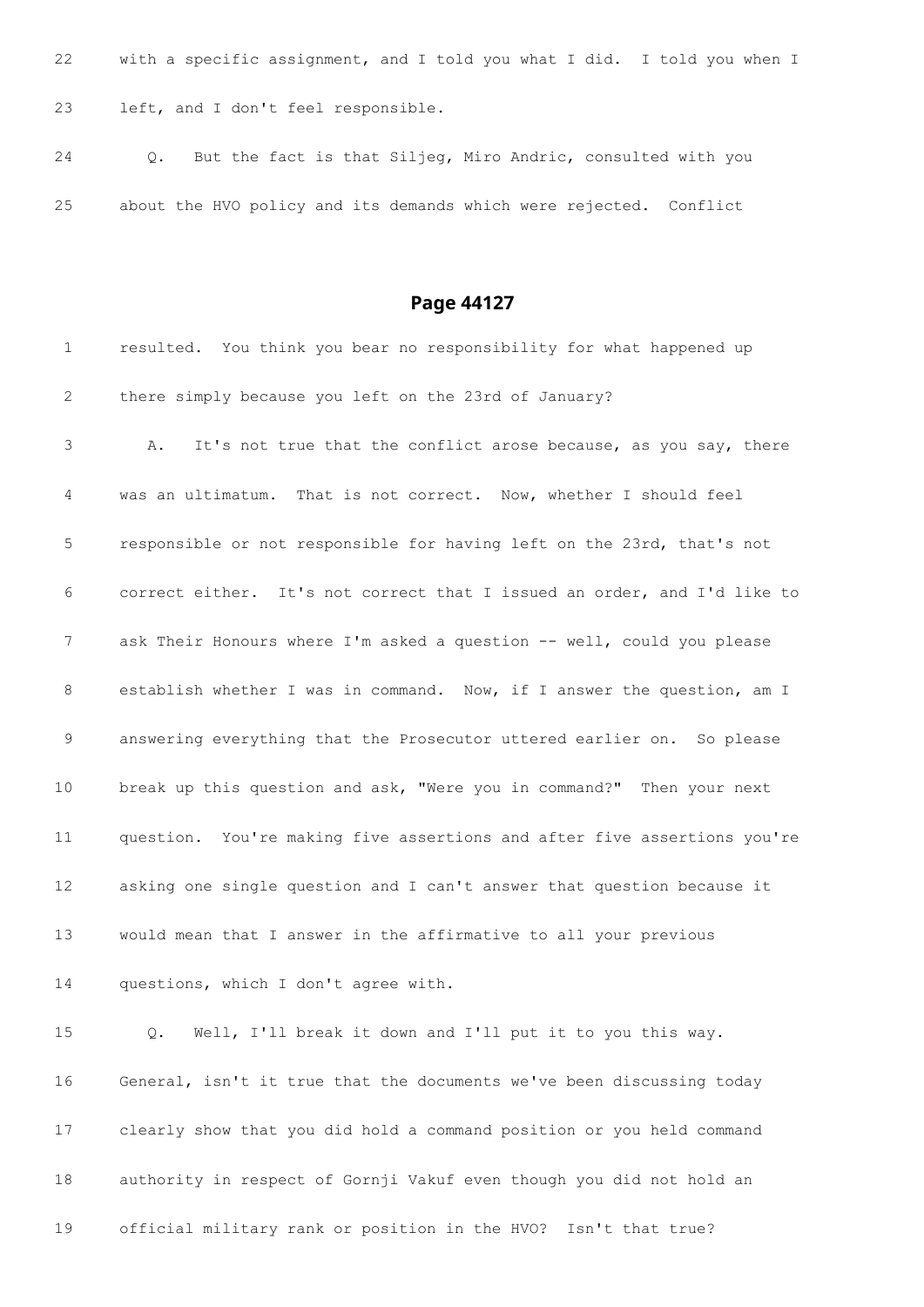22 with a specific assignment, and I told you what I did. I told you when I

23 left, and I don't feel responsible.

24 Q. But the fact is that Siljeg, Miro Andric, consulted with you

25 about the HVO policy and its demands which were rejected. Conflict

## Page 44127

1 resulted. You think you bear no responsibility for what happened up

2 there simply because you left on the 23rd of January?

3 A. It's not true that the conflict arose because, as you say, there

4 was an ultimatum. That is not correct. Now, whether I should feel

5 responsible or not responsible for having left on the 23rd, that's not

6 correct either. It's not correct that I issued an order, and I'd like to

7 ask Their Honours where I'm asked a question -- well, could you please

8 establish whether I was in command. Now, if I answer the question, am I

9 answering everything that the Prosecutor uttered earlier on. So please

10 break up this question and ask, "Were you in command?" Then your next

11 question. You're making five assertions and after five assertions you're

12 asking one single question and I can't answer that question because it

13 would mean that I answer in the affirmative to all your previous

14 questions, which I don't agree with.

15 Q. Well, I'll break it down and I'll put it to you this way.

16 General, isn't it true that the documents we've been discussing today

17 clearly show that you did hold a command position or you held command

18 authority in respect of Gornji Vakuf even though you did not hold an

19 official military rank or position in the HVO? Isn't that true?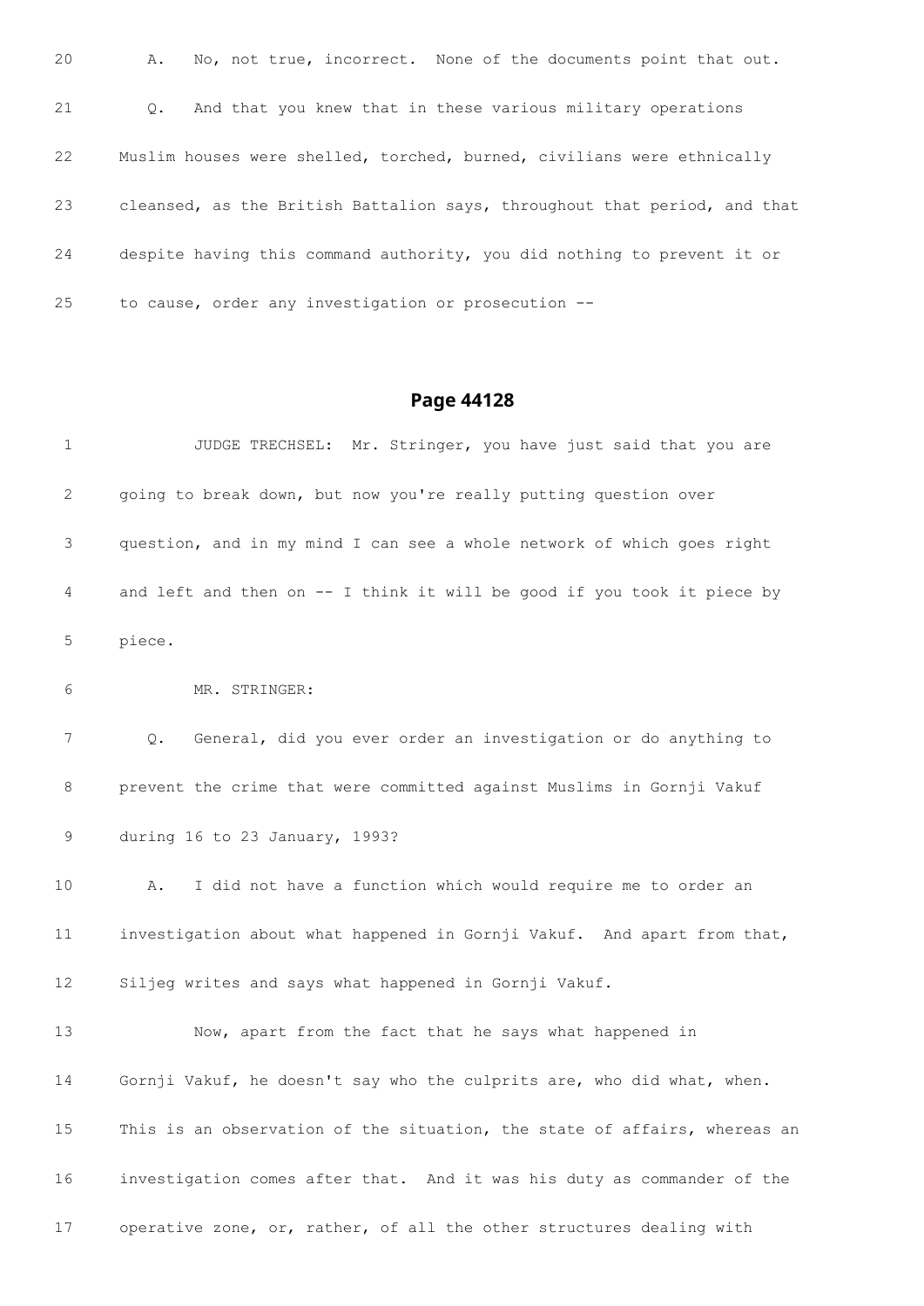20 A. No, not true, incorrect. None of the documents point that out.

21 Q. And that you knew that in these various military operations

22 Muslim houses were shelled, torched, burned, civilians were ethnically

23 cleansed, as the British Battalion says, throughout that period, and that

24 despite having this command authority, you did nothing to prevent it or

25 to cause, order any investigation or prosecution --

## Page 44128

1 JUDGE TRECHSEL: Mr. Stringer, you have just said that you are

2 going to break down, but now you're really putting question over

3 question, and in my mind I can see a whole network of which goes right

4 and left and then on -- I think it will be good if you took it piece by

5 piece.

6 MR. STRINGER:

7 Q. General, did you ever order an investigation or do anything to

8 prevent the crime that were committed against Muslims in Gornji Vakuf

9 during 16 to 23 January, 1993?

10 A. I did not have a function which would require me to order an

11 investigation about what happened in Gornji Vakuf. And apart from that,

12 Siljeg writes and says what happened in Gornji Vakuf.

13 Now, apart from the fact that he says what happened in

14 Gornji Vakuf, he doesn't say who the culprits are, who did what, when.

15 This is an observation of the situation, the state of affairs, whereas an

16 investigation comes after that. And it was his duty as commander of the

17 operative zone, or, rather, of all the other structures dealing with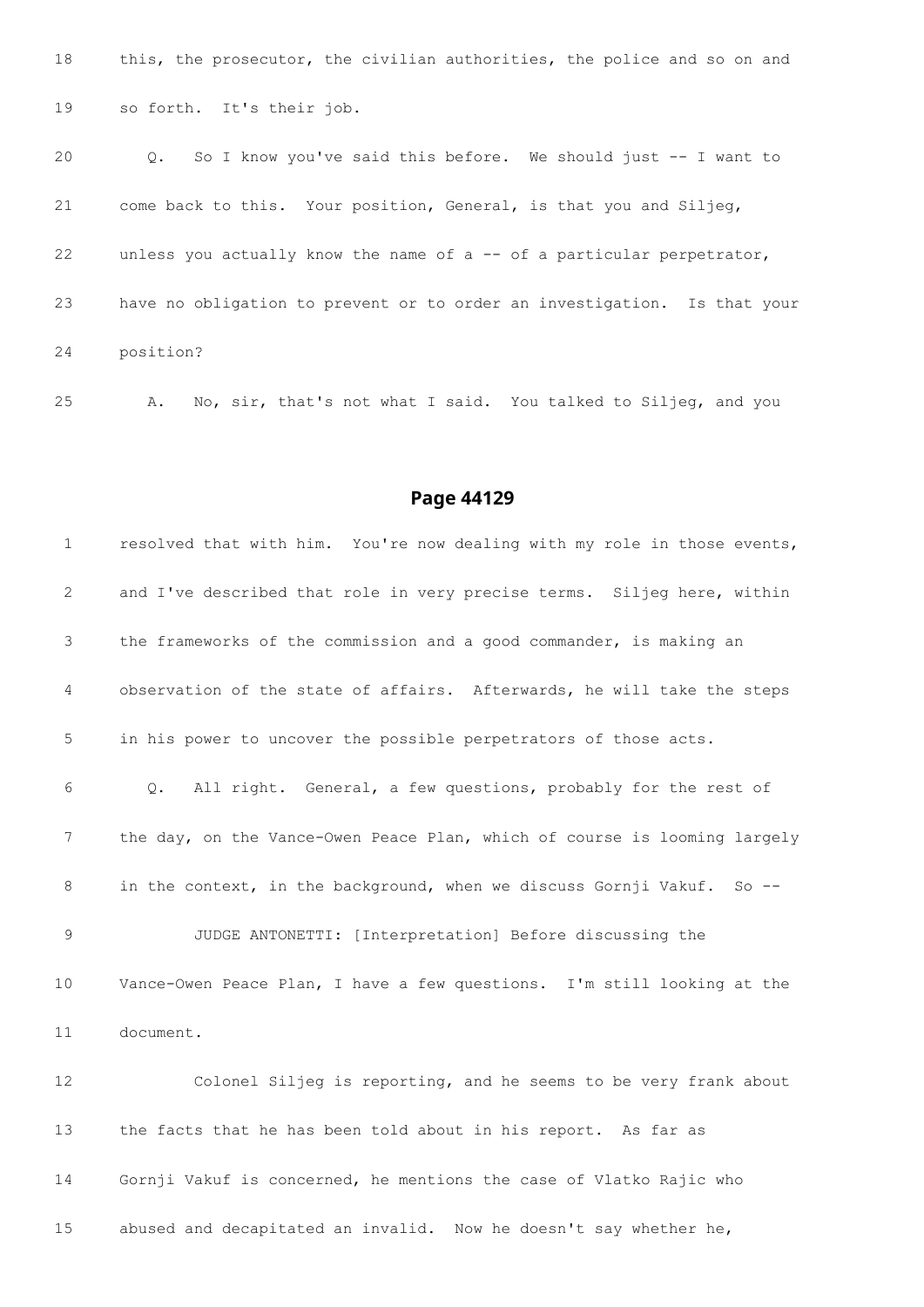18 this, the prosecutor, the civilian authorities, the police and so on and

19 so forth. It's their job.

20 Q. So I know you've said this before. We should just -- I want to

21 come back to this. Your position, General, is that you and Siljeg,

22 unless you actually know the name of a -- of a particular perpetrator,

23 have no obligation to prevent or to order an investigation. Is that your

24 position?

25 A. No, sir, that's not what I said. You talked to Siljeg, and you

## Page 44129

1 resolved that with him. You're now dealing with my role in those events,

2 and I've described that role in very precise terms. Siljeg here, within

3 the frameworks of the commission and a good commander, is making an

4 observation of the state of affairs. Afterwards, he will take the steps

5 in his power to uncover the possible perpetrators of those acts.

6 Q. All right. General, a few questions, probably for the rest of

7 the day, on the Vance-Owen Peace Plan, which of course is looming largely

8 in the context, in the background, when we discuss Gornji Vakuf. So --

9 JUDGE ANTONETTI: [Interpretation] Before discussing the

10 Vance-Owen Peace Plan, I have a few questions. I'm still looking at the

11 document.

12 Colonel Siljeg is reporting, and he seems to be very frank about

13 the facts that he has been told about in his report. As far as

14 Gornji Vakuf is concerned, he mentions the case of Vlatko Rajic who

15 abused and decapitated an invalid. Now he doesn't say whether he,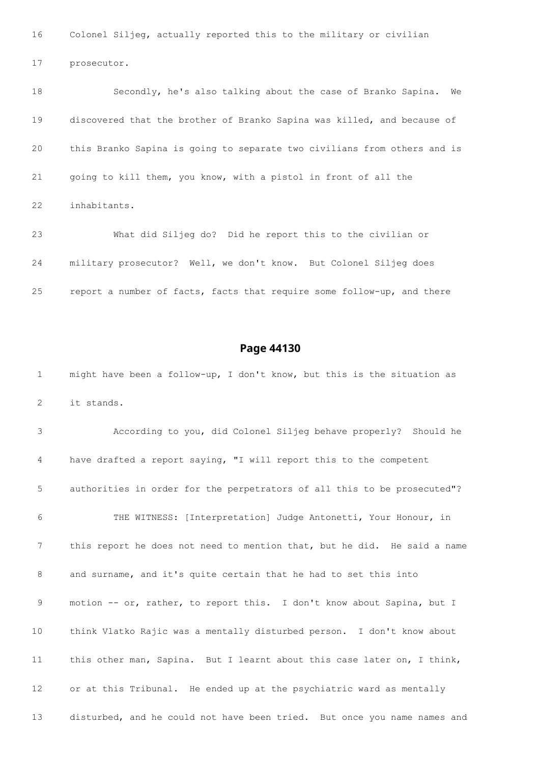16 Colonel Siljeg, actually reported this to the military or civilian

17 prosecutor.

18 Secondly, he's also talking about the case of Branko Sapina. We

19 discovered that the brother of Branko Sapina was killed, and because of

20 this Branko Sapina is going to separate two civilians from others and is

21 going to kill them, you know, with a pistol in front of all the

22 inhabitants.

23 What did Siljeg do? Did he report this to the civilian or

24 military prosecutor? Well, we don't know. But Colonel Siljeg does

25 report a number of facts, facts that require some follow-up, and there

## Page 44130

1 might have been a follow-up, I don't know, but this is the situation as

2 it stands.

3 According to you, did Colonel Siljeg behave properly? Should he

4 have drafted a report saying, "I will report this to the competent

5 authorities in order for the perpetrators of all this to be prosecuted"?

6 THE WITNESS: [Interpretation] Judge Antonetti, Your Honour, in

7 this report he does not need to mention that, but he did. He said a name

8 and surname, and it's quite certain that he had to set this into

9 motion -- or, rather, to report this. I don't know about Sapina, but I

10 think Vlatko Rajic was a mentally disturbed person. I don't know about

11 this other man, Sapina. But I learnt about this case later on, I think,

12 or at this Tribunal. He ended up at the psychiatric ward as mentally

13 disturbed, and he could not have been tried. But once you name names and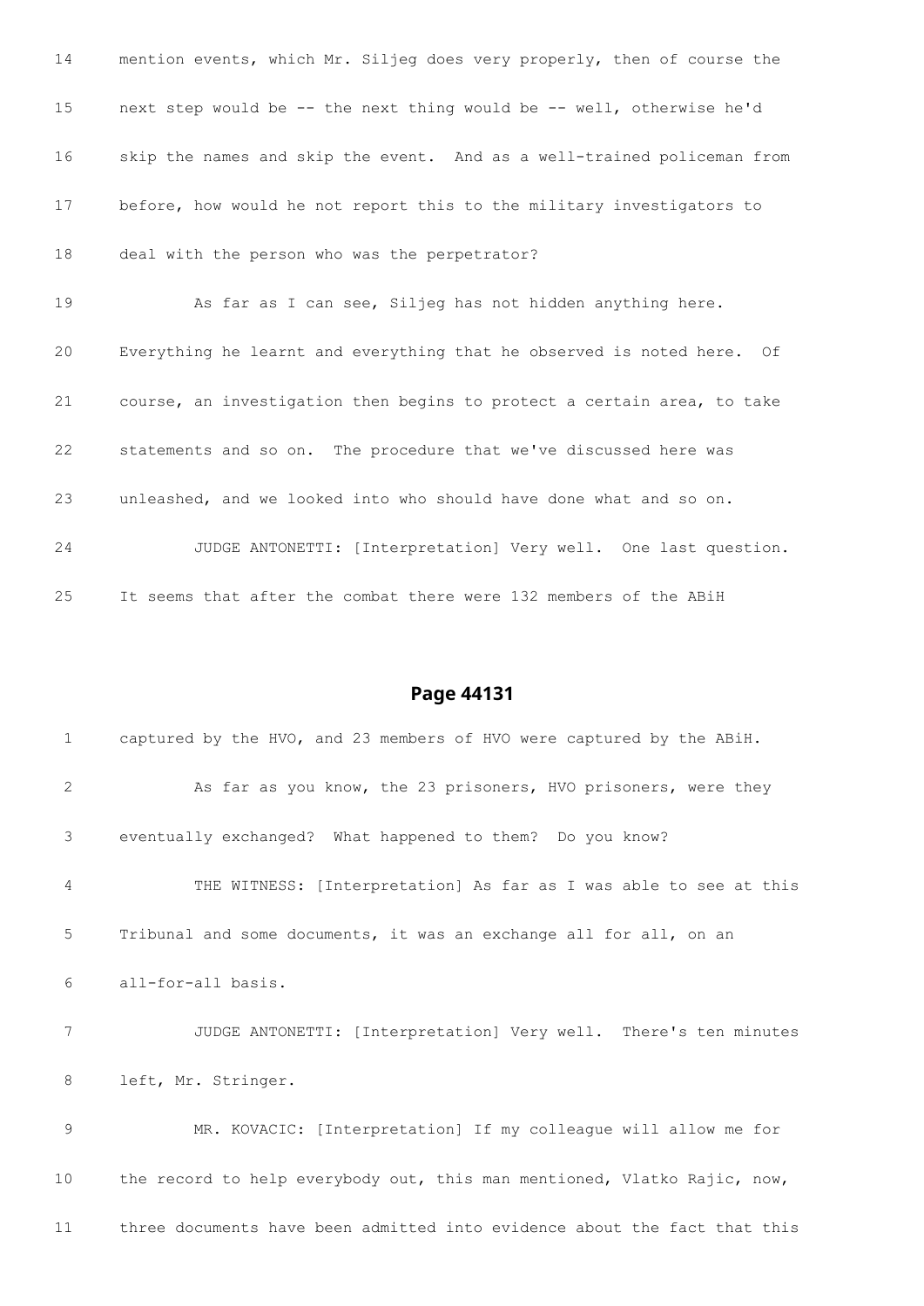14 mention events, which Mr. Siljeg does very properly, then of course the

15 next step would be -- the next thing would be -- well, otherwise he'd

16 skip the names and skip the event. And as a well-trained policeman from

17 before, how would he not report this to the military investigators to

18 deal with the person who was the perpetrator?

19 As far as I can see, Siljeg has not hidden anything here.

20 Everything he learnt and everything that he observed is noted here. Of

21 course, an investigation then begins to protect a certain area, to take

22 statements and so on. The procedure that we've discussed here was

23 unleashed, and we looked into who should have done what and so on.

24 JUDGE ANTONETTI: [Interpretation] Very well. One last question.

25 It seems that after the combat there were 132 members of the ABiH

## Page 44131

1 captured by the HVO, and 23 members of HVO were captured by the ABiH.

2 As far as you know, the 23 prisoners, HVO prisoners, were they

3 eventually exchanged? What happened to them? Do you know?

4 THE WITNESS: [Interpretation] As far as I was able to see at this

5 Tribunal and some documents, it was an exchange all for all, on an

6 all-for-all basis.

7 JUDGE ANTONETTI: [Interpretation] Very well. There's ten minutes

8 left, Mr. Stringer.

9 MR. KOVACIC: [Interpretation] If my colleague will allow me for

10 the record to help everybody out, this man mentioned, Vlatko Rajic, now,

11 three documents have been admitted into evidence about the fact that this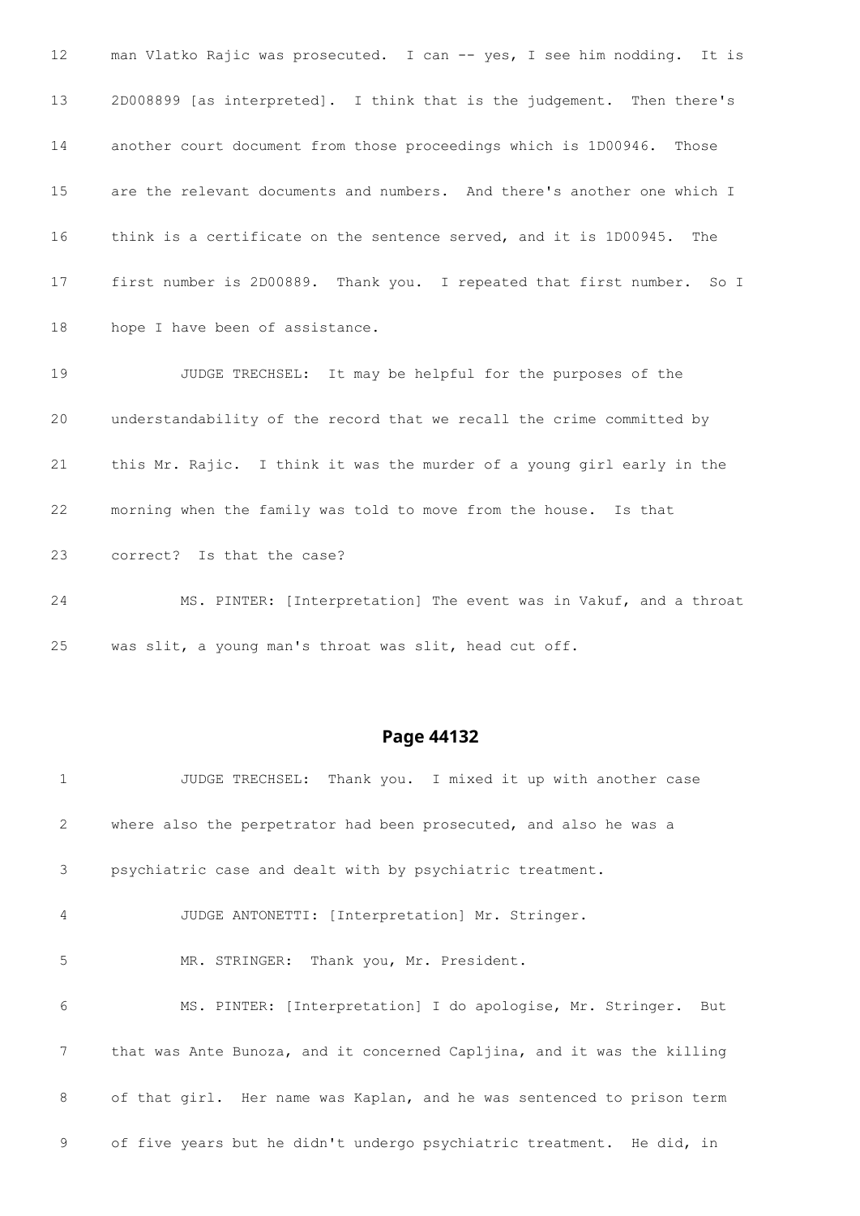12 man Vlatko Rajic was prosecuted. I can -- yes, I see him nodding. It is

13 2D008899 [as interpreted]. I think that is the judgement. Then there's

14 another court document from those proceedings which is 1D00946. Those

15 are the relevant documents and numbers. And there's another one which I

16 think is a certificate on the sentence served, and it is 1D00945. The

17 first number is 2D00889. Thank you. I repeated that first number. So I

18 hope I have been of assistance.

19 JUDGE TRECHSEL: It may be helpful for the purposes of the

20 understandability of the record that we recall the crime committed by

21 this Mr. Rajic. I think it was the murder of a young girl early in the

22 morning when the family was told to move from the house. Is that

23 correct? Is that the case?

24 MS. PINTER: [Interpretation] The event was in Vakuf, and a throat

25 was slit, a young man's throat was slit, head cut off.

## Page 44132

1 JUDGE TRECHSEL: Thank you. I mixed it up with another case

2 where also the perpetrator had been prosecuted, and also he was a

3 psychiatric case and dealt with by psychiatric treatment.

4 JUDGE ANTONETTI: [Interpretation] Mr. Stringer.

5 MR. STRINGER: Thank you, Mr. President.

6 MS. PINTER: [Interpretation] I do apologise, Mr. Stringer. But

7 that was Ante Bunoza, and it concerned Capljina, and it was the killing

8 of that girl. Her name was Kaplan, and he was sentenced to prison term

9 of five years but he didn't undergo psychiatric treatment. He did, in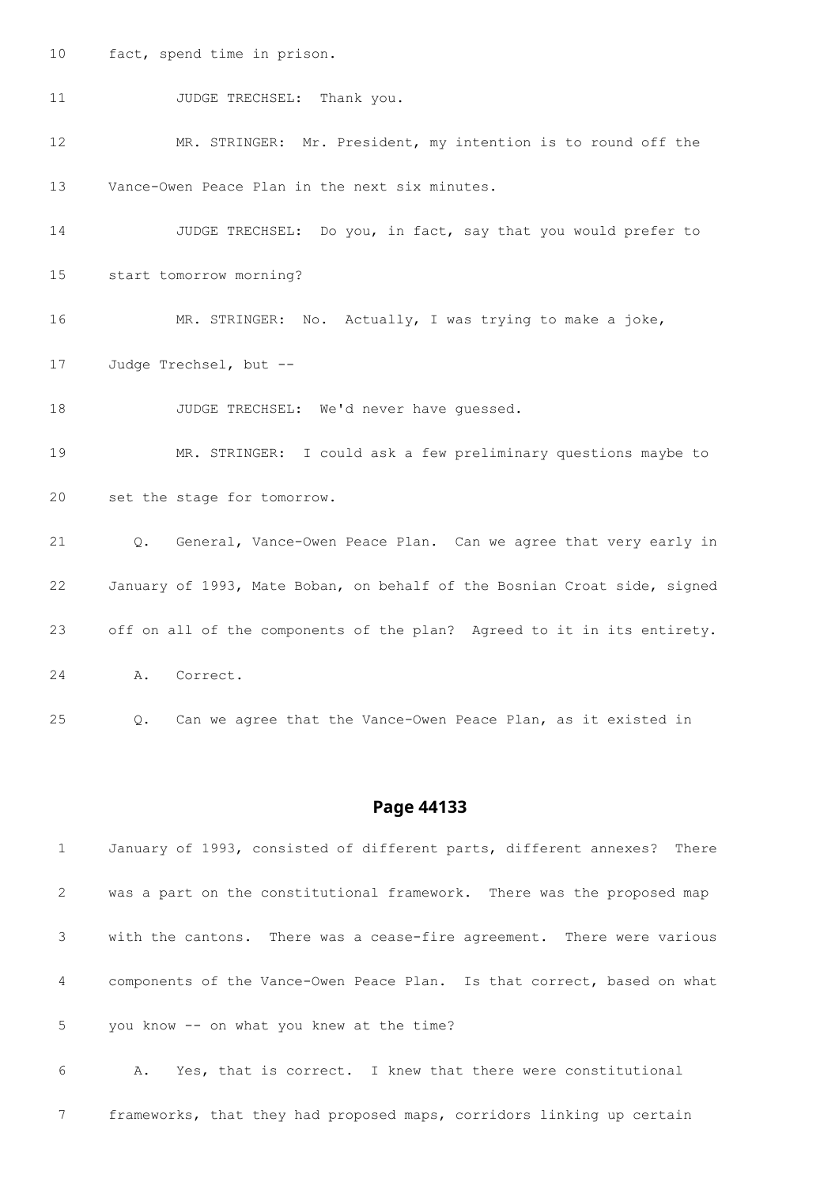10 fact, spend time in prison.

11 JUDGE TRECHSEL: Thank you.

12 MR. STRINGER: Mr. President, my intention is to round off the

13 Vance-Owen Peace Plan in the next six minutes.

14 JUDGE TRECHSEL: Do you, in fact, say that you would prefer to

15 start tomorrow morning?

16 MR. STRINGER: No. Actually, I was trying to make a joke,

17 Judge Trechsel, but --

18 JUDGE TRECHSEL: We'd never have guessed.

19 MR. STRINGER: I could ask a few preliminary questions maybe to

20 set the stage for tomorrow.

21 Q. General, Vance-Owen Peace Plan. Can we agree that very early in

22 January of 1993, Mate Boban, on behalf of the Bosnian Croat side, signed

23 off on all of the components of the plan? Agreed to it in its entirety.

24 A. Correct.

25 Q. Can we agree that the Vance-Owen Peace Plan, as it existed in

## Page 44133

1 January of 1993, consisted of different parts, different annexes? There

2 was a part on the constitutional framework. There was the proposed map

3 with the cantons. There was a cease-fire agreement. There were various

4 components of the Vance-Owen Peace Plan. Is that correct, based on what

5 you know -- on what you knew at the time?

6 A. Yes, that is correct. I knew that there were constitutional

7 frameworks, that they had proposed maps, corridors linking up certain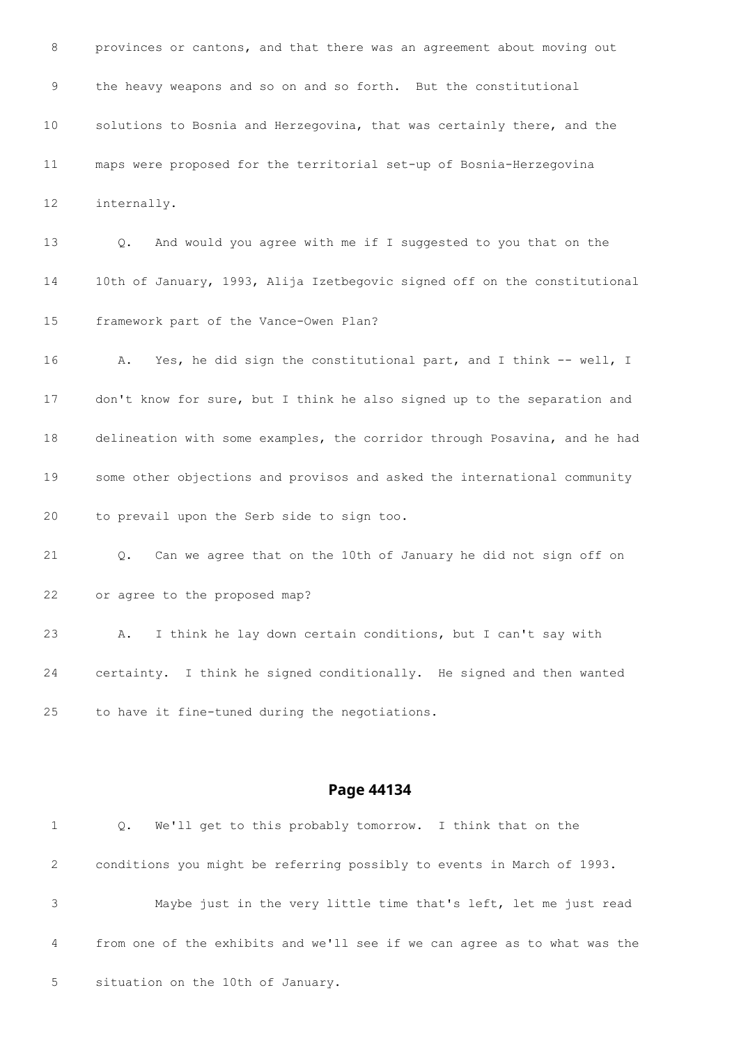8 provinces or cantons, and that there was an agreement about moving out

9 the heavy weapons and so on and so forth. But the constitutional

10 solutions to Bosnia and Herzegovina, that was certainly there, and the

11 maps were proposed for the territorial set-up of Bosnia-Herzegovina

12 internally.

13 Q. And would you agree with me if I suggested to you that on the

14 10th of January, 1993, Alija Izetbegovic signed off on the constitutional

15 framework part of the Vance-Owen Plan?

16 A. Yes, he did sign the constitutional part, and I think -- well, I

17 don't know for sure, but I think he also signed up to the separation and

18 delineation with some examples, the corridor through Posavina, and he had

19 some other objections and provisos and asked the international community

20 to prevail upon the Serb side to sign too.

21 Q. Can we agree that on the 10th of January he did not sign off on

22 or agree to the proposed map?

23 A. I think he lay down certain conditions, but I can't say with

24 certainty. I think he signed conditionally. He signed and then wanted

25 to have it fine-tuned during the negotiations.

## Page 44134

1 Q. We'll get to this probably tomorrow. I think that on the

2 conditions you might be referring possibly to events in March of 1993.

3 Maybe just in the very little time that's left, let me just read

4 from one of the exhibits and we'll see if we can agree as to what was the

5 situation on the 10th of January.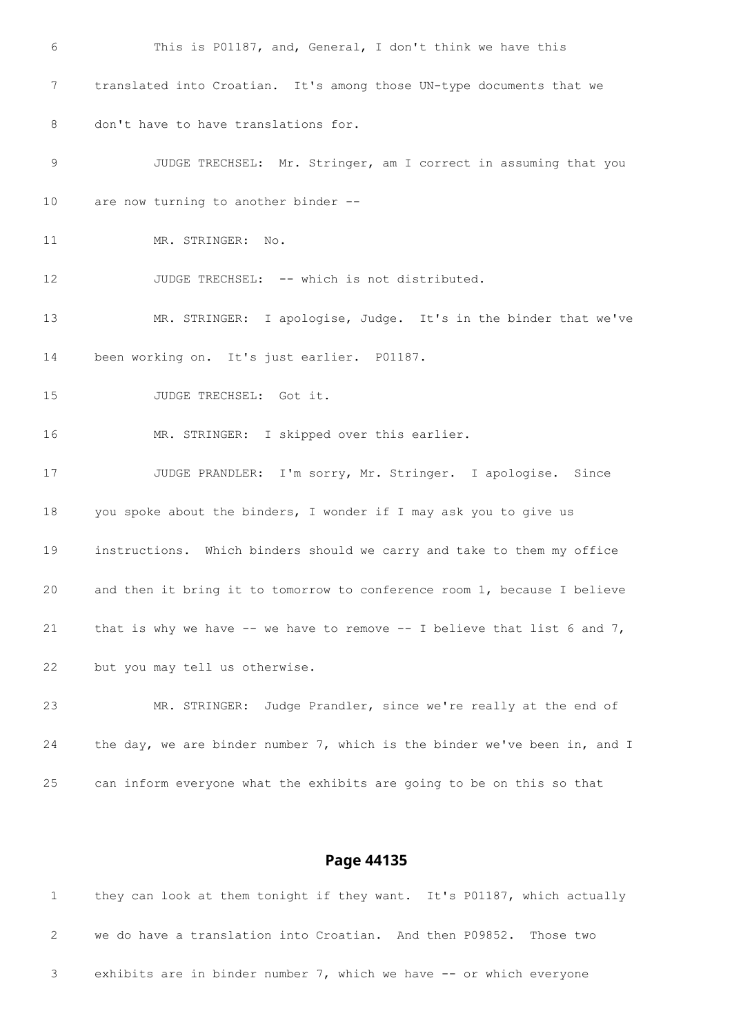6 This is P01187, and, General, I don't think we have this

7 translated into Croatian. It's among those UN-type documents that we

8 don't have to have translations for.

9 JUDGE TRECHSEL: Mr. Stringer, am I correct in assuming that you

10 are now turning to another binder --

11 MR. STRINGER: No.

12 JUDGE TRECHSEL: -- which is not distributed.

13 MR. STRINGER: I apologise, Judge. It's in the binder that we've

14 been working on. It's just earlier. P01187.

15 JUDGE TRECHSEL: Got it.

16 MR. STRINGER: I skipped over this earlier.

17 JUDGE PRANDLER: I'm sorry, Mr. Stringer. I apologise. Since

18 you spoke about the binders, I wonder if I may ask you to give us

19 instructions. Which binders should we carry and take to them my office

20 and then it bring it to tomorrow to conference room 1, because I believe

21 that is why we have -- we have to remove -- I believe that list 6 and 7,

22 but you may tell us otherwise.

23 MR. STRINGER: Judge Prandler, since we're really at the end of

24 the day, we are binder number 7, which is the binder we've been in, and I

25 can inform everyone what the exhibits are going to be on this so that

## Page 44135

1 they can look at them tonight if they want. It's P01187, which actually

2 we do have a translation into Croatian. And then P09852. Those two

3 exhibits are in binder number 7, which we have -- or which everyone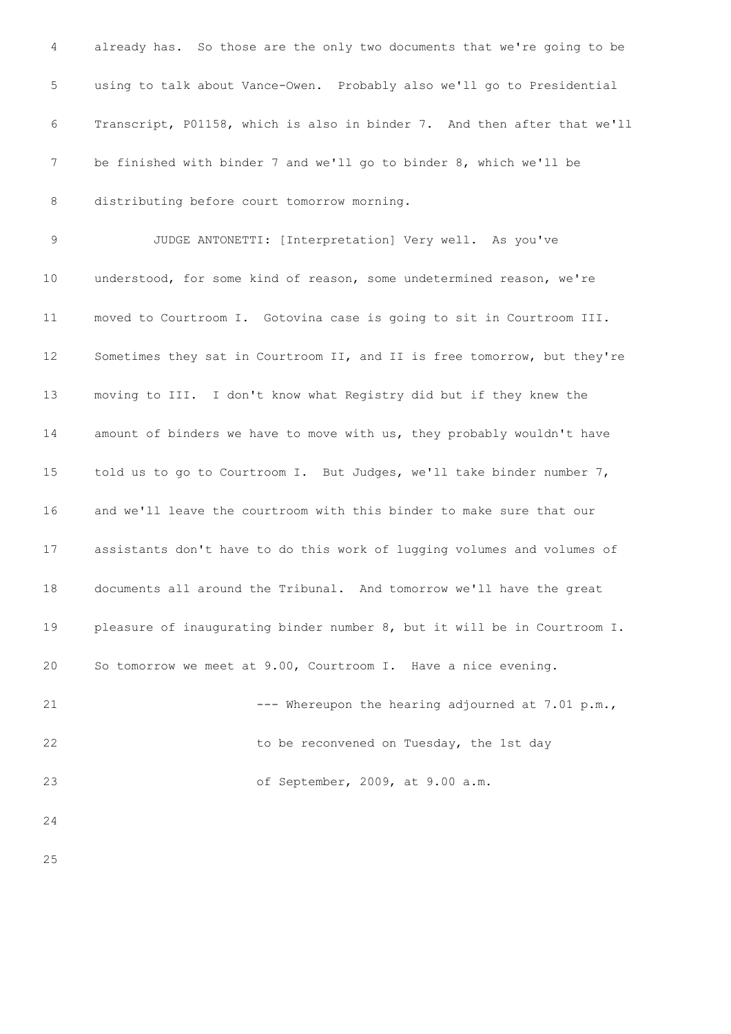already has. So those are the only two documents that we're going to be using to talk about Vance-Owen. Probably also we'll go to Presidential Transcript, P01158, which is also in binder 7. And then after that we'll be finished with binder 7 and we'll go to binder 8, which we'll be distributing before court tomorrow morning.

JUDGE ANTONETTI: [Interpretation] Very well. As you've understood, for some kind of reason, some undetermined reason, we're moved to Courtroom I. Gotovina case is going to sit in Courtroom III. Sometimes they sat in Courtroom II, and II is free tomorrow, but they're moving to III. I don't know what Registry did but if they knew the amount of binders we have to move with us, they probably wouldn't have told us to go to Courtroom I. But Judges, we'll take binder number 7, and we'll leave the courtroom with this binder to make sure that our assistants don't have to do this work of lugging volumes and volumes of documents all around the Tribunal. And tomorrow we'll have the great pleasure of inaugurating binder number 8, but it will be in Courtroom I. So tomorrow we meet at 9.00, Courtroom I. Have a nice evening.

--- Whereupon the hearing adjourned at 7.01 p.m.,
to be reconvened on Tuesday, the 1st day
of September, 2009, at 9.00 a.m.